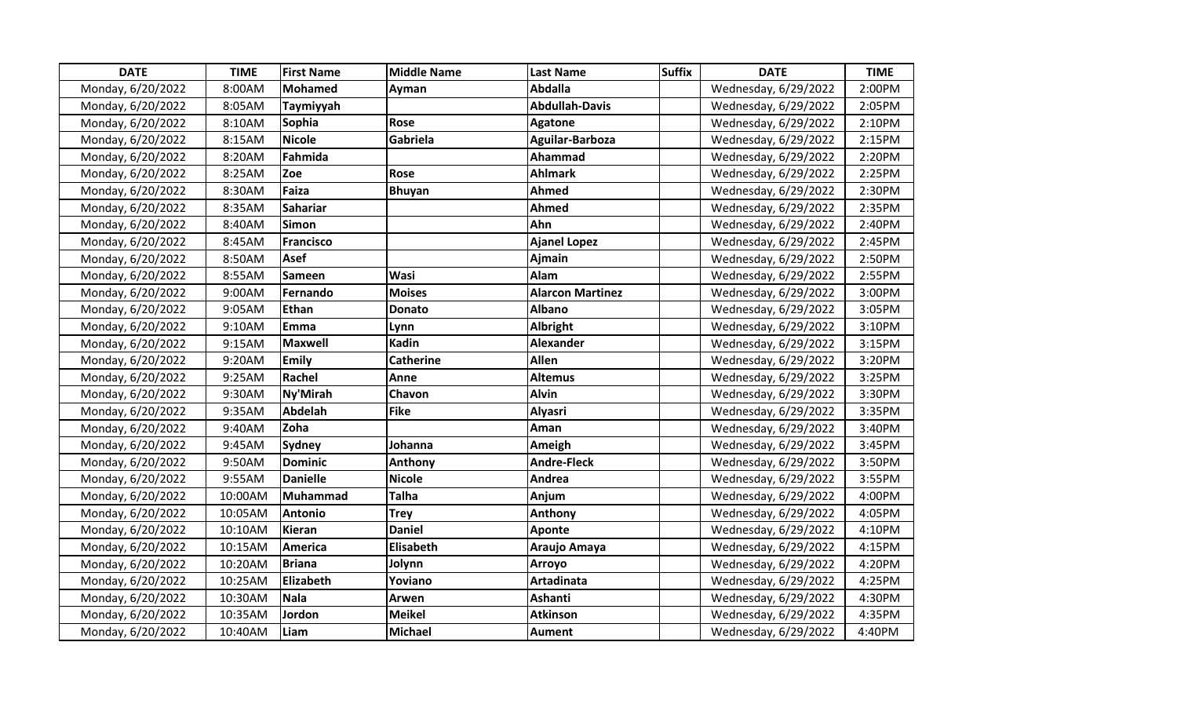| DATE | TIME | First Name | Middle Name | Last Name | Suffix | DATE | TIME |
|---|---|---|---|---|---|---|---|
| Monday, 6/20/2022 | 8:00AM | **Mohamed** | **Ayman** | **Abdalla** | | Wednesday, 6/29/2022 | 2:00PM |
| Monday, 6/20/2022 | 8:05AM | **Taymiyyah** | | **Abdullah-Davis** | | Wednesday, 6/29/2022 | 2:05PM |
| Monday, 6/20/2022 | 8:10AM | **Sophia** | **Rose** | **Agatone** | | Wednesday, 6/29/2022 | 2:10PM |
| Monday, 6/20/2022 | 8:15AM | **Nicole** | **Gabriela** | **Aguilar-Barboza** | | Wednesday, 6/29/2022 | 2:15PM |
| Monday, 6/20/2022 | 8:20AM | **Fahmida** | | **Ahammad** | | Wednesday, 6/29/2022 | 2:20PM |
| Monday, 6/20/2022 | 8:25AM | **Zoe** | **Rose** | **Ahlmark** | | Wednesday, 6/29/2022 | 2:25PM |
| Monday, 6/20/2022 | 8:30AM | **Faiza** | **Bhuyan** | **Ahmed** | | Wednesday, 6/29/2022 | 2:30PM |
| Monday, 6/20/2022 | 8:35AM | **Sahariar** | | **Ahmed** | | Wednesday, 6/29/2022 | 2:35PM |
| Monday, 6/20/2022 | 8:40AM | **Simon** | | **Ahn** | | Wednesday, 6/29/2022 | 2:40PM |
| Monday, 6/20/2022 | 8:45AM | **Francisco** | | **Ajanel Lopez** | | Wednesday, 6/29/2022 | 2:45PM |
| Monday, 6/20/2022 | 8:50AM | **Asef** | | **Ajmain** | | Wednesday, 6/29/2022 | 2:50PM |
| Monday, 6/20/2022 | 8:55AM | **Sameen** | **Wasi** | **Alam** | | Wednesday, 6/29/2022 | 2:55PM |
| Monday, 6/20/2022 | 9:00AM | **Fernando** | **Moises** | **Alarcon Martinez** | | Wednesday, 6/29/2022 | 3:00PM |
| Monday, 6/20/2022 | 9:05AM | **Ethan** | **Donato** | **Albano** | | Wednesday, 6/29/2022 | 3:05PM |
| Monday, 6/20/2022 | 9:10AM | **Emma** | **Lynn** | **Albright** | | Wednesday, 6/29/2022 | 3:10PM |
| Monday, 6/20/2022 | 9:15AM | **Maxwell** | **Kadin** | **Alexander** | | Wednesday, 6/29/2022 | 3:15PM |
| Monday, 6/20/2022 | 9:20AM | **Emily** | **Catherine** | **Allen** | | Wednesday, 6/29/2022 | 3:20PM |
| Monday, 6/20/2022 | 9:25AM | **Rachel** | **Anne** | **Altemus** | | Wednesday, 6/29/2022 | 3:25PM |
| Monday, 6/20/2022 | 9:30AM | **Ny'Mirah** | **Chavon** | **Alvin** | | Wednesday, 6/29/2022 | 3:30PM |
| Monday, 6/20/2022 | 9:35AM | **Abdelah** | **Fike** | **Alyasri** | | Wednesday, 6/29/2022 | 3:35PM |
| Monday, 6/20/2022 | 9:40AM | **Zoha** | | **Aman** | | Wednesday, 6/29/2022 | 3:40PM |
| Monday, 6/20/2022 | 9:45AM | **Sydney** | **Johanna** | **Ameigh** | | Wednesday, 6/29/2022 | 3:45PM |
| Monday, 6/20/2022 | 9:50AM | **Dominic** | **Anthony** | **Andre-Fleck** | | Wednesday, 6/29/2022 | 3:50PM |
| Monday, 6/20/2022 | 9:55AM | **Danielle** | **Nicole** | **Andrea** | | Wednesday, 6/29/2022 | 3:55PM |
| Monday, 6/20/2022 | 10:00AM | **Muhammad** | **Talha** | **Anjum** | | Wednesday, 6/29/2022 | 4:00PM |
| Monday, 6/20/2022 | 10:05AM | **Antonio** | **Trey** | **Anthony** | | Wednesday, 6/29/2022 | 4:05PM |
| Monday, 6/20/2022 | 10:10AM | **Kieran** | **Daniel** | **Aponte** | | Wednesday, 6/29/2022 | 4:10PM |
| Monday, 6/20/2022 | 10:15AM | **America** | **Elisabeth** | **Araujo Amaya** | | Wednesday, 6/29/2022 | 4:15PM |
| Monday, 6/20/2022 | 10:20AM | **Briana** | **Jolynn** | **Arroyo** | | Wednesday, 6/29/2022 | 4:20PM |
| Monday, 6/20/2022 | 10:25AM | **Elizabeth** | **Yoviano** | **Artadinata** | | Wednesday, 6/29/2022 | 4:25PM |
| Monday, 6/20/2022 | 10:30AM | **Nala** | **Arwen** | **Ashanti** | | Wednesday, 6/29/2022 | 4:30PM |
| Monday, 6/20/2022 | 10:35AM | **Jordon** | **Meikel** | **Atkinson** | | Wednesday, 6/29/2022 | 4:35PM |
| Monday, 6/20/2022 | 10:40AM | **Liam** | **Michael** | **Aument** | | Wednesday, 6/29/2022 | 4:40PM |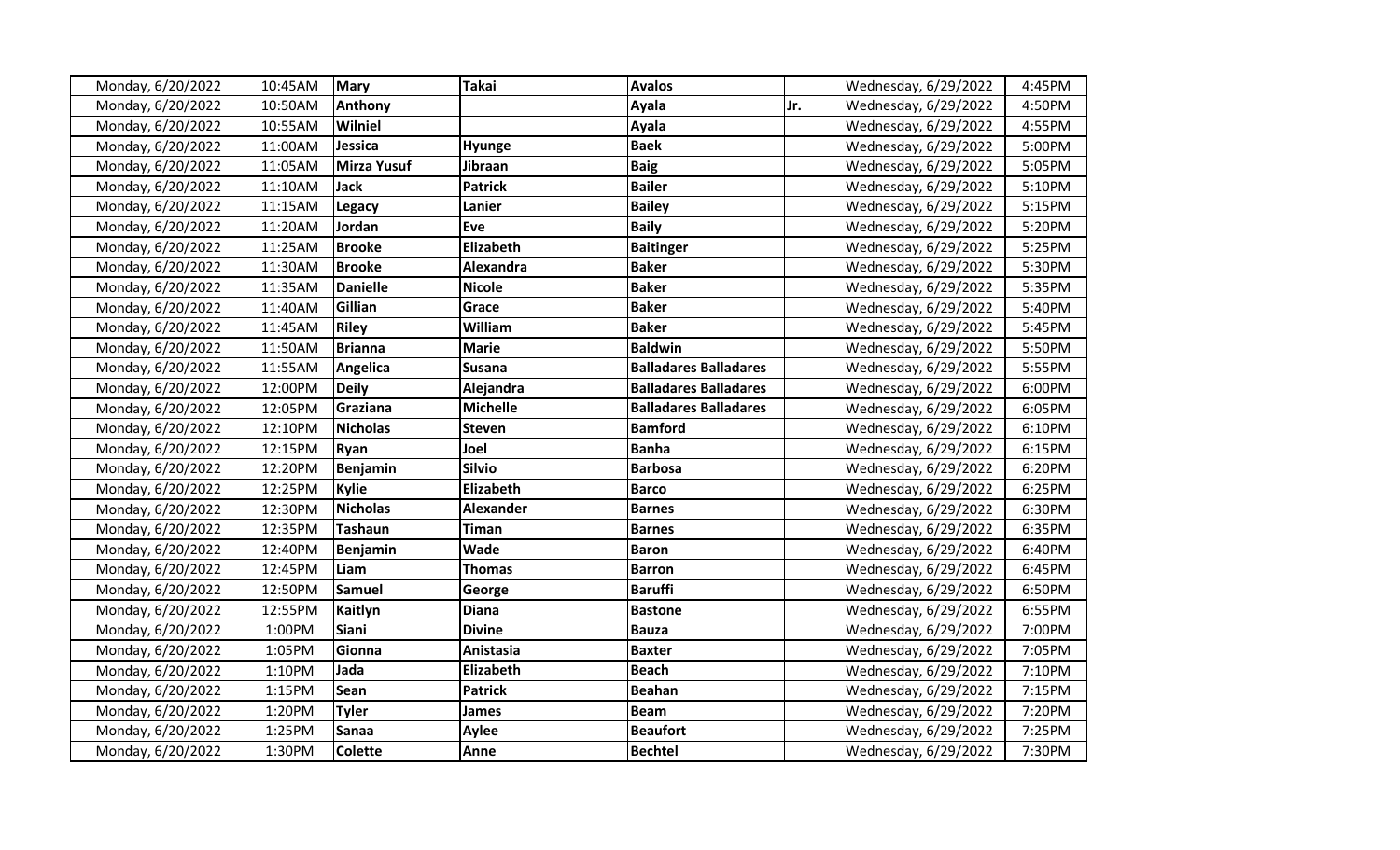| Monday, 6/20/2022 | 10:45AM | **Mary** | **Takai** | **Avalos** | | Wednesday, 6/29/2022 | 4:45PM |
|---|---|---|---|---|---|---|---|
| Monday, 6/20/2022 | 10:50AM | **Anthony** | | **Ayala** | Jr. | Wednesday, 6/29/2022 | 4:50PM |
| Monday, 6/20/2022 | 10:55AM | **Wilniel** | | **Ayala** | | Wednesday, 6/29/2022 | 4:55PM |
| Monday, 6/20/2022 | 11:00AM | **Jessica** | **Hyunge** | **Baek** | | Wednesday, 6/29/2022 | 5:00PM |
| Monday, 6/20/2022 | 11:05AM | **Mirza Yusuf** | **Jibraan** | **Baig** | | Wednesday, 6/29/2022 | 5:05PM |
| Monday, 6/20/2022 | 11:10AM | **Jack** | **Patrick** | **Bailer** | | Wednesday, 6/29/2022 | 5:10PM |
| Monday, 6/20/2022 | 11:15AM | **Legacy** | **Lanier** | **Bailey** | | Wednesday, 6/29/2022 | 5:15PM |
| Monday, 6/20/2022 | 11:20AM | **Jordan** | **Eve** | **Baily** | | Wednesday, 6/29/2022 | 5:20PM |
| Monday, 6/20/2022 | 11:25AM | **Brooke** | **Elizabeth** | **Baitinger** | | Wednesday, 6/29/2022 | 5:25PM |
| Monday, 6/20/2022 | 11:30AM | **Brooke** | **Alexandra** | **Baker** | | Wednesday, 6/29/2022 | 5:30PM |
| Monday, 6/20/2022 | 11:35AM | **Danielle** | **Nicole** | **Baker** | | Wednesday, 6/29/2022 | 5:35PM |
| Monday, 6/20/2022 | 11:40AM | **Gillian** | **Grace** | **Baker** | | Wednesday, 6/29/2022 | 5:40PM |
| Monday, 6/20/2022 | 11:45AM | **Riley** | **William** | **Baker** | | Wednesday, 6/29/2022 | 5:45PM |
| Monday, 6/20/2022 | 11:50AM | **Brianna** | **Marie** | **Baldwin** | | Wednesday, 6/29/2022 | 5:50PM |
| Monday, 6/20/2022 | 11:55AM | **Angelica** | **Susana** | **Balladares Balladares** | | Wednesday, 6/29/2022 | 5:55PM |
| Monday, 6/20/2022 | 12:00PM | **Deily** | **Alejandra** | **Balladares Balladares** | | Wednesday, 6/29/2022 | 6:00PM |
| Monday, 6/20/2022 | 12:05PM | **Graziana** | **Michelle** | **Balladares Balladares** | | Wednesday, 6/29/2022 | 6:05PM |
| Monday, 6/20/2022 | 12:10PM | **Nicholas** | **Steven** | **Bamford** | | Wednesday, 6/29/2022 | 6:10PM |
| Monday, 6/20/2022 | 12:15PM | **Ryan** | **Joel** | **Banha** | | Wednesday, 6/29/2022 | 6:15PM |
| Monday, 6/20/2022 | 12:20PM | **Benjamin** | **Silvio** | **Barbosa** | | Wednesday, 6/29/2022 | 6:20PM |
| Monday, 6/20/2022 | 12:25PM | **Kylie** | **Elizabeth** | **Barco** | | Wednesday, 6/29/2022 | 6:25PM |
| Monday, 6/20/2022 | 12:30PM | **Nicholas** | **Alexander** | **Barnes** | | Wednesday, 6/29/2022 | 6:30PM |
| Monday, 6/20/2022 | 12:35PM | **Tashaun** | **Timan** | **Barnes** | | Wednesday, 6/29/2022 | 6:35PM |
| Monday, 6/20/2022 | 12:40PM | **Benjamin** | **Wade** | **Baron** | | Wednesday, 6/29/2022 | 6:40PM |
| Monday, 6/20/2022 | 12:45PM | **Liam** | **Thomas** | **Barron** | | Wednesday, 6/29/2022 | 6:45PM |
| Monday, 6/20/2022 | 12:50PM | **Samuel** | **George** | **Baruffi** | | Wednesday, 6/29/2022 | 6:50PM |
| Monday, 6/20/2022 | 12:55PM | **Kaitlyn** | **Diana** | **Bastone** | | Wednesday, 6/29/2022 | 6:55PM |
| Monday, 6/20/2022 | 1:00PM | **Siani** | **Divine** | **Bauza** | | Wednesday, 6/29/2022 | 7:00PM |
| Monday, 6/20/2022 | 1:05PM | **Gionna** | **Anistasia** | **Baxter** | | Wednesday, 6/29/2022 | 7:05PM |
| Monday, 6/20/2022 | 1:10PM | **Jada** | **Elizabeth** | **Beach** | | Wednesday, 6/29/2022 | 7:10PM |
| Monday, 6/20/2022 | 1:15PM | **Sean** | **Patrick** | **Beahan** | | Wednesday, 6/29/2022 | 7:15PM |
| Monday, 6/20/2022 | 1:20PM | **Tyler** | **James** | **Beam** | | Wednesday, 6/29/2022 | 7:20PM |
| Monday, 6/20/2022 | 1:25PM | **Sanaa** | **Aylee** | **Beaufort** | | Wednesday, 6/29/2022 | 7:25PM |
| Monday, 6/20/2022 | 1:30PM | **Colette** | **Anne** | **Bechtel** | | Wednesday, 6/29/2022 | 7:30PM |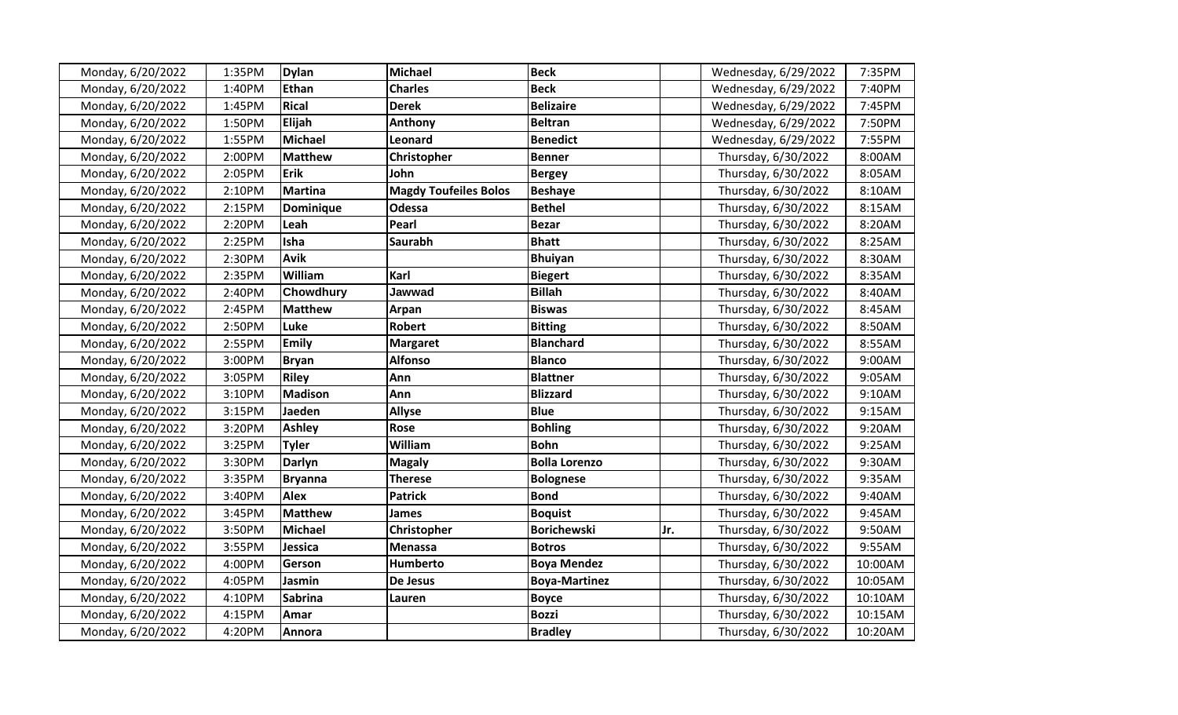| | | | | | | | |
|---|---|---|---|---|---|---|---|
| Monday, 6/20/2022 | 1:35PM | **Dylan** | **Michael** | **Beck** | | Wednesday, 6/29/2022 | 7:35PM |
| Monday, 6/20/2022 | 1:40PM | **Ethan** | **Charles** | **Beck** | | Wednesday, 6/29/2022 | 7:40PM |
| Monday, 6/20/2022 | 1:45PM | **Rical** | **Derek** | **Belizaire** | | Wednesday, 6/29/2022 | 7:45PM |
| Monday, 6/20/2022 | 1:50PM | **Elijah** | **Anthony** | **Beltran** | | Wednesday, 6/29/2022 | 7:50PM |
| Monday, 6/20/2022 | 1:55PM | **Michael** | **Leonard** | **Benedict** | | Wednesday, 6/29/2022 | 7:55PM |
| Monday, 6/20/2022 | 2:00PM | **Matthew** | **Christopher** | **Benner** | | Thursday, 6/30/2022 | 8:00AM |
| Monday, 6/20/2022 | 2:05PM | **Erik** | **John** | **Bergey** | | Thursday, 6/30/2022 | 8:05AM |
| Monday, 6/20/2022 | 2:10PM | **Martina** | **Magdy Toufeiles Bolos** | **Beshaye** | | Thursday, 6/30/2022 | 8:10AM |
| Monday, 6/20/2022 | 2:15PM | **Dominique** | **Odessa** | **Bethel** | | Thursday, 6/30/2022 | 8:15AM |
| Monday, 6/20/2022 | 2:20PM | **Leah** | **Pearl** | **Bezar** | | Thursday, 6/30/2022 | 8:20AM |
| Monday, 6/20/2022 | 2:25PM | **Isha** | **Saurabh** | **Bhatt** | | Thursday, 6/30/2022 | 8:25AM |
| Monday, 6/20/2022 | 2:30PM | **Avik** | | **Bhuiyan** | | Thursday, 6/30/2022 | 8:30AM |
| Monday, 6/20/2022 | 2:35PM | **William** | **Karl** | **Biegert** | | Thursday, 6/30/2022 | 8:35AM |
| Monday, 6/20/2022 | 2:40PM | **Chowdhury** | **Jawwad** | **Billah** | | Thursday, 6/30/2022 | 8:40AM |
| Monday, 6/20/2022 | 2:45PM | **Matthew** | **Arpan** | **Biswas** | | Thursday, 6/30/2022 | 8:45AM |
| Monday, 6/20/2022 | 2:50PM | **Luke** | **Robert** | **Bitting** | | Thursday, 6/30/2022 | 8:50AM |
| Monday, 6/20/2022 | 2:55PM | **Emily** | **Margaret** | **Blanchard** | | Thursday, 6/30/2022 | 8:55AM |
| Monday, 6/20/2022 | 3:00PM | **Bryan** | **Alfonso** | **Blanco** | | Thursday, 6/30/2022 | 9:00AM |
| Monday, 6/20/2022 | 3:05PM | **Riley** | **Ann** | **Blattner** | | Thursday, 6/30/2022 | 9:05AM |
| Monday, 6/20/2022 | 3:10PM | **Madison** | **Ann** | **Blizzard** | | Thursday, 6/30/2022 | 9:10AM |
| Monday, 6/20/2022 | 3:15PM | **Jaeden** | **Allyse** | **Blue** | | Thursday, 6/30/2022 | 9:15AM |
| Monday, 6/20/2022 | 3:20PM | **Ashley** | **Rose** | **Bohling** | | Thursday, 6/30/2022 | 9:20AM |
| Monday, 6/20/2022 | 3:25PM | **Tyler** | **William** | **Bohn** | | Thursday, 6/30/2022 | 9:25AM |
| Monday, 6/20/2022 | 3:30PM | **Darlyn** | **Magaly** | **Bolla Lorenzo** | | Thursday, 6/30/2022 | 9:30AM |
| Monday, 6/20/2022 | 3:35PM | **Bryanna** | **Therese** | **Bolognese** | | Thursday, 6/30/2022 | 9:35AM |
| Monday, 6/20/2022 | 3:40PM | **Alex** | **Patrick** | **Bond** | | Thursday, 6/30/2022 | 9:40AM |
| Monday, 6/20/2022 | 3:45PM | **Matthew** | **James** | **Boquist** | | Thursday, 6/30/2022 | 9:45AM |
| Monday, 6/20/2022 | 3:50PM | **Michael** | **Christopher** | **Borichewski** | **Jr.** | Thursday, 6/30/2022 | 9:50AM |
| Monday, 6/20/2022 | 3:55PM | **Jessica** | **Menassa** | **Botros** | | Thursday, 6/30/2022 | 9:55AM |
| Monday, 6/20/2022 | 4:00PM | **Gerson** | **Humberto** | **Boya Mendez** | | Thursday, 6/30/2022 | 10:00AM |
| Monday, 6/20/2022 | 4:05PM | **Jasmin** | **De Jesus** | **Boya-Martinez** | | Thursday, 6/30/2022 | 10:05AM |
| Monday, 6/20/2022 | 4:10PM | **Sabrina** | **Lauren** | **Boyce** | | Thursday, 6/30/2022 | 10:10AM |
| Monday, 6/20/2022 | 4:15PM | **Amar** | | **Bozzi** | | Thursday, 6/30/2022 | 10:15AM |
| Monday, 6/20/2022 | 4:20PM | **Annora** | | **Bradley** | | Thursday, 6/30/2022 | 10:20AM |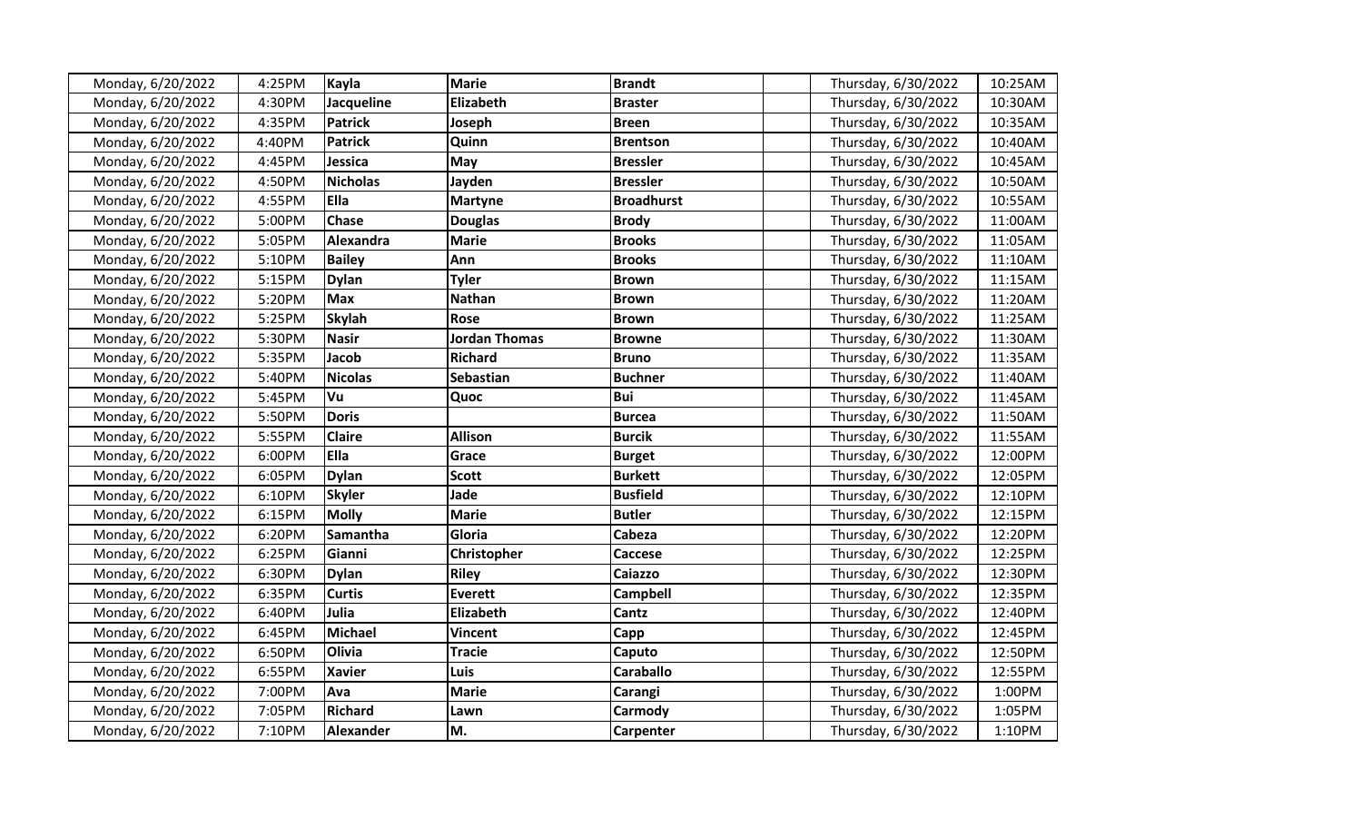| | | | | | | | |
|---|---|---|---|---|---|---|---|
| Monday, 6/20/2022 | 4:25PM | **Kayla** | **Marie** | **Brandt** | | Thursday, 6/30/2022 | 10:25AM |
| Monday, 6/20/2022 | 4:30PM | **Jacqueline** | **Elizabeth** | **Braster** | | Thursday, 6/30/2022 | 10:30AM |
| Monday, 6/20/2022 | 4:35PM | **Patrick** | **Joseph** | **Breen** | | Thursday, 6/30/2022 | 10:35AM |
| Monday, 6/20/2022 | 4:40PM | **Patrick** | **Quinn** | **Brentson** | | Thursday, 6/30/2022 | 10:40AM |
| Monday, 6/20/2022 | 4:45PM | **Jessica** | **May** | **Bressler** | | Thursday, 6/30/2022 | 10:45AM |
| Monday, 6/20/2022 | 4:50PM | **Nicholas** | **Jayden** | **Bressler** | | Thursday, 6/30/2022 | 10:50AM |
| Monday, 6/20/2022 | 4:55PM | **Ella** | **Martyne** | **Broadhurst** | | Thursday, 6/30/2022 | 10:55AM |
| Monday, 6/20/2022 | 5:00PM | **Chase** | **Douglas** | **Brody** | | Thursday, 6/30/2022 | 11:00AM |
| Monday, 6/20/2022 | 5:05PM | **Alexandra** | **Marie** | **Brooks** | | Thursday, 6/30/2022 | 11:05AM |
| Monday, 6/20/2022 | 5:10PM | **Bailey** | **Ann** | **Brooks** | | Thursday, 6/30/2022 | 11:10AM |
| Monday, 6/20/2022 | 5:15PM | **Dylan** | **Tyler** | **Brown** | | Thursday, 6/30/2022 | 11:15AM |
| Monday, 6/20/2022 | 5:20PM | **Max** | **Nathan** | **Brown** | | Thursday, 6/30/2022 | 11:20AM |
| Monday, 6/20/2022 | 5:25PM | **Skylah** | **Rose** | **Brown** | | Thursday, 6/30/2022 | 11:25AM |
| Monday, 6/20/2022 | 5:30PM | **Nasir** | **Jordan Thomas** | **Browne** | | Thursday, 6/30/2022 | 11:30AM |
| Monday, 6/20/2022 | 5:35PM | **Jacob** | **Richard** | **Bruno** | | Thursday, 6/30/2022 | 11:35AM |
| Monday, 6/20/2022 | 5:40PM | **Nicolas** | **Sebastian** | **Buchner** | | Thursday, 6/30/2022 | 11:40AM |
| Monday, 6/20/2022 | 5:45PM | **Vu** | **Quoc** | **Bui** | | Thursday, 6/30/2022 | 11:45AM |
| Monday, 6/20/2022 | 5:50PM | **Doris** | | **Burcea** | | Thursday, 6/30/2022 | 11:50AM |
| Monday, 6/20/2022 | 5:55PM | **Claire** | **Allison** | **Burcik** | | Thursday, 6/30/2022 | 11:55AM |
| Monday, 6/20/2022 | 6:00PM | **Ella** | **Grace** | **Burget** | | Thursday, 6/30/2022 | 12:00PM |
| Monday, 6/20/2022 | 6:05PM | **Dylan** | **Scott** | **Burkett** | | Thursday, 6/30/2022 | 12:05PM |
| Monday, 6/20/2022 | 6:10PM | **Skyler** | **Jade** | **Busfield** | | Thursday, 6/30/2022 | 12:10PM |
| Monday, 6/20/2022 | 6:15PM | **Molly** | **Marie** | **Butler** | | Thursday, 6/30/2022 | 12:15PM |
| Monday, 6/20/2022 | 6:20PM | **Samantha** | **Gloria** | **Cabeza** | | Thursday, 6/30/2022 | 12:20PM |
| Monday, 6/20/2022 | 6:25PM | **Gianni** | **Christopher** | **Caccese** | | Thursday, 6/30/2022 | 12:25PM |
| Monday, 6/20/2022 | 6:30PM | **Dylan** | **Riley** | **Caiazzo** | | Thursday, 6/30/2022 | 12:30PM |
| Monday, 6/20/2022 | 6:35PM | **Curtis** | **Everett** | **Campbell** | | Thursday, 6/30/2022 | 12:35PM |
| Monday, 6/20/2022 | 6:40PM | **Julia** | **Elizabeth** | **Cantz** | | Thursday, 6/30/2022 | 12:40PM |
| Monday, 6/20/2022 | 6:45PM | **Michael** | **Vincent** | **Capp** | | Thursday, 6/30/2022 | 12:45PM |
| Monday, 6/20/2022 | 6:50PM | **Olivia** | **Tracie** | **Caputo** | | Thursday, 6/30/2022 | 12:50PM |
| Monday, 6/20/2022 | 6:55PM | **Xavier** | **Luis** | **Caraballo** | | Thursday, 6/30/2022 | 12:55PM |
| Monday, 6/20/2022 | 7:00PM | **Ava** | **Marie** | **Carangi** | | Thursday, 6/30/2022 | 1:00PM |
| Monday, 6/20/2022 | 7:05PM | **Richard** | **Lawn** | **Carmody** | | Thursday, 6/30/2022 | 1:05PM |
| Monday, 6/20/2022 | 7:10PM | **Alexander** | **M.** | **Carpenter** | | Thursday, 6/30/2022 | 1:10PM |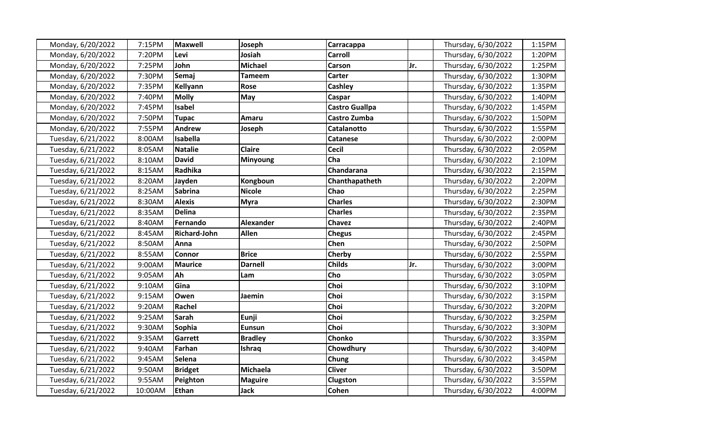| | | | | | | | |
|---|---|---|---|---|---|---|---|
| Monday, 6/20/2022 | 7:15PM | **Maxwell** | **Joseph** | **Carracappa** | | Thursday, 6/30/2022 | 1:15PM |
| Monday, 6/20/2022 | 7:20PM | **Levi** | **Josiah** | **Carroll** | | Thursday, 6/30/2022 | 1:20PM |
| Monday, 6/20/2022 | 7:25PM | **John** | **Michael** | **Carson** | **Jr.** | Thursday, 6/30/2022 | 1:25PM |
| Monday, 6/20/2022 | 7:30PM | **Semaj** | **Tameem** | **Carter** | | Thursday, 6/30/2022 | 1:30PM |
| Monday, 6/20/2022 | 7:35PM | **Kellyann** | **Rose** | **Cashley** | | Thursday, 6/30/2022 | 1:35PM |
| Monday, 6/20/2022 | 7:40PM | **Molly** | **May** | **Caspar** | | Thursday, 6/30/2022 | 1:40PM |
| Monday, 6/20/2022 | 7:45PM | **Isabel** | | **Castro Guallpa** | | Thursday, 6/30/2022 | 1:45PM |
| Monday, 6/20/2022 | 7:50PM | **Tupac** | **Amaru** | **Castro Zumba** | | Thursday, 6/30/2022 | 1:50PM |
| Monday, 6/20/2022 | 7:55PM | **Andrew** | **Joseph** | **Catalanotto** | | Thursday, 6/30/2022 | 1:55PM |
| Tuesday, 6/21/2022 | 8:00AM | **Isabella** | | **Catanese** | | Thursday, 6/30/2022 | 2:00PM |
| Tuesday, 6/21/2022 | 8:05AM | **Natalie** | **Claire** | **Cecil** | | Thursday, 6/30/2022 | 2:05PM |
| Tuesday, 6/21/2022 | 8:10AM | **David** | **Minyoung** | **Cha** | | Thursday, 6/30/2022 | 2:10PM |
| Tuesday, 6/21/2022 | 8:15AM | **Radhika** | | **Chandarana** | | Thursday, 6/30/2022 | 2:15PM |
| Tuesday, 6/21/2022 | 8:20AM | **Jayden** | **Kongboun** | **Chanthapatheth** | | Thursday, 6/30/2022 | 2:20PM |
| Tuesday, 6/21/2022 | 8:25AM | **Sabrina** | **Nicole** | **Chao** | | Thursday, 6/30/2022 | 2:25PM |
| Tuesday, 6/21/2022 | 8:30AM | **Alexis** | **Myra** | **Charles** | | Thursday, 6/30/2022 | 2:30PM |
| Tuesday, 6/21/2022 | 8:35AM | **Delina** | | **Charles** | | Thursday, 6/30/2022 | 2:35PM |
| Tuesday, 6/21/2022 | 8:40AM | **Fernando** | **Alexander** | **Chavez** | | Thursday, 6/30/2022 | 2:40PM |
| Tuesday, 6/21/2022 | 8:45AM | **Richard-John** | **Allen** | **Chegus** | | Thursday, 6/30/2022 | 2:45PM |
| Tuesday, 6/21/2022 | 8:50AM | **Anna** | | **Chen** | | Thursday, 6/30/2022 | 2:50PM |
| Tuesday, 6/21/2022 | 8:55AM | **Connor** | **Brice** | **Cherby** | | Thursday, 6/30/2022 | 2:55PM |
| Tuesday, 6/21/2022 | 9:00AM | **Maurice** | **Darnell** | **Childs** | **Jr.** | Thursday, 6/30/2022 | 3:00PM |
| Tuesday, 6/21/2022 | 9:05AM | **Ah** | **Lam** | **Cho** | | Thursday, 6/30/2022 | 3:05PM |
| Tuesday, 6/21/2022 | 9:10AM | **Gina** | | **Choi** | | Thursday, 6/30/2022 | 3:10PM |
| Tuesday, 6/21/2022 | 9:15AM | **Owen** | **Jaemin** | **Choi** | | Thursday, 6/30/2022 | 3:15PM |
| Tuesday, 6/21/2022 | 9:20AM | **Rachel** | | **Choi** | | Thursday, 6/30/2022 | 3:20PM |
| Tuesday, 6/21/2022 | 9:25AM | **Sarah** | **Eunji** | **Choi** | | Thursday, 6/30/2022 | 3:25PM |
| Tuesday, 6/21/2022 | 9:30AM | **Sophia** | **Eunsun** | **Choi** | | Thursday, 6/30/2022 | 3:30PM |
| Tuesday, 6/21/2022 | 9:35AM | **Garrett** | **Bradley** | **Chonko** | | Thursday, 6/30/2022 | 3:35PM |
| Tuesday, 6/21/2022 | 9:40AM | **Farhan** | **Ishraq** | **Chowdhury** | | Thursday, 6/30/2022 | 3:40PM |
| Tuesday, 6/21/2022 | 9:45AM | **Selena** | | **Chung** | | Thursday, 6/30/2022 | 3:45PM |
| Tuesday, 6/21/2022 | 9:50AM | **Bridget** | **Michaela** | **Cliver** | | Thursday, 6/30/2022 | 3:50PM |
| Tuesday, 6/21/2022 | 9:55AM | **Peighton** | **Maguire** | **Clugston** | | Thursday, 6/30/2022 | 3:55PM |
| Tuesday, 6/21/2022 | 10:00AM | **Ethan** | **Jack** | **Cohen** | | Thursday, 6/30/2022 | 4:00PM |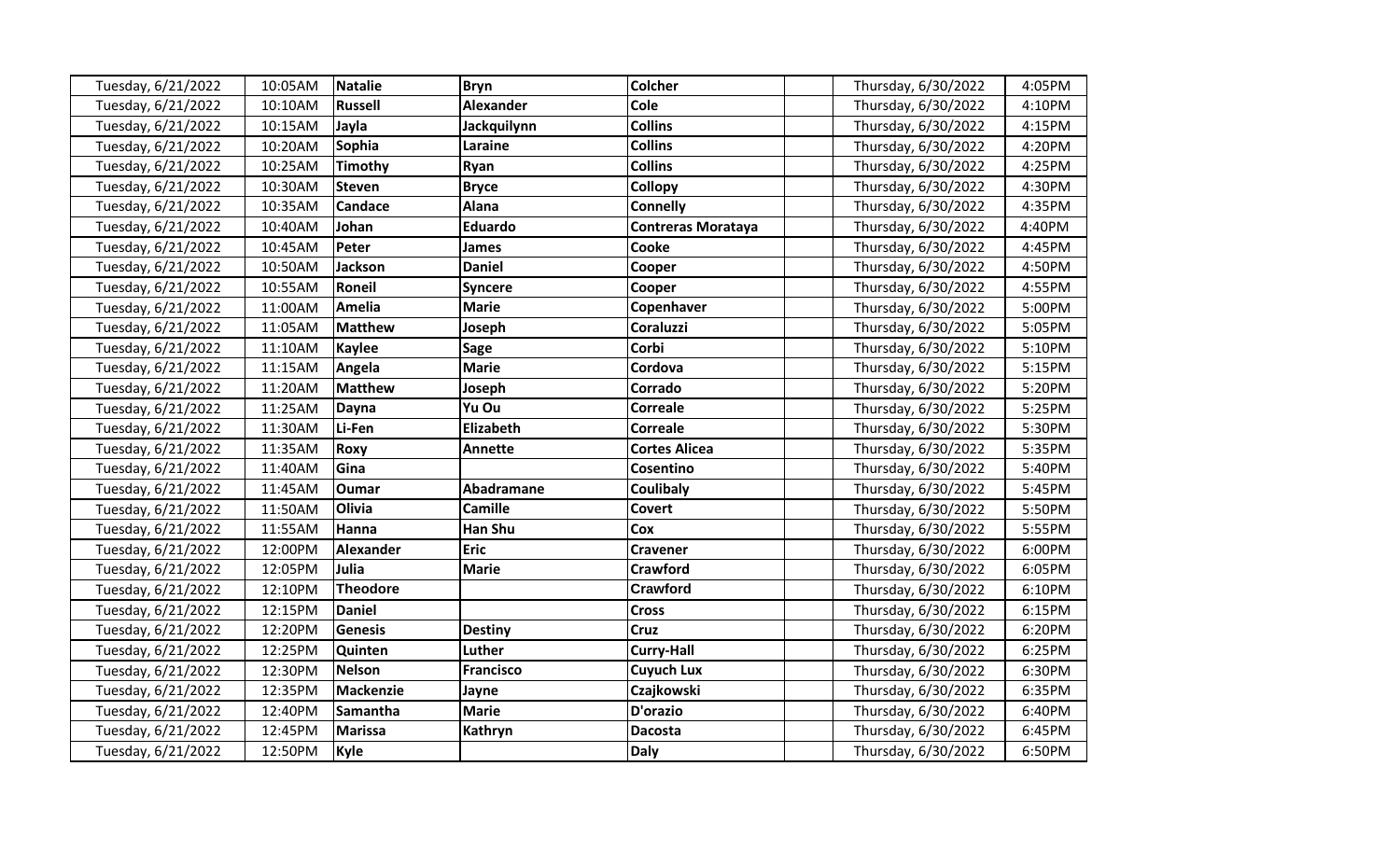| | | | | | | | |
|---|---|---|---|---|---|---|---|
| Tuesday, 6/21/2022 | 10:05AM | **Natalie** | **Bryn** | **Colcher** | | Thursday, 6/30/2022 | 4:05PM |
| Tuesday, 6/21/2022 | 10:10AM | **Russell** | **Alexander** | **Cole** | | Thursday, 6/30/2022 | 4:10PM |
| Tuesday, 6/21/2022 | 10:15AM | **Jayla** | **Jackquilynn** | **Collins** | | Thursday, 6/30/2022 | 4:15PM |
| Tuesday, 6/21/2022 | 10:20AM | **Sophia** | **Laraine** | **Collins** | | Thursday, 6/30/2022 | 4:20PM |
| Tuesday, 6/21/2022 | 10:25AM | **Timothy** | **Ryan** | **Collins** | | Thursday, 6/30/2022 | 4:25PM |
| Tuesday, 6/21/2022 | 10:30AM | **Steven** | **Bryce** | **Collopy** | | Thursday, 6/30/2022 | 4:30PM |
| Tuesday, 6/21/2022 | 10:35AM | **Candace** | **Alana** | **Connelly** | | Thursday, 6/30/2022 | 4:35PM |
| Tuesday, 6/21/2022 | 10:40AM | **Johan** | **Eduardo** | **Contreras Morataya** | | Thursday, 6/30/2022 | 4:40PM |
| Tuesday, 6/21/2022 | 10:45AM | **Peter** | **James** | **Cooke** | | Thursday, 6/30/2022 | 4:45PM |
| Tuesday, 6/21/2022 | 10:50AM | **Jackson** | **Daniel** | **Cooper** | | Thursday, 6/30/2022 | 4:50PM |
| Tuesday, 6/21/2022 | 10:55AM | **Roneil** | **Syncere** | **Cooper** | | Thursday, 6/30/2022 | 4:55PM |
| Tuesday, 6/21/2022 | 11:00AM | **Amelia** | **Marie** | **Copenhaver** | | Thursday, 6/30/2022 | 5:00PM |
| Tuesday, 6/21/2022 | 11:05AM | **Matthew** | **Joseph** | **Coraluzzi** | | Thursday, 6/30/2022 | 5:05PM |
| Tuesday, 6/21/2022 | 11:10AM | **Kaylee** | **Sage** | **Corbi** | | Thursday, 6/30/2022 | 5:10PM |
| Tuesday, 6/21/2022 | 11:15AM | **Angela** | **Marie** | **Cordova** | | Thursday, 6/30/2022 | 5:15PM |
| Tuesday, 6/21/2022 | 11:20AM | **Matthew** | **Joseph** | **Corrado** | | Thursday, 6/30/2022 | 5:20PM |
| Tuesday, 6/21/2022 | 11:25AM | **Dayna** | **Yu Ou** | **Correale** | | Thursday, 6/30/2022 | 5:25PM |
| Tuesday, 6/21/2022 | 11:30AM | **Li-Fen** | **Elizabeth** | **Correale** | | Thursday, 6/30/2022 | 5:30PM |
| Tuesday, 6/21/2022 | 11:35AM | **Roxy** | **Annette** | **Cortes Alicea** | | Thursday, 6/30/2022 | 5:35PM |
| Tuesday, 6/21/2022 | 11:40AM | **Gina** | | **Cosentino** | | Thursday, 6/30/2022 | 5:40PM |
| Tuesday, 6/21/2022 | 11:45AM | **Oumar** | **Abadramane** | **Coulibaly** | | Thursday, 6/30/2022 | 5:45PM |
| Tuesday, 6/21/2022 | 11:50AM | **Olivia** | **Camille** | **Covert** | | Thursday, 6/30/2022 | 5:50PM |
| Tuesday, 6/21/2022 | 11:55AM | **Hanna** | **Han Shu** | **Cox** | | Thursday, 6/30/2022 | 5:55PM |
| Tuesday, 6/21/2022 | 12:00PM | **Alexander** | **Eric** | **Cravener** | | Thursday, 6/30/2022 | 6:00PM |
| Tuesday, 6/21/2022 | 12:05PM | **Julia** | **Marie** | **Crawford** | | Thursday, 6/30/2022 | 6:05PM |
| Tuesday, 6/21/2022 | 12:10PM | **Theodore** | | **Crawford** | | Thursday, 6/30/2022 | 6:10PM |
| Tuesday, 6/21/2022 | 12:15PM | **Daniel** | | **Cross** | | Thursday, 6/30/2022 | 6:15PM |
| Tuesday, 6/21/2022 | 12:20PM | **Genesis** | **Destiny** | **Cruz** | | Thursday, 6/30/2022 | 6:20PM |
| Tuesday, 6/21/2022 | 12:25PM | **Quinten** | **Luther** | **Curry-Hall** | | Thursday, 6/30/2022 | 6:25PM |
| Tuesday, 6/21/2022 | 12:30PM | **Nelson** | **Francisco** | **Cuyuch Lux** | | Thursday, 6/30/2022 | 6:30PM |
| Tuesday, 6/21/2022 | 12:35PM | **Mackenzie** | **Jayne** | **Czajkowski** | | Thursday, 6/30/2022 | 6:35PM |
| Tuesday, 6/21/2022 | 12:40PM | **Samantha** | **Marie** | **D'orazio** | | Thursday, 6/30/2022 | 6:40PM |
| Tuesday, 6/21/2022 | 12:45PM | **Marissa** | **Kathryn** | **Dacosta** | | Thursday, 6/30/2022 | 6:45PM |
| Tuesday, 6/21/2022 | 12:50PM | **Kyle** | | **Daly** | | Thursday, 6/30/2022 | 6:50PM |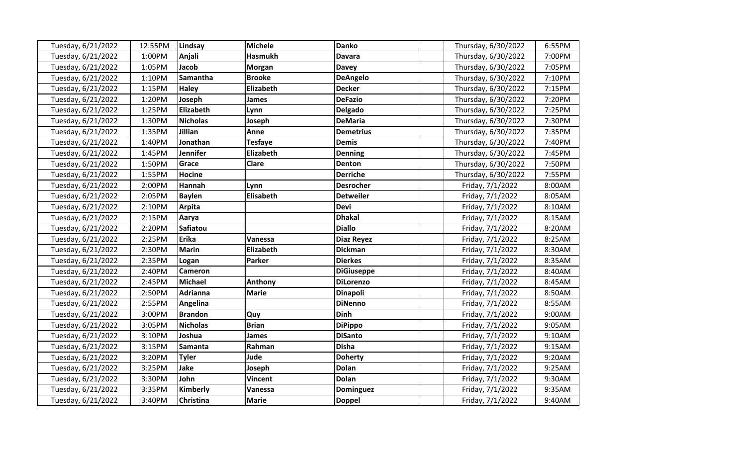| | | | | | | | |
|---|---|---|---|---|---|---|---|
| Tuesday, 6/21/2022 | 12:55PM | **Lindsay** | **Michele** | **Danko** | | Thursday, 6/30/2022 | 6:55PM |
| Tuesday, 6/21/2022 | 1:00PM | **Anjali** | **Hasmukh** | **Davara** | | Thursday, 6/30/2022 | 7:00PM |
| Tuesday, 6/21/2022 | 1:05PM | **Jacob** | **Morgan** | **Davey** | | Thursday, 6/30/2022 | 7:05PM |
| Tuesday, 6/21/2022 | 1:10PM | **Samantha** | **Brooke** | **DeAngelo** | | Thursday, 6/30/2022 | 7:10PM |
| Tuesday, 6/21/2022 | 1:15PM | **Haley** | **Elizabeth** | **Decker** | | Thursday, 6/30/2022 | 7:15PM |
| Tuesday, 6/21/2022 | 1:20PM | **Joseph** | **James** | **DeFazio** | | Thursday, 6/30/2022 | 7:20PM |
| Tuesday, 6/21/2022 | 1:25PM | **Elizabeth** | **Lynn** | **Delgado** | | Thursday, 6/30/2022 | 7:25PM |
| Tuesday, 6/21/2022 | 1:30PM | **Nicholas** | **Joseph** | **DeMaria** | | Thursday, 6/30/2022 | 7:30PM |
| Tuesday, 6/21/2022 | 1:35PM | **Jillian** | **Anne** | **Demetrius** | | Thursday, 6/30/2022 | 7:35PM |
| Tuesday, 6/21/2022 | 1:40PM | **Jonathan** | **Tesfaye** | **Demis** | | Thursday, 6/30/2022 | 7:40PM |
| Tuesday, 6/21/2022 | 1:45PM | **Jennifer** | **Elizabeth** | **Denning** | | Thursday, 6/30/2022 | 7:45PM |
| Tuesday, 6/21/2022 | 1:50PM | **Grace** | **Clare** | **Denton** | | Thursday, 6/30/2022 | 7:50PM |
| Tuesday, 6/21/2022 | 1:55PM | **Hocine** | | **Derriche** | | Thursday, 6/30/2022 | 7:55PM |
| Tuesday, 6/21/2022 | 2:00PM | **Hannah** | **Lynn** | **Desrocher** | | Friday, 7/1/2022 | 8:00AM |
| Tuesday, 6/21/2022 | 2:05PM | **Baylen** | **Elisabeth** | **Detweiler** | | Friday, 7/1/2022 | 8:05AM |
| Tuesday, 6/21/2022 | 2:10PM | **Arpita** | | **Devi** | | Friday, 7/1/2022 | 8:10AM |
| Tuesday, 6/21/2022 | 2:15PM | **Aarya** | | **Dhakal** | | Friday, 7/1/2022 | 8:15AM |
| Tuesday, 6/21/2022 | 2:20PM | **Safiatou** | | **Diallo** | | Friday, 7/1/2022 | 8:20AM |
| Tuesday, 6/21/2022 | 2:25PM | **Erika** | **Vanessa** | **Diaz Reyez** | | Friday, 7/1/2022 | 8:25AM |
| Tuesday, 6/21/2022 | 2:30PM | **Marin** | **Elizabeth** | **Dickman** | | Friday, 7/1/2022 | 8:30AM |
| Tuesday, 6/21/2022 | 2:35PM | **Logan** | **Parker** | **Dierkes** | | Friday, 7/1/2022 | 8:35AM |
| Tuesday, 6/21/2022 | 2:40PM | **Cameron** | | **DiGiuseppe** | | Friday, 7/1/2022 | 8:40AM |
| Tuesday, 6/21/2022 | 2:45PM | **Michael** | **Anthony** | **DiLorenzo** | | Friday, 7/1/2022 | 8:45AM |
| Tuesday, 6/21/2022 | 2:50PM | **Adrianna** | **Marie** | **Dinapoli** | | Friday, 7/1/2022 | 8:50AM |
| Tuesday, 6/21/2022 | 2:55PM | **Angelina** | | **DiNenno** | | Friday, 7/1/2022 | 8:55AM |
| Tuesday, 6/21/2022 | 3:00PM | **Brandon** | **Quy** | **Dinh** | | Friday, 7/1/2022 | 9:00AM |
| Tuesday, 6/21/2022 | 3:05PM | **Nicholas** | **Brian** | **DiPippo** | | Friday, 7/1/2022 | 9:05AM |
| Tuesday, 6/21/2022 | 3:10PM | **Joshua** | **James** | **DiSanto** | | Friday, 7/1/2022 | 9:10AM |
| Tuesday, 6/21/2022 | 3:15PM | **Samanta** | **Rahman** | **Disha** | | Friday, 7/1/2022 | 9:15AM |
| Tuesday, 6/21/2022 | 3:20PM | **Tyler** | **Jude** | **Doherty** | | Friday, 7/1/2022 | 9:20AM |
| Tuesday, 6/21/2022 | 3:25PM | **Jake** | **Joseph** | **Dolan** | | Friday, 7/1/2022 | 9:25AM |
| Tuesday, 6/21/2022 | 3:30PM | **John** | **Vincent** | **Dolan** | | Friday, 7/1/2022 | 9:30AM |
| Tuesday, 6/21/2022 | 3:35PM | **Kimberly** | **Vanessa** | **Dominguez** | | Friday, 7/1/2022 | 9:35AM |
| Tuesday, 6/21/2022 | 3:40PM | **Christina** | **Marie** | **Doppel** | | Friday, 7/1/2022 | 9:40AM |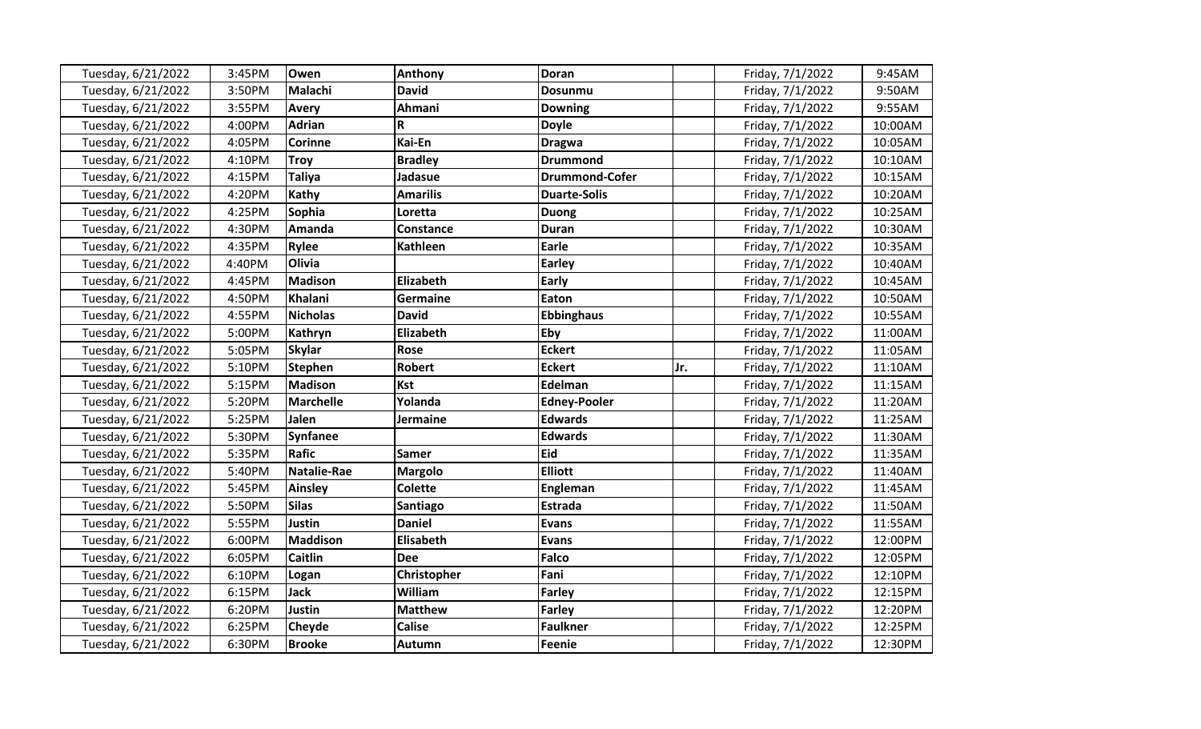| | | | | | | | |
|---|---|---|---|---|---|---|---|
| Tuesday, 6/21/2022 | 3:45PM | **Owen** | **Anthony** | **Doran** | | Friday, 7/1/2022 | 9:45AM |
| Tuesday, 6/21/2022 | 3:50PM | **Malachi** | **David** | **Dosunmu** | | Friday, 7/1/2022 | 9:50AM |
| Tuesday, 6/21/2022 | 3:55PM | **Avery** | **Ahmani** | **Downing** | | Friday, 7/1/2022 | 9:55AM |
| Tuesday, 6/21/2022 | 4:00PM | **Adrian** | **R** | **Doyle** | | Friday, 7/1/2022 | 10:00AM |
| Tuesday, 6/21/2022 | 4:05PM | **Corinne** | **Kai-En** | **Dragwa** | | Friday, 7/1/2022 | 10:05AM |
| Tuesday, 6/21/2022 | 4:10PM | **Troy** | **Bradley** | **Drummond** | | Friday, 7/1/2022 | 10:10AM |
| Tuesday, 6/21/2022 | 4:15PM | **Taliya** | **Jadasue** | **Drummond-Cofer** | | Friday, 7/1/2022 | 10:15AM |
| Tuesday, 6/21/2022 | 4:20PM | **Kathy** | **Amarilis** | **Duarte-Solis** | | Friday, 7/1/2022 | 10:20AM |
| Tuesday, 6/21/2022 | 4:25PM | **Sophia** | **Loretta** | **Duong** | | Friday, 7/1/2022 | 10:25AM |
| Tuesday, 6/21/2022 | 4:30PM | **Amanda** | **Constance** | **Duran** | | Friday, 7/1/2022 | 10:30AM |
| Tuesday, 6/21/2022 | 4:35PM | **Rylee** | **Kathleen** | **Earle** | | Friday, 7/1/2022 | 10:35AM |
| Tuesday, 6/21/2022 | 4:40PM | **Olivia** | | **Earley** | | Friday, 7/1/2022 | 10:40AM |
| Tuesday, 6/21/2022 | 4:45PM | **Madison** | **Elizabeth** | **Early** | | Friday, 7/1/2022 | 10:45AM |
| Tuesday, 6/21/2022 | 4:50PM | **Khalani** | **Germaine** | **Eaton** | | Friday, 7/1/2022 | 10:50AM |
| Tuesday, 6/21/2022 | 4:55PM | **Nicholas** | **David** | **Ebbinghaus** | | Friday, 7/1/2022 | 10:55AM |
| Tuesday, 6/21/2022 | 5:00PM | **Kathryn** | **Elizabeth** | **Eby** | | Friday, 7/1/2022 | 11:00AM |
| Tuesday, 6/21/2022 | 5:05PM | **Skylar** | **Rose** | **Eckert** | | Friday, 7/1/2022 | 11:05AM |
| Tuesday, 6/21/2022 | 5:10PM | **Stephen** | **Robert** | **Eckert** | **Jr.** | Friday, 7/1/2022 | 11:10AM |
| Tuesday, 6/21/2022 | 5:15PM | **Madison** | **Kst** | **Edelman** | | Friday, 7/1/2022 | 11:15AM |
| Tuesday, 6/21/2022 | 5:20PM | **Marchelle** | **Yolanda** | **Edney-Pooler** | | Friday, 7/1/2022 | 11:20AM |
| Tuesday, 6/21/2022 | 5:25PM | **Jalen** | **Jermaine** | **Edwards** | | Friday, 7/1/2022 | 11:25AM |
| Tuesday, 6/21/2022 | 5:30PM | **Synfanee** | | **Edwards** | | Friday, 7/1/2022 | 11:30AM |
| Tuesday, 6/21/2022 | 5:35PM | **Rafic** | **Samer** | **Eid** | | Friday, 7/1/2022 | 11:35AM |
| Tuesday, 6/21/2022 | 5:40PM | **Natalie-Rae** | **Margolo** | **Elliott** | | Friday, 7/1/2022 | 11:40AM |
| Tuesday, 6/21/2022 | 5:45PM | **Ainsley** | **Colette** | **Engleman** | | Friday, 7/1/2022 | 11:45AM |
| Tuesday, 6/21/2022 | 5:50PM | **Silas** | **Santiago** | **Estrada** | | Friday, 7/1/2022 | 11:50AM |
| Tuesday, 6/21/2022 | 5:55PM | **Justin** | **Daniel** | **Evans** | | Friday, 7/1/2022 | 11:55AM |
| Tuesday, 6/21/2022 | 6:00PM | **Maddison** | **Elisabeth** | **Evans** | | Friday, 7/1/2022 | 12:00PM |
| Tuesday, 6/21/2022 | 6:05PM | **Caitlin** | **Dee** | **Falco** | | Friday, 7/1/2022 | 12:05PM |
| Tuesday, 6/21/2022 | 6:10PM | **Logan** | **Christopher** | **Fani** | | Friday, 7/1/2022 | 12:10PM |
| Tuesday, 6/21/2022 | 6:15PM | **Jack** | **William** | **Farley** | | Friday, 7/1/2022 | 12:15PM |
| Tuesday, 6/21/2022 | 6:20PM | **Justin** | **Matthew** | **Farley** | | Friday, 7/1/2022 | 12:20PM |
| Tuesday, 6/21/2022 | 6:25PM | **Cheyde** | **Calise** | **Faulkner** | | Friday, 7/1/2022 | 12:25PM |
| Tuesday, 6/21/2022 | 6:30PM | **Brooke** | **Autumn** | **Feenie** | | Friday, 7/1/2022 | 12:30PM |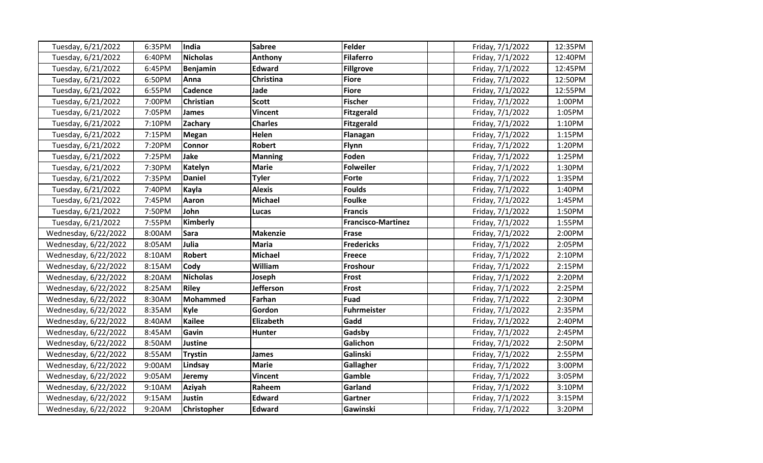| | | | | | | | |
|---|---|---|---|---|---|---|---|
| Tuesday, 6/21/2022 | 6:35PM | **India** | **Sabree** | **Felder** | | Friday, 7/1/2022 | 12:35PM |
| Tuesday, 6/21/2022 | 6:40PM | **Nicholas** | **Anthony** | **Filaferro** | | Friday, 7/1/2022 | 12:40PM |
| Tuesday, 6/21/2022 | 6:45PM | **Benjamin** | **Edward** | **Fillgrove** | | Friday, 7/1/2022 | 12:45PM |
| Tuesday, 6/21/2022 | 6:50PM | **Anna** | **Christina** | **Fiore** | | Friday, 7/1/2022 | 12:50PM |
| Tuesday, 6/21/2022 | 6:55PM | **Cadence** | **Jade** | **Fiore** | | Friday, 7/1/2022 | 12:55PM |
| Tuesday, 6/21/2022 | 7:00PM | **Christian** | **Scott** | **Fischer** | | Friday, 7/1/2022 | 1:00PM |
| Tuesday, 6/21/2022 | 7:05PM | **James** | **Vincent** | **Fitzgerald** | | Friday, 7/1/2022 | 1:05PM |
| Tuesday, 6/21/2022 | 7:10PM | **Zachary** | **Charles** | **Fitzgerald** | | Friday, 7/1/2022 | 1:10PM |
| Tuesday, 6/21/2022 | 7:15PM | **Megan** | **Helen** | **Flanagan** | | Friday, 7/1/2022 | 1:15PM |
| Tuesday, 6/21/2022 | 7:20PM | **Connor** | **Robert** | **Flynn** | | Friday, 7/1/2022 | 1:20PM |
| Tuesday, 6/21/2022 | 7:25PM | **Jake** | **Manning** | **Foden** | | Friday, 7/1/2022 | 1:25PM |
| Tuesday, 6/21/2022 | 7:30PM | **Katelyn** | **Marie** | **Folweiler** | | Friday, 7/1/2022 | 1:30PM |
| Tuesday, 6/21/2022 | 7:35PM | **Daniel** | **Tyler** | **Forte** | | Friday, 7/1/2022 | 1:35PM |
| Tuesday, 6/21/2022 | 7:40PM | **Kayla** | **Alexis** | **Foulds** | | Friday, 7/1/2022 | 1:40PM |
| Tuesday, 6/21/2022 | 7:45PM | **Aaron** | **Michael** | **Foulke** | | Friday, 7/1/2022 | 1:45PM |
| Tuesday, 6/21/2022 | 7:50PM | **John** | **Lucas** | **Francis** | | Friday, 7/1/2022 | 1:50PM |
| Tuesday, 6/21/2022 | 7:55PM | **Kimberly** | | **Francisco-Martinez** | | Friday, 7/1/2022 | 1:55PM |
| Wednesday, 6/22/2022 | 8:00AM | **Sara** | **Makenzie** | **Frase** | | Friday, 7/1/2022 | 2:00PM |
| Wednesday, 6/22/2022 | 8:05AM | **Julia** | **Maria** | **Fredericks** | | Friday, 7/1/2022 | 2:05PM |
| Wednesday, 6/22/2022 | 8:10AM | **Robert** | **Michael** | **Freece** | | Friday, 7/1/2022 | 2:10PM |
| Wednesday, 6/22/2022 | 8:15AM | **Cody** | **William** | **Froshour** | | Friday, 7/1/2022 | 2:15PM |
| Wednesday, 6/22/2022 | 8:20AM | **Nicholas** | **Joseph** | **Frost** | | Friday, 7/1/2022 | 2:20PM |
| Wednesday, 6/22/2022 | 8:25AM | **Riley** | **Jefferson** | **Frost** | | Friday, 7/1/2022 | 2:25PM |
| Wednesday, 6/22/2022 | 8:30AM | **Mohammed** | **Farhan** | **Fuad** | | Friday, 7/1/2022 | 2:30PM |
| Wednesday, 6/22/2022 | 8:35AM | **Kyle** | **Gordon** | **Fuhrmeister** | | Friday, 7/1/2022 | 2:35PM |
| Wednesday, 6/22/2022 | 8:40AM | **Kailee** | **Elizabeth** | **Gadd** | | Friday, 7/1/2022 | 2:40PM |
| Wednesday, 6/22/2022 | 8:45AM | **Gavin** | **Hunter** | **Gadsby** | | Friday, 7/1/2022 | 2:45PM |
| Wednesday, 6/22/2022 | 8:50AM | **Justine** | | **Galichon** | | Friday, 7/1/2022 | 2:50PM |
| Wednesday, 6/22/2022 | 8:55AM | **Trystin** | **James** | **Galinski** | | Friday, 7/1/2022 | 2:55PM |
| Wednesday, 6/22/2022 | 9:00AM | **Lindsay** | **Marie** | **Gallagher** | | Friday, 7/1/2022 | 3:00PM |
| Wednesday, 6/22/2022 | 9:05AM | **Jeremy** | **Vincent** | **Gamble** | | Friday, 7/1/2022 | 3:05PM |
| Wednesday, 6/22/2022 | 9:10AM | **Aziyah** | **Raheem** | **Garland** | | Friday, 7/1/2022 | 3:10PM |
| Wednesday, 6/22/2022 | 9:15AM | **Justin** | **Edward** | **Gartner** | | Friday, 7/1/2022 | 3:15PM |
| Wednesday, 6/22/2022 | 9:20AM | **Christopher** | **Edward** | **Gawinski** | | Friday, 7/1/2022 | 3:20PM |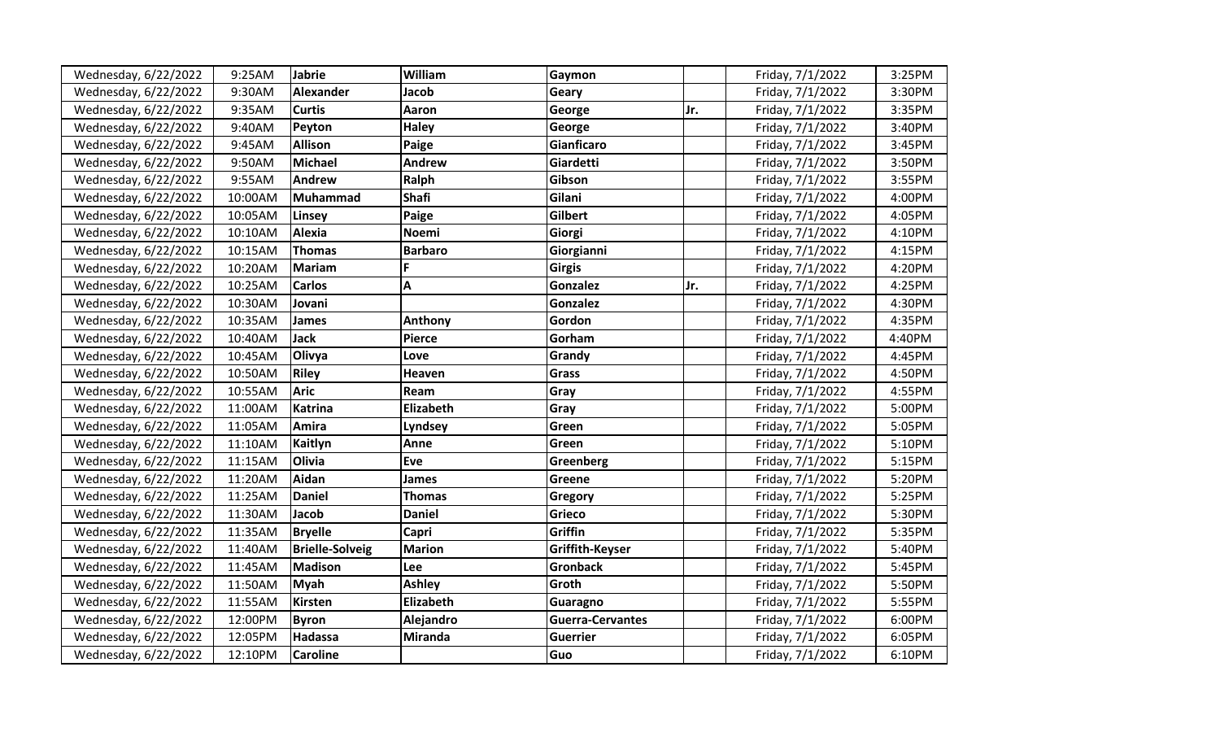| | | | | | | | |
|---|---|---|---|---|---|---|---|
| Wednesday, 6/22/2022 | 9:25AM | **Jabrie** | **William** | **Gaymon** | | Friday, 7/1/2022 | 3:25PM |
| Wednesday, 6/22/2022 | 9:30AM | **Alexander** | **Jacob** | **Geary** | | Friday, 7/1/2022 | 3:30PM |
| Wednesday, 6/22/2022 | 9:35AM | **Curtis** | **Aaron** | **George** | **Jr.** | Friday, 7/1/2022 | 3:35PM |
| Wednesday, 6/22/2022 | 9:40AM | **Peyton** | **Haley** | **George** | | Friday, 7/1/2022 | 3:40PM |
| Wednesday, 6/22/2022 | 9:45AM | **Allison** | **Paige** | **Gianficaro** | | Friday, 7/1/2022 | 3:45PM |
| Wednesday, 6/22/2022 | 9:50AM | **Michael** | **Andrew** | **Giardetti** | | Friday, 7/1/2022 | 3:50PM |
| Wednesday, 6/22/2022 | 9:55AM | **Andrew** | **Ralph** | **Gibson** | | Friday, 7/1/2022 | 3:55PM |
| Wednesday, 6/22/2022 | 10:00AM | **Muhammad** | **Shafi** | **Gilani** | | Friday, 7/1/2022 | 4:00PM |
| Wednesday, 6/22/2022 | 10:05AM | **Linsey** | **Paige** | **Gilbert** | | Friday, 7/1/2022 | 4:05PM |
| Wednesday, 6/22/2022 | 10:10AM | **Alexia** | **Noemi** | **Giorgi** | | Friday, 7/1/2022 | 4:10PM |
| Wednesday, 6/22/2022 | 10:15AM | **Thomas** | **Barbaro** | **Giorgianni** | | Friday, 7/1/2022 | 4:15PM |
| Wednesday, 6/22/2022 | 10:20AM | **Mariam** | **F** | **Girgis** | | Friday, 7/1/2022 | 4:20PM |
| Wednesday, 6/22/2022 | 10:25AM | **Carlos** | **A** | **Gonzalez** | **Jr.** | Friday, 7/1/2022 | 4:25PM |
| Wednesday, 6/22/2022 | 10:30AM | **Jovani** | | **Gonzalez** | | Friday, 7/1/2022 | 4:30PM |
| Wednesday, 6/22/2022 | 10:35AM | **James** | **Anthony** | **Gordon** | | Friday, 7/1/2022 | 4:35PM |
| Wednesday, 6/22/2022 | 10:40AM | **Jack** | **Pierce** | **Gorham** | | Friday, 7/1/2022 | 4:40PM |
| Wednesday, 6/22/2022 | 10:45AM | **Olivya** | **Love** | **Grandy** | | Friday, 7/1/2022 | 4:45PM |
| Wednesday, 6/22/2022 | 10:50AM | **Riley** | **Heaven** | **Grass** | | Friday, 7/1/2022 | 4:50PM |
| Wednesday, 6/22/2022 | 10:55AM | **Aric** | **Ream** | **Gray** | | Friday, 7/1/2022 | 4:55PM |
| Wednesday, 6/22/2022 | 11:00AM | **Katrina** | **Elizabeth** | **Gray** | | Friday, 7/1/2022 | 5:00PM |
| Wednesday, 6/22/2022 | 11:05AM | **Amira** | **Lyndsey** | **Green** | | Friday, 7/1/2022 | 5:05PM |
| Wednesday, 6/22/2022 | 11:10AM | **Kaitlyn** | **Anne** | **Green** | | Friday, 7/1/2022 | 5:10PM |
| Wednesday, 6/22/2022 | 11:15AM | **Olivia** | **Eve** | **Greenberg** | | Friday, 7/1/2022 | 5:15PM |
| Wednesday, 6/22/2022 | 11:20AM | **Aidan** | **James** | **Greene** | | Friday, 7/1/2022 | 5:20PM |
| Wednesday, 6/22/2022 | 11:25AM | **Daniel** | **Thomas** | **Gregory** | | Friday, 7/1/2022 | 5:25PM |
| Wednesday, 6/22/2022 | 11:30AM | **Jacob** | **Daniel** | **Grieco** | | Friday, 7/1/2022 | 5:30PM |
| Wednesday, 6/22/2022 | 11:35AM | **Bryelle** | **Capri** | **Griffin** | | Friday, 7/1/2022 | 5:35PM |
| Wednesday, 6/22/2022 | 11:40AM | **Brielle-Solveig** | **Marion** | **Griffith-Keyser** | | Friday, 7/1/2022 | 5:40PM |
| Wednesday, 6/22/2022 | 11:45AM | **Madison** | **Lee** | **Gronback** | | Friday, 7/1/2022 | 5:45PM |
| Wednesday, 6/22/2022 | 11:50AM | **Myah** | **Ashley** | **Groth** | | Friday, 7/1/2022 | 5:50PM |
| Wednesday, 6/22/2022 | 11:55AM | **Kirsten** | **Elizabeth** | **Guaragno** | | Friday, 7/1/2022 | 5:55PM |
| Wednesday, 6/22/2022 | 12:00PM | **Byron** | **Alejandro** | **Guerra-Cervantes** | | Friday, 7/1/2022 | 6:00PM |
| Wednesday, 6/22/2022 | 12:05PM | **Hadassa** | **Miranda** | **Guerrier** | | Friday, 7/1/2022 | 6:05PM |
| Wednesday, 6/22/2022 | 12:10PM | **Caroline** | | **Guo** | | Friday, 7/1/2022 | 6:10PM |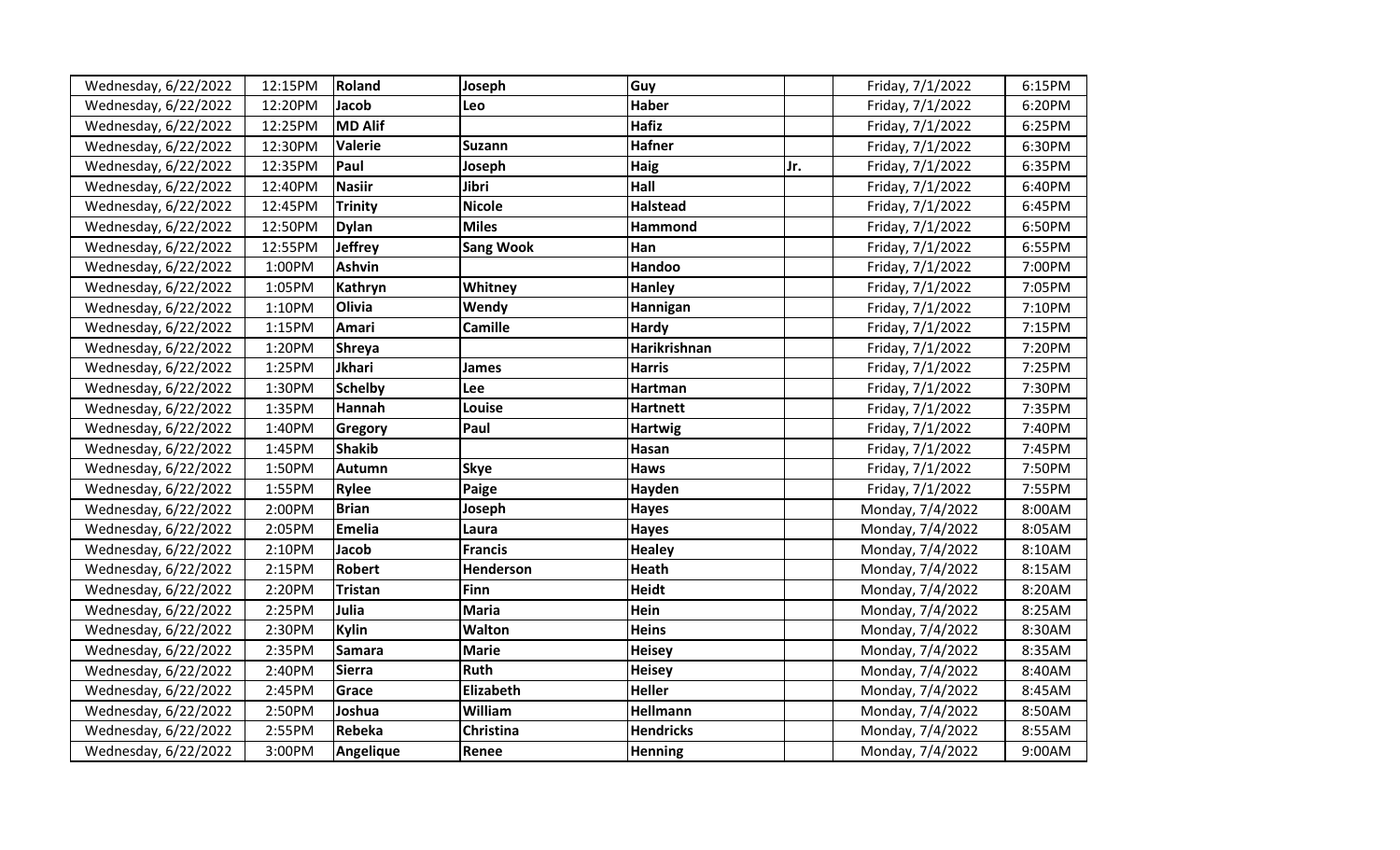| | | | | | | | |
|---|---|---|---|---|---|---|---|
| Wednesday, 6/22/2022 | 12:15PM | **Roland** | **Joseph** | **Guy** | | Friday, 7/1/2022 | 6:15PM |
| Wednesday, 6/22/2022 | 12:20PM | **Jacob** | **Leo** | **Haber** | | Friday, 7/1/2022 | 6:20PM |
| Wednesday, 6/22/2022 | 12:25PM | **MD Alif** | | **Hafiz** | | Friday, 7/1/2022 | 6:25PM |
| Wednesday, 6/22/2022 | 12:30PM | **Valerie** | **Suzann** | **Hafner** | | Friday, 7/1/2022 | 6:30PM |
| Wednesday, 6/22/2022 | 12:35PM | **Paul** | **Joseph** | **Haig** | **Jr.** | Friday, 7/1/2022 | 6:35PM |
| Wednesday, 6/22/2022 | 12:40PM | **Nasiir** | **Jibri** | **Hall** | | Friday, 7/1/2022 | 6:40PM |
| Wednesday, 6/22/2022 | 12:45PM | **Trinity** | **Nicole** | **Halstead** | | Friday, 7/1/2022 | 6:45PM |
| Wednesday, 6/22/2022 | 12:50PM | **Dylan** | **Miles** | **Hammond** | | Friday, 7/1/2022 | 6:50PM |
| Wednesday, 6/22/2022 | 12:55PM | **Jeffrey** | **Sang Wook** | **Han** | | Friday, 7/1/2022 | 6:55PM |
| Wednesday, 6/22/2022 | 1:00PM | **Ashvin** | | **Handoo** | | Friday, 7/1/2022 | 7:00PM |
| Wednesday, 6/22/2022 | 1:05PM | **Kathryn** | **Whitney** | **Hanley** | | Friday, 7/1/2022 | 7:05PM |
| Wednesday, 6/22/2022 | 1:10PM | **Olivia** | **Wendy** | **Hannigan** | | Friday, 7/1/2022 | 7:10PM |
| Wednesday, 6/22/2022 | 1:15PM | **Amari** | **Camille** | **Hardy** | | Friday, 7/1/2022 | 7:15PM |
| Wednesday, 6/22/2022 | 1:20PM | **Shreya** | | **Harikrishnan** | | Friday, 7/1/2022 | 7:20PM |
| Wednesday, 6/22/2022 | 1:25PM | **Jkhari** | **James** | **Harris** | | Friday, 7/1/2022 | 7:25PM |
| Wednesday, 6/22/2022 | 1:30PM | **Schelby** | **Lee** | **Hartman** | | Friday, 7/1/2022 | 7:30PM |
| Wednesday, 6/22/2022 | 1:35PM | **Hannah** | **Louise** | **Hartnett** | | Friday, 7/1/2022 | 7:35PM |
| Wednesday, 6/22/2022 | 1:40PM | **Gregory** | **Paul** | **Hartwig** | | Friday, 7/1/2022 | 7:40PM |
| Wednesday, 6/22/2022 | 1:45PM | **Shakib** | | **Hasan** | | Friday, 7/1/2022 | 7:45PM |
| Wednesday, 6/22/2022 | 1:50PM | **Autumn** | **Skye** | **Haws** | | Friday, 7/1/2022 | 7:50PM |
| Wednesday, 6/22/2022 | 1:55PM | **Rylee** | **Paige** | **Hayden** | | Friday, 7/1/2022 | 7:55PM |
| Wednesday, 6/22/2022 | 2:00PM | **Brian** | **Joseph** | **Hayes** | | Monday, 7/4/2022 | 8:00AM |
| Wednesday, 6/22/2022 | 2:05PM | **Emelia** | **Laura** | **Hayes** | | Monday, 7/4/2022 | 8:05AM |
| Wednesday, 6/22/2022 | 2:10PM | **Jacob** | **Francis** | **Healey** | | Monday, 7/4/2022 | 8:10AM |
| Wednesday, 6/22/2022 | 2:15PM | **Robert** | **Henderson** | **Heath** | | Monday, 7/4/2022 | 8:15AM |
| Wednesday, 6/22/2022 | 2:20PM | **Tristan** | **Finn** | **Heidt** | | Monday, 7/4/2022 | 8:20AM |
| Wednesday, 6/22/2022 | 2:25PM | **Julia** | **Maria** | **Hein** | | Monday, 7/4/2022 | 8:25AM |
| Wednesday, 6/22/2022 | 2:30PM | **Kylin** | **Walton** | **Heins** | | Monday, 7/4/2022 | 8:30AM |
| Wednesday, 6/22/2022 | 2:35PM | **Samara** | **Marie** | **Heisey** | | Monday, 7/4/2022 | 8:35AM |
| Wednesday, 6/22/2022 | 2:40PM | **Sierra** | **Ruth** | **Heisey** | | Monday, 7/4/2022 | 8:40AM |
| Wednesday, 6/22/2022 | 2:45PM | **Grace** | **Elizabeth** | **Heller** | | Monday, 7/4/2022 | 8:45AM |
| Wednesday, 6/22/2022 | 2:50PM | **Joshua** | **William** | **Hellmann** | | Monday, 7/4/2022 | 8:50AM |
| Wednesday, 6/22/2022 | 2:55PM | **Rebeka** | **Christina** | **Hendricks** | | Monday, 7/4/2022 | 8:55AM |
| Wednesday, 6/22/2022 | 3:00PM | **Angelique** | **Renee** | **Henning** | | Monday, 7/4/2022 | 9:00AM |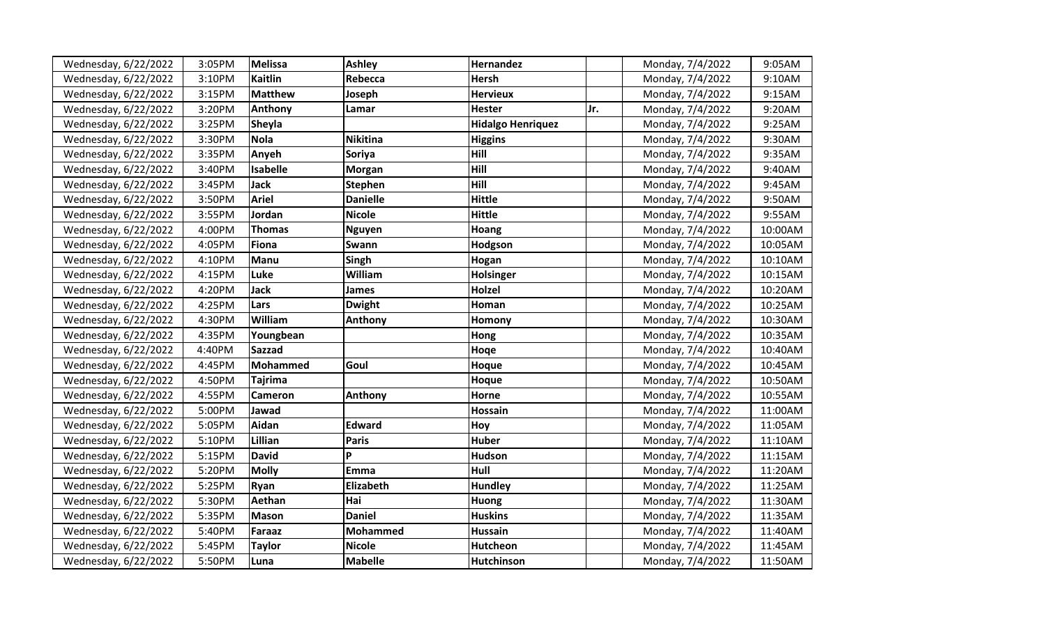| Wednesday, 6/22/2022 | 3:05PM | **Melissa** | **Ashley** | **Hernandez** | | Monday, 7/4/2022 | 9:05AM |
|---|---|---|---|---|---|---|---|
| Wednesday, 6/22/2022 | 3:10PM | **Kaitlin** | **Rebecca** | **Hersh** | | Monday, 7/4/2022 | 9:10AM |
| Wednesday, 6/22/2022 | 3:15PM | **Matthew** | **Joseph** | **Hervieux** | | Monday, 7/4/2022 | 9:15AM |
| Wednesday, 6/22/2022 | 3:20PM | **Anthony** | **Lamar** | **Hester** | **Jr.** | Monday, 7/4/2022 | 9:20AM |
| Wednesday, 6/22/2022 | 3:25PM | **Sheyla** | | **Hidalgo Henriquez** | | Monday, 7/4/2022 | 9:25AM |
| Wednesday, 6/22/2022 | 3:30PM | **Nola** | **Nikitina** | **Higgins** | | Monday, 7/4/2022 | 9:30AM |
| Wednesday, 6/22/2022 | 3:35PM | **Anyeh** | **Soriya** | **Hill** | | Monday, 7/4/2022 | 9:35AM |
| Wednesday, 6/22/2022 | 3:40PM | **Isabelle** | **Morgan** | **Hill** | | Monday, 7/4/2022 | 9:40AM |
| Wednesday, 6/22/2022 | 3:45PM | **Jack** | **Stephen** | **Hill** | | Monday, 7/4/2022 | 9:45AM |
| Wednesday, 6/22/2022 | 3:50PM | **Ariel** | **Danielle** | **Hittle** | | Monday, 7/4/2022 | 9:50AM |
| Wednesday, 6/22/2022 | 3:55PM | **Jordan** | **Nicole** | **Hittle** | | Monday, 7/4/2022 | 9:55AM |
| Wednesday, 6/22/2022 | 4:00PM | **Thomas** | **Nguyen** | **Hoang** | | Monday, 7/4/2022 | 10:00AM |
| Wednesday, 6/22/2022 | 4:05PM | **Fiona** | **Swann** | **Hodgson** | | Monday, 7/4/2022 | 10:05AM |
| Wednesday, 6/22/2022 | 4:10PM | **Manu** | **Singh** | **Hogan** | | Monday, 7/4/2022 | 10:10AM |
| Wednesday, 6/22/2022 | 4:15PM | **Luke** | **William** | **Holsinger** | | Monday, 7/4/2022 | 10:15AM |
| Wednesday, 6/22/2022 | 4:20PM | **Jack** | **James** | **Holzel** | | Monday, 7/4/2022 | 10:20AM |
| Wednesday, 6/22/2022 | 4:25PM | **Lars** | **Dwight** | **Homan** | | Monday, 7/4/2022 | 10:25AM |
| Wednesday, 6/22/2022 | 4:30PM | **William** | **Anthony** | **Homony** | | Monday, 7/4/2022 | 10:30AM |
| Wednesday, 6/22/2022 | 4:35PM | **Youngbean** | | **Hong** | | Monday, 7/4/2022 | 10:35AM |
| Wednesday, 6/22/2022 | 4:40PM | **Sazzad** | | **Hoqe** | | Monday, 7/4/2022 | 10:40AM |
| Wednesday, 6/22/2022 | 4:45PM | **Mohammed** | **Goul** | **Hoque** | | Monday, 7/4/2022 | 10:45AM |
| Wednesday, 6/22/2022 | 4:50PM | **Tajrima** | | **Hoque** | | Monday, 7/4/2022 | 10:50AM |
| Wednesday, 6/22/2022 | 4:55PM | **Cameron** | **Anthony** | **Horne** | | Monday, 7/4/2022 | 10:55AM |
| Wednesday, 6/22/2022 | 5:00PM | **Jawad** | | **Hossain** | | Monday, 7/4/2022 | 11:00AM |
| Wednesday, 6/22/2022 | 5:05PM | **Aidan** | **Edward** | **Hoy** | | Monday, 7/4/2022 | 11:05AM |
| Wednesday, 6/22/2022 | 5:10PM | **Lillian** | **Paris** | **Huber** | | Monday, 7/4/2022 | 11:10AM |
| Wednesday, 6/22/2022 | 5:15PM | **David** | **P** | **Hudson** | | Monday, 7/4/2022 | 11:15AM |
| Wednesday, 6/22/2022 | 5:20PM | **Molly** | **Emma** | **Hull** | | Monday, 7/4/2022 | 11:20AM |
| Wednesday, 6/22/2022 | 5:25PM | **Ryan** | **Elizabeth** | **Hundley** | | Monday, 7/4/2022 | 11:25AM |
| Wednesday, 6/22/2022 | 5:30PM | **Aethan** | **Hai** | **Huong** | | Monday, 7/4/2022 | 11:30AM |
| Wednesday, 6/22/2022 | 5:35PM | **Mason** | **Daniel** | **Huskins** | | Monday, 7/4/2022 | 11:35AM |
| Wednesday, 6/22/2022 | 5:40PM | **Faraaz** | **Mohammed** | **Hussain** | | Monday, 7/4/2022 | 11:40AM |
| Wednesday, 6/22/2022 | 5:45PM | **Taylor** | **Nicole** | **Hutcheon** | | Monday, 7/4/2022 | 11:45AM |
| Wednesday, 6/22/2022 | 5:50PM | **Luna** | **Mabelle** | **Hutchinson** | | Monday, 7/4/2022 | 11:50AM |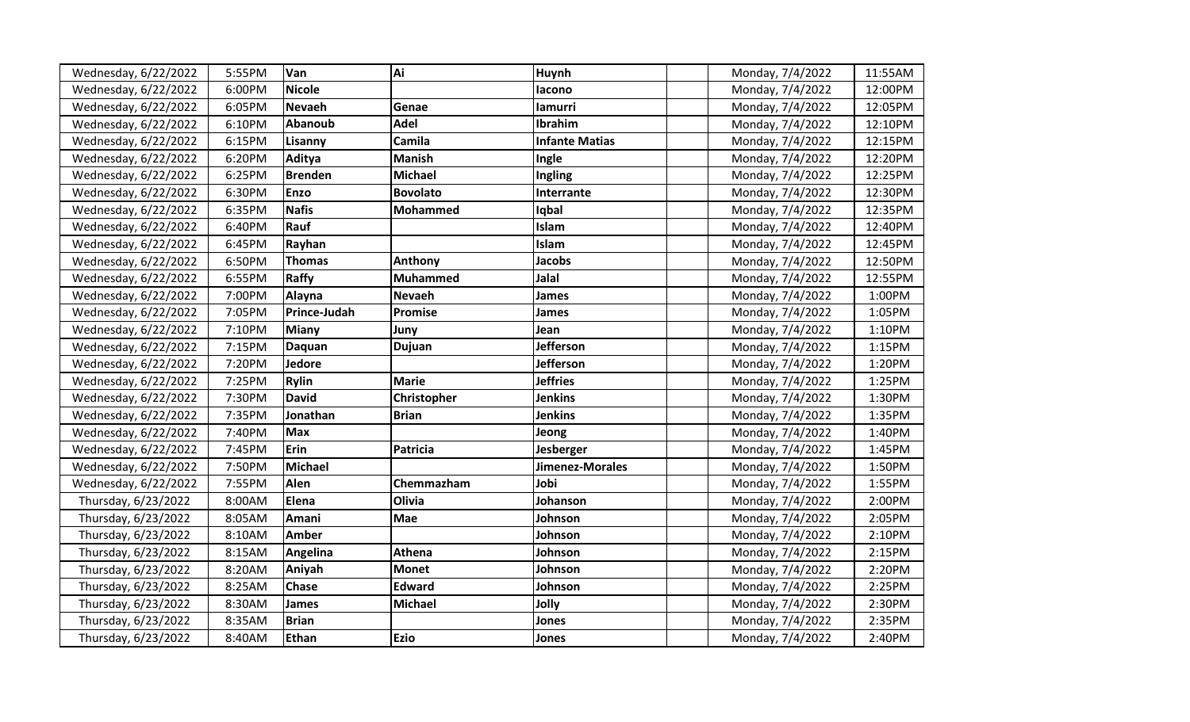| | | | | | | | |
|---|---|---|---|---|---|---|---|
| Wednesday, 6/22/2022 | 5:55PM | **Van** | **Ai** | **Huynh** | | Monday, 7/4/2022 | 11:55AM |
| Wednesday, 6/22/2022 | 6:00PM | **Nicole** | | **Iacono** | | Monday, 7/4/2022 | 12:00PM |
| Wednesday, 6/22/2022 | 6:05PM | **Nevaeh** | **Genae** | **Iamurri** | | Monday, 7/4/2022 | 12:05PM |
| Wednesday, 6/22/2022 | 6:10PM | **Abanoub** | **Adel** | **Ibrahim** | | Monday, 7/4/2022 | 12:10PM |
| Wednesday, 6/22/2022 | 6:15PM | **Lisanny** | **Camila** | **Infante Matias** | | Monday, 7/4/2022 | 12:15PM |
| Wednesday, 6/22/2022 | 6:20PM | **Aditya** | **Manish** | **Ingle** | | Monday, 7/4/2022 | 12:20PM |
| Wednesday, 6/22/2022 | 6:25PM | **Brenden** | **Michael** | **Ingling** | | Monday, 7/4/2022 | 12:25PM |
| Wednesday, 6/22/2022 | 6:30PM | **Enzo** | **Bovolato** | **Interrante** | | Monday, 7/4/2022 | 12:30PM |
| Wednesday, 6/22/2022 | 6:35PM | **Nafis** | **Mohammed** | **Iqbal** | | Monday, 7/4/2022 | 12:35PM |
| Wednesday, 6/22/2022 | 6:40PM | **Rauf** | | **Islam** | | Monday, 7/4/2022 | 12:40PM |
| Wednesday, 6/22/2022 | 6:45PM | **Rayhan** | | **Islam** | | Monday, 7/4/2022 | 12:45PM |
| Wednesday, 6/22/2022 | 6:50PM | **Thomas** | **Anthony** | **Jacobs** | | Monday, 7/4/2022 | 12:50PM |
| Wednesday, 6/22/2022 | 6:55PM | **Raffy** | **Muhammed** | **Jalal** | | Monday, 7/4/2022 | 12:55PM |
| Wednesday, 6/22/2022 | 7:00PM | **Alayna** | **Nevaeh** | **James** | | Monday, 7/4/2022 | 1:00PM |
| Wednesday, 6/22/2022 | 7:05PM | **Prince-Judah** | **Promise** | **James** | | Monday, 7/4/2022 | 1:05PM |
| Wednesday, 6/22/2022 | 7:10PM | **Miany** | **Juny** | **Jean** | | Monday, 7/4/2022 | 1:10PM |
| Wednesday, 6/22/2022 | 7:15PM | **Daquan** | **Dujuan** | **Jefferson** | | Monday, 7/4/2022 | 1:15PM |
| Wednesday, 6/22/2022 | 7:20PM | **Jedore** | | **Jefferson** | | Monday, 7/4/2022 | 1:20PM |
| Wednesday, 6/22/2022 | 7:25PM | **Rylin** | **Marie** | **Jeffries** | | Monday, 7/4/2022 | 1:25PM |
| Wednesday, 6/22/2022 | 7:30PM | **David** | **Christopher** | **Jenkins** | | Monday, 7/4/2022 | 1:30PM |
| Wednesday, 6/22/2022 | 7:35PM | **Jonathan** | **Brian** | **Jenkins** | | Monday, 7/4/2022 | 1:35PM |
| Wednesday, 6/22/2022 | 7:40PM | **Max** | | **Jeong** | | Monday, 7/4/2022 | 1:40PM |
| Wednesday, 6/22/2022 | 7:45PM | **Erin** | **Patricia** | **Jesberger** | | Monday, 7/4/2022 | 1:45PM |
| Wednesday, 6/22/2022 | 7:50PM | **Michael** | | **Jimenez-Morales** | | Monday, 7/4/2022 | 1:50PM |
| Wednesday, 6/22/2022 | 7:55PM | **Alen** | **Chemmazham** | **Jobi** | | Monday, 7/4/2022 | 1:55PM |
| Thursday, 6/23/2022 | 8:00AM | **Elena** | **Olivia** | **Johanson** | | Monday, 7/4/2022 | 2:00PM |
| Thursday, 6/23/2022 | 8:05AM | **Amani** | **Mae** | **Johnson** | | Monday, 7/4/2022 | 2:05PM |
| Thursday, 6/23/2022 | 8:10AM | **Amber** | | **Johnson** | | Monday, 7/4/2022 | 2:10PM |
| Thursday, 6/23/2022 | 8:15AM | **Angelina** | **Athena** | **Johnson** | | Monday, 7/4/2022 | 2:15PM |
| Thursday, 6/23/2022 | 8:20AM | **Aniyah** | **Monet** | **Johnson** | | Monday, 7/4/2022 | 2:20PM |
| Thursday, 6/23/2022 | 8:25AM | **Chase** | **Edward** | **Johnson** | | Monday, 7/4/2022 | 2:25PM |
| Thursday, 6/23/2022 | 8:30AM | **James** | **Michael** | **Jolly** | | Monday, 7/4/2022 | 2:30PM |
| Thursday, 6/23/2022 | 8:35AM | **Brian** | | **Jones** | | Monday, 7/4/2022 | 2:35PM |
| Thursday, 6/23/2022 | 8:40AM | **Ethan** | **Ezio** | **Jones** | | Monday, 7/4/2022 | 2:40PM |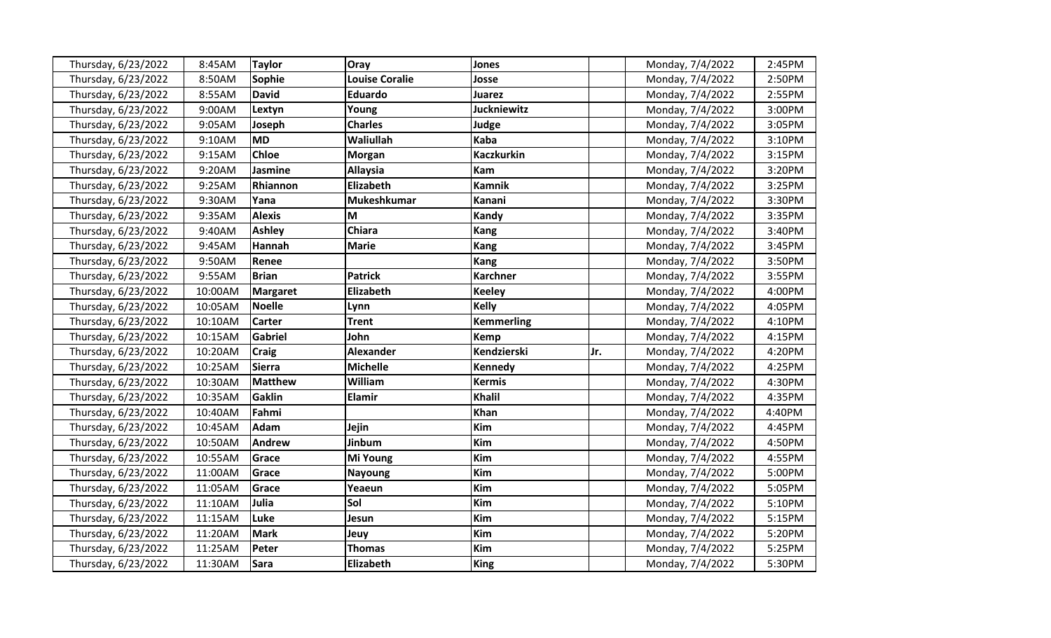| Thursday, 6/23/2022 | 8:45AM | **Taylor** | **Oray** | **Jones** | | Monday, 7/4/2022 | 2:45PM |
|---|---|---|---|---|---|---|---|
| Thursday, 6/23/2022 | 8:50AM | **Sophie** | **Louise Coralie** | **Josse** | | Monday, 7/4/2022 | 2:50PM |
| Thursday, 6/23/2022 | 8:55AM | **David** | **Eduardo** | **Juarez** | | Monday, 7/4/2022 | 2:55PM |
| Thursday, 6/23/2022 | 9:00AM | **Lextyn** | **Young** | **Juckniewitz** | | Monday, 7/4/2022 | 3:00PM |
| Thursday, 6/23/2022 | 9:05AM | **Joseph** | **Charles** | **Judge** | | Monday, 7/4/2022 | 3:05PM |
| Thursday, 6/23/2022 | 9:10AM | **MD** | **Waliullah** | **Kaba** | | Monday, 7/4/2022 | 3:10PM |
| Thursday, 6/23/2022 | 9:15AM | **Chloe** | **Morgan** | **Kaczkurkin** | | Monday, 7/4/2022 | 3:15PM |
| Thursday, 6/23/2022 | 9:20AM | **Jasmine** | **Allaysia** | **Kam** | | Monday, 7/4/2022 | 3:20PM |
| Thursday, 6/23/2022 | 9:25AM | **Rhiannon** | **Elizabeth** | **Kamnik** | | Monday, 7/4/2022 | 3:25PM |
| Thursday, 6/23/2022 | 9:30AM | **Yana** | **Mukeshkumar** | **Kanani** | | Monday, 7/4/2022 | 3:30PM |
| Thursday, 6/23/2022 | 9:35AM | **Alexis** | **M** | **Kandy** | | Monday, 7/4/2022 | 3:35PM |
| Thursday, 6/23/2022 | 9:40AM | **Ashley** | **Chiara** | **Kang** | | Monday, 7/4/2022 | 3:40PM |
| Thursday, 6/23/2022 | 9:45AM | **Hannah** | **Marie** | **Kang** | | Monday, 7/4/2022 | 3:45PM |
| Thursday, 6/23/2022 | 9:50AM | **Renee** | | **Kang** | | Monday, 7/4/2022 | 3:50PM |
| Thursday, 6/23/2022 | 9:55AM | **Brian** | **Patrick** | **Karchner** | | Monday, 7/4/2022 | 3:55PM |
| Thursday, 6/23/2022 | 10:00AM | **Margaret** | **Elizabeth** | **Keeley** | | Monday, 7/4/2022 | 4:00PM |
| Thursday, 6/23/2022 | 10:05AM | **Noelle** | **Lynn** | **Kelly** | | Monday, 7/4/2022 | 4:05PM |
| Thursday, 6/23/2022 | 10:10AM | **Carter** | **Trent** | **Kemmerling** | | Monday, 7/4/2022 | 4:10PM |
| Thursday, 6/23/2022 | 10:15AM | **Gabriel** | **John** | **Kemp** | | Monday, 7/4/2022 | 4:15PM |
| Thursday, 6/23/2022 | 10:20AM | **Craig** | **Alexander** | **Kendzierski** | **Jr.** | Monday, 7/4/2022 | 4:20PM |
| Thursday, 6/23/2022 | 10:25AM | **Sierra** | **Michelle** | **Kennedy** | | Monday, 7/4/2022 | 4:25PM |
| Thursday, 6/23/2022 | 10:30AM | **Matthew** | **William** | **Kermis** | | Monday, 7/4/2022 | 4:30PM |
| Thursday, 6/23/2022 | 10:35AM | **Gaklin** | **Elamir** | **Khalil** | | Monday, 7/4/2022 | 4:35PM |
| Thursday, 6/23/2022 | 10:40AM | **Fahmi** | | **Khan** | | Monday, 7/4/2022 | 4:40PM |
| Thursday, 6/23/2022 | 10:45AM | **Adam** | **Jejin** | **Kim** | | Monday, 7/4/2022 | 4:45PM |
| Thursday, 6/23/2022 | 10:50AM | **Andrew** | **Jinbum** | **Kim** | | Monday, 7/4/2022 | 4:50PM |
| Thursday, 6/23/2022 | 10:55AM | **Grace** | **Mi Young** | **Kim** | | Monday, 7/4/2022 | 4:55PM |
| Thursday, 6/23/2022 | 11:00AM | **Grace** | **Nayoung** | **Kim** | | Monday, 7/4/2022 | 5:00PM |
| Thursday, 6/23/2022 | 11:05AM | **Grace** | **Yeaeun** | **Kim** | | Monday, 7/4/2022 | 5:05PM |
| Thursday, 6/23/2022 | 11:10AM | **Julia** | **Sol** | **Kim** | | Monday, 7/4/2022 | 5:10PM |
| Thursday, 6/23/2022 | 11:15AM | **Luke** | **Jesun** | **Kim** | | Monday, 7/4/2022 | 5:15PM |
| Thursday, 6/23/2022 | 11:20AM | **Mark** | **Jeuy** | **Kim** | | Monday, 7/4/2022 | 5:20PM |
| Thursday, 6/23/2022 | 11:25AM | **Peter** | **Thomas** | **Kim** | | Monday, 7/4/2022 | 5:25PM |
| Thursday, 6/23/2022 | 11:30AM | **Sara** | **Elizabeth** | **King** | | Monday, 7/4/2022 | 5:30PM |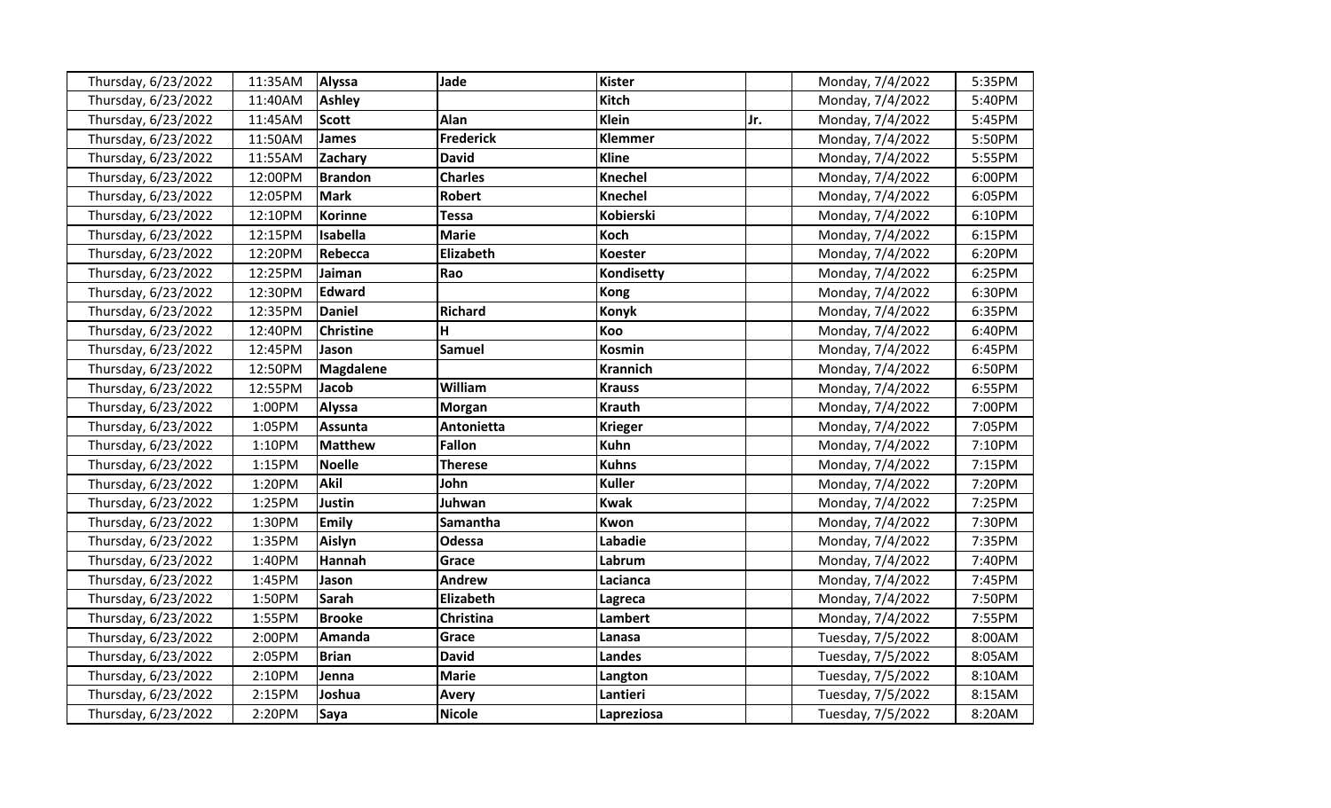| Thursday, 6/23/2022 | 11:35AM | **Alyssa** | **Jade** | **Kister** | | Monday, 7/4/2022 | 5:35PM |
|---|---|---|---|---|---|---|---|
| Thursday, 6/23/2022 | 11:40AM | **Ashley** | | **Kitch** | | Monday, 7/4/2022 | 5:40PM |
| Thursday, 6/23/2022 | 11:45AM | **Scott** | **Alan** | **Klein** | **Jr.** | Monday, 7/4/2022 | 5:45PM |
| Thursday, 6/23/2022 | 11:50AM | **James** | **Frederick** | **Klemmer** | | Monday, 7/4/2022 | 5:50PM |
| Thursday, 6/23/2022 | 11:55AM | **Zachary** | **David** | **Kline** | | Monday, 7/4/2022 | 5:55PM |
| Thursday, 6/23/2022 | 12:00PM | **Brandon** | **Charles** | **Knechel** | | Monday, 7/4/2022 | 6:00PM |
| Thursday, 6/23/2022 | 12:05PM | **Mark** | **Robert** | **Knechel** | | Monday, 7/4/2022 | 6:05PM |
| Thursday, 6/23/2022 | 12:10PM | **Korinne** | **Tessa** | **Kobierski** | | Monday, 7/4/2022 | 6:10PM |
| Thursday, 6/23/2022 | 12:15PM | **Isabella** | **Marie** | **Koch** | | Monday, 7/4/2022 | 6:15PM |
| Thursday, 6/23/2022 | 12:20PM | **Rebecca** | **Elizabeth** | **Koester** | | Monday, 7/4/2022 | 6:20PM |
| Thursday, 6/23/2022 | 12:25PM | **Jaiman** | **Rao** | **Kondisetty** | | Monday, 7/4/2022 | 6:25PM |
| Thursday, 6/23/2022 | 12:30PM | **Edward** | | **Kong** | | Monday, 7/4/2022 | 6:30PM |
| Thursday, 6/23/2022 | 12:35PM | **Daniel** | **Richard** | **Konyk** | | Monday, 7/4/2022 | 6:35PM |
| Thursday, 6/23/2022 | 12:40PM | **Christine** | **H** | **Koo** | | Monday, 7/4/2022 | 6:40PM |
| Thursday, 6/23/2022 | 12:45PM | **Jason** | **Samuel** | **Kosmin** | | Monday, 7/4/2022 | 6:45PM |
| Thursday, 6/23/2022 | 12:50PM | **Magdalene** | | **Krannich** | | Monday, 7/4/2022 | 6:50PM |
| Thursday, 6/23/2022 | 12:55PM | **Jacob** | **William** | **Krauss** | | Monday, 7/4/2022 | 6:55PM |
| Thursday, 6/23/2022 | 1:00PM | **Alyssa** | **Morgan** | **Krauth** | | Monday, 7/4/2022 | 7:00PM |
| Thursday, 6/23/2022 | 1:05PM | **Assunta** | **Antonietta** | **Krieger** | | Monday, 7/4/2022 | 7:05PM |
| Thursday, 6/23/2022 | 1:10PM | **Matthew** | **Fallon** | **Kuhn** | | Monday, 7/4/2022 | 7:10PM |
| Thursday, 6/23/2022 | 1:15PM | **Noelle** | **Therese** | **Kuhns** | | Monday, 7/4/2022 | 7:15PM |
| Thursday, 6/23/2022 | 1:20PM | **Akil** | **John** | **Kuller** | | Monday, 7/4/2022 | 7:20PM |
| Thursday, 6/23/2022 | 1:25PM | **Justin** | **Juhwan** | **Kwak** | | Monday, 7/4/2022 | 7:25PM |
| Thursday, 6/23/2022 | 1:30PM | **Emily** | **Samantha** | **Kwon** | | Monday, 7/4/2022 | 7:30PM |
| Thursday, 6/23/2022 | 1:35PM | **Aislyn** | **Odessa** | **Labadie** | | Monday, 7/4/2022 | 7:35PM |
| Thursday, 6/23/2022 | 1:40PM | **Hannah** | **Grace** | **Labrum** | | Monday, 7/4/2022 | 7:40PM |
| Thursday, 6/23/2022 | 1:45PM | **Jason** | **Andrew** | **Lacianca** | | Monday, 7/4/2022 | 7:45PM |
| Thursday, 6/23/2022 | 1:50PM | **Sarah** | **Elizabeth** | **Lagreca** | | Monday, 7/4/2022 | 7:50PM |
| Thursday, 6/23/2022 | 1:55PM | **Brooke** | **Christina** | **Lambert** | | Monday, 7/4/2022 | 7:55PM |
| Thursday, 6/23/2022 | 2:00PM | **Amanda** | **Grace** | **Lanasa** | | Tuesday, 7/5/2022 | 8:00AM |
| Thursday, 6/23/2022 | 2:05PM | **Brian** | **David** | **Landes** | | Tuesday, 7/5/2022 | 8:05AM |
| Thursday, 6/23/2022 | 2:10PM | **Jenna** | **Marie** | **Langton** | | Tuesday, 7/5/2022 | 8:10AM |
| Thursday, 6/23/2022 | 2:15PM | **Joshua** | **Avery** | **Lantieri** | | Tuesday, 7/5/2022 | 8:15AM |
| Thursday, 6/23/2022 | 2:20PM | **Saya** | **Nicole** | **Lapreziosa** | | Tuesday, 7/5/2022 | 8:20AM |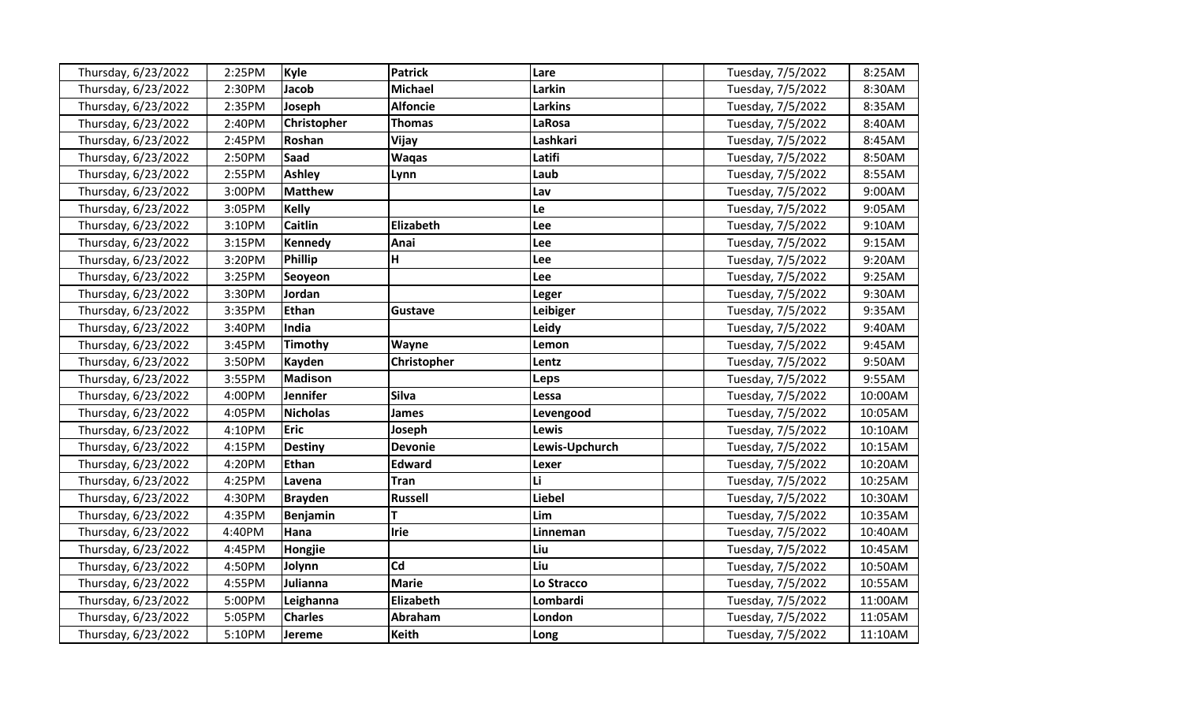| Thursday, 6/23/2022 | 2:25PM | **Kyle** | **Patrick** | **Lare** | | Tuesday, 7/5/2022 | 8:25AM |
|---|---|---|---|---|---|---|---|
| Thursday, 6/23/2022 | 2:30PM | **Jacob** | **Michael** | **Larkin** | | Tuesday, 7/5/2022 | 8:30AM |
| Thursday, 6/23/2022 | 2:35PM | **Joseph** | **Alfoncie** | **Larkins** | | Tuesday, 7/5/2022 | 8:35AM |
| Thursday, 6/23/2022 | 2:40PM | **Christopher** | **Thomas** | **LaRosa** | | Tuesday, 7/5/2022 | 8:40AM |
| Thursday, 6/23/2022 | 2:45PM | **Roshan** | **Vijay** | **Lashkari** | | Tuesday, 7/5/2022 | 8:45AM |
| Thursday, 6/23/2022 | 2:50PM | **Saad** | **Waqas** | **Latifi** | | Tuesday, 7/5/2022 | 8:50AM |
| Thursday, 6/23/2022 | 2:55PM | **Ashley** | **Lynn** | **Laub** | | Tuesday, 7/5/2022 | 8:55AM |
| Thursday, 6/23/2022 | 3:00PM | **Matthew** | | **Lav** | | Tuesday, 7/5/2022 | 9:00AM |
| Thursday, 6/23/2022 | 3:05PM | **Kelly** | | **Le** | | Tuesday, 7/5/2022 | 9:05AM |
| Thursday, 6/23/2022 | 3:10PM | **Caitlin** | **Elizabeth** | **Lee** | | Tuesday, 7/5/2022 | 9:10AM |
| Thursday, 6/23/2022 | 3:15PM | **Kennedy** | **Anai** | **Lee** | | Tuesday, 7/5/2022 | 9:15AM |
| Thursday, 6/23/2022 | 3:20PM | **Phillip** | **H** | **Lee** | | Tuesday, 7/5/2022 | 9:20AM |
| Thursday, 6/23/2022 | 3:25PM | **Seoyeon** | | **Lee** | | Tuesday, 7/5/2022 | 9:25AM |
| Thursday, 6/23/2022 | 3:30PM | **Jordan** | | **Leger** | | Tuesday, 7/5/2022 | 9:30AM |
| Thursday, 6/23/2022 | 3:35PM | **Ethan** | **Gustave** | **Leibiger** | | Tuesday, 7/5/2022 | 9:35AM |
| Thursday, 6/23/2022 | 3:40PM | **India** | | **Leidy** | | Tuesday, 7/5/2022 | 9:40AM |
| Thursday, 6/23/2022 | 3:45PM | **Timothy** | **Wayne** | **Lemon** | | Tuesday, 7/5/2022 | 9:45AM |
| Thursday, 6/23/2022 | 3:50PM | **Kayden** | **Christopher** | **Lentz** | | Tuesday, 7/5/2022 | 9:50AM |
| Thursday, 6/23/2022 | 3:55PM | **Madison** | | **Leps** | | Tuesday, 7/5/2022 | 9:55AM |
| Thursday, 6/23/2022 | 4:00PM | **Jennifer** | **Silva** | **Lessa** | | Tuesday, 7/5/2022 | 10:00AM |
| Thursday, 6/23/2022 | 4:05PM | **Nicholas** | **James** | **Levengood** | | Tuesday, 7/5/2022 | 10:05AM |
| Thursday, 6/23/2022 | 4:10PM | **Eric** | **Joseph** | **Lewis** | | Tuesday, 7/5/2022 | 10:10AM |
| Thursday, 6/23/2022 | 4:15PM | **Destiny** | **Devonie** | **Lewis-Upchurch** | | Tuesday, 7/5/2022 | 10:15AM |
| Thursday, 6/23/2022 | 4:20PM | **Ethan** | **Edward** | **Lexer** | | Tuesday, 7/5/2022 | 10:20AM |
| Thursday, 6/23/2022 | 4:25PM | **Lavena** | **Tran** | **Li** | | Tuesday, 7/5/2022 | 10:25AM |
| Thursday, 6/23/2022 | 4:30PM | **Brayden** | **Russell** | **Liebel** | | Tuesday, 7/5/2022 | 10:30AM |
| Thursday, 6/23/2022 | 4:35PM | **Benjamin** | **T** | **Lim** | | Tuesday, 7/5/2022 | 10:35AM |
| Thursday, 6/23/2022 | 4:40PM | **Hana** | **Irie** | **Linneman** | | Tuesday, 7/5/2022 | 10:40AM |
| Thursday, 6/23/2022 | 4:45PM | **Hongjie** | | **Liu** | | Tuesday, 7/5/2022 | 10:45AM |
| Thursday, 6/23/2022 | 4:50PM | **Jolynn** | **Cd** | **Liu** | | Tuesday, 7/5/2022 | 10:50AM |
| Thursday, 6/23/2022 | 4:55PM | **Julianna** | **Marie** | **Lo Stracco** | | Tuesday, 7/5/2022 | 10:55AM |
| Thursday, 6/23/2022 | 5:00PM | **Leighanna** | **Elizabeth** | **Lombardi** | | Tuesday, 7/5/2022 | 11:00AM |
| Thursday, 6/23/2022 | 5:05PM | **Charles** | **Abraham** | **London** | | Tuesday, 7/5/2022 | 11:05AM |
| Thursday, 6/23/2022 | 5:10PM | **Jereme** | **Keith** | **Long** | | Tuesday, 7/5/2022 | 11:10AM |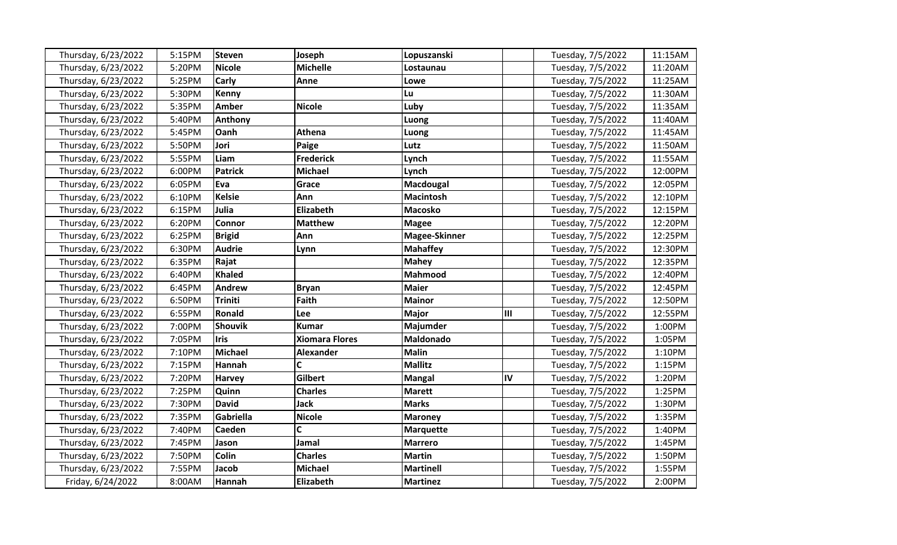| | | | | | | | |
|---|---|---|---|---|---|---|---|
| Thursday, 6/23/2022 | 5:15PM | **Steven** | **Joseph** | **Lopuszanski** | | Tuesday, 7/5/2022 | 11:15AM |
| Thursday, 6/23/2022 | 5:20PM | **Nicole** | **Michelle** | **Lostaunau** | | Tuesday, 7/5/2022 | 11:20AM |
| Thursday, 6/23/2022 | 5:25PM | **Carly** | **Anne** | **Lowe** | | Tuesday, 7/5/2022 | 11:25AM |
| Thursday, 6/23/2022 | 5:30PM | **Kenny** | | **Lu** | | Tuesday, 7/5/2022 | 11:30AM |
| Thursday, 6/23/2022 | 5:35PM | **Amber** | **Nicole** | **Luby** | | Tuesday, 7/5/2022 | 11:35AM |
| Thursday, 6/23/2022 | 5:40PM | **Anthony** | | **Luong** | | Tuesday, 7/5/2022 | 11:40AM |
| Thursday, 6/23/2022 | 5:45PM | **Oanh** | **Athena** | **Luong** | | Tuesday, 7/5/2022 | 11:45AM |
| Thursday, 6/23/2022 | 5:50PM | **Jori** | **Paige** | **Lutz** | | Tuesday, 7/5/2022 | 11:50AM |
| Thursday, 6/23/2022 | 5:55PM | **Liam** | **Frederick** | **Lynch** | | Tuesday, 7/5/2022 | 11:55AM |
| Thursday, 6/23/2022 | 6:00PM | **Patrick** | **Michael** | **Lynch** | | Tuesday, 7/5/2022 | 12:00PM |
| Thursday, 6/23/2022 | 6:05PM | **Eva** | **Grace** | **Macdougal** | | Tuesday, 7/5/2022 | 12:05PM |
| Thursday, 6/23/2022 | 6:10PM | **Kelsie** | **Ann** | **Macintosh** | | Tuesday, 7/5/2022 | 12:10PM |
| Thursday, 6/23/2022 | 6:15PM | **Julia** | **Elizabeth** | **Macosko** | | Tuesday, 7/5/2022 | 12:15PM |
| Thursday, 6/23/2022 | 6:20PM | **Connor** | **Matthew** | **Magee** | | Tuesday, 7/5/2022 | 12:20PM |
| Thursday, 6/23/2022 | 6:25PM | **Brigid** | **Ann** | **Magee-Skinner** | | Tuesday, 7/5/2022 | 12:25PM |
| Thursday, 6/23/2022 | 6:30PM | **Audrie** | **Lynn** | **Mahaffey** | | Tuesday, 7/5/2022 | 12:30PM |
| Thursday, 6/23/2022 | 6:35PM | **Rajat** | | **Mahey** | | Tuesday, 7/5/2022 | 12:35PM |
| Thursday, 6/23/2022 | 6:40PM | **Khaled** | | **Mahmood** | | Tuesday, 7/5/2022 | 12:40PM |
| Thursday, 6/23/2022 | 6:45PM | **Andrew** | **Bryan** | **Maier** | | Tuesday, 7/5/2022 | 12:45PM |
| Thursday, 6/23/2022 | 6:50PM | **Triniti** | **Faith** | **Mainor** | | Tuesday, 7/5/2022 | 12:50PM |
| Thursday, 6/23/2022 | 6:55PM | **Ronald** | **Lee** | **Major** | **III** | Tuesday, 7/5/2022 | 12:55PM |
| Thursday, 6/23/2022 | 7:00PM | **Shouvik** | **Kumar** | **Majumder** | | Tuesday, 7/5/2022 | 1:00PM |
| Thursday, 6/23/2022 | 7:05PM | **Iris** | **Xiomara Flores** | **Maldonado** | | Tuesday, 7/5/2022 | 1:05PM |
| Thursday, 6/23/2022 | 7:10PM | **Michael** | **Alexander** | **Malin** | | Tuesday, 7/5/2022 | 1:10PM |
| Thursday, 6/23/2022 | 7:15PM | **Hannah** | **C** | **Mallitz** | | Tuesday, 7/5/2022 | 1:15PM |
| Thursday, 6/23/2022 | 7:20PM | **Harvey** | **Gilbert** | **Mangal** | **IV** | Tuesday, 7/5/2022 | 1:20PM |
| Thursday, 6/23/2022 | 7:25PM | **Quinn** | **Charles** | **Marett** | | Tuesday, 7/5/2022 | 1:25PM |
| Thursday, 6/23/2022 | 7:30PM | **David** | **Jack** | **Marks** | | Tuesday, 7/5/2022 | 1:30PM |
| Thursday, 6/23/2022 | 7:35PM | **Gabriella** | **Nicole** | **Maroney** | | Tuesday, 7/5/2022 | 1:35PM |
| Thursday, 6/23/2022 | 7:40PM | **Caeden** | **C** | **Marquette** | | Tuesday, 7/5/2022 | 1:40PM |
| Thursday, 6/23/2022 | 7:45PM | **Jason** | **Jamal** | **Marrero** | | Tuesday, 7/5/2022 | 1:45PM |
| Thursday, 6/23/2022 | 7:50PM | **Colin** | **Charles** | **Martin** | | Tuesday, 7/5/2022 | 1:50PM |
| Thursday, 6/23/2022 | 7:55PM | **Jacob** | **Michael** | **Martinell** | | Tuesday, 7/5/2022 | 1:55PM |
| Friday, 6/24/2022 | 8:00AM | **Hannah** | **Elizabeth** | **Martinez** | | Tuesday, 7/5/2022 | 2:00PM |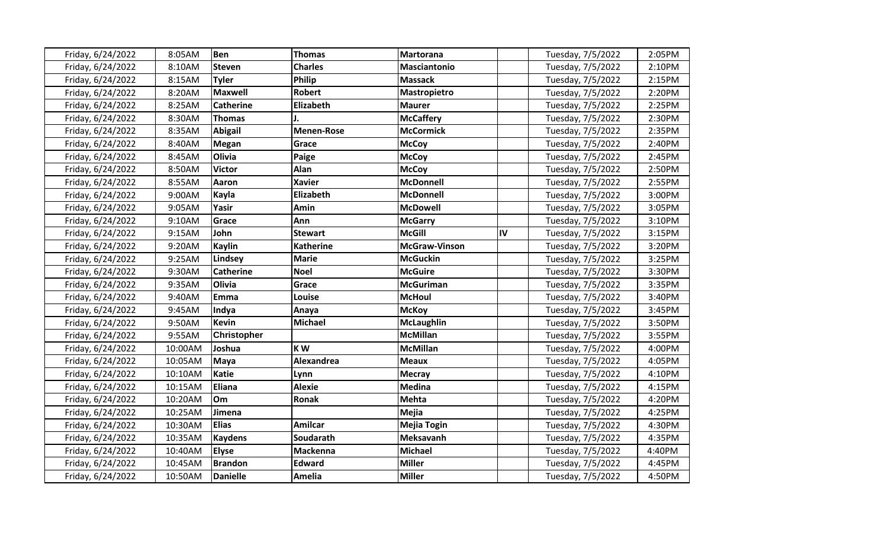| | | | | | | | |
|---|---|---|---|---|---|---|---|
| Friday, 6/24/2022 | 8:05AM | **Ben** | **Thomas** | **Martorana** | | Tuesday, 7/5/2022 | 2:05PM |
| Friday, 6/24/2022 | 8:10AM | **Steven** | **Charles** | **Masciantonio** | | Tuesday, 7/5/2022 | 2:10PM |
| Friday, 6/24/2022 | 8:15AM | **Tyler** | **Philip** | **Massack** | | Tuesday, 7/5/2022 | 2:15PM |
| Friday, 6/24/2022 | 8:20AM | **Maxwell** | **Robert** | **Mastropietro** | | Tuesday, 7/5/2022 | 2:20PM |
| Friday, 6/24/2022 | 8:25AM | **Catherine** | **Elizabeth** | **Maurer** | | Tuesday, 7/5/2022 | 2:25PM |
| Friday, 6/24/2022 | 8:30AM | **Thomas** | **J.** | **McCaffery** | | Tuesday, 7/5/2022 | 2:30PM |
| Friday, 6/24/2022 | 8:35AM | **Abigail** | **Menen-Rose** | **McCormick** | | Tuesday, 7/5/2022 | 2:35PM |
| Friday, 6/24/2022 | 8:40AM | **Megan** | **Grace** | **McCoy** | | Tuesday, 7/5/2022 | 2:40PM |
| Friday, 6/24/2022 | 8:45AM | **Olivia** | **Paige** | **McCoy** | | Tuesday, 7/5/2022 | 2:45PM |
| Friday, 6/24/2022 | 8:50AM | **Victor** | **Alan** | **McCoy** | | Tuesday, 7/5/2022 | 2:50PM |
| Friday, 6/24/2022 | 8:55AM | **Aaron** | **Xavier** | **McDonnell** | | Tuesday, 7/5/2022 | 2:55PM |
| Friday, 6/24/2022 | 9:00AM | **Kayla** | **Elizabeth** | **McDonnell** | | Tuesday, 7/5/2022 | 3:00PM |
| Friday, 6/24/2022 | 9:05AM | **Yasir** | **Amin** | **McDowell** | | Tuesday, 7/5/2022 | 3:05PM |
| Friday, 6/24/2022 | 9:10AM | **Grace** | **Ann** | **McGarry** | | Tuesday, 7/5/2022 | 3:10PM |
| Friday, 6/24/2022 | 9:15AM | **John** | **Stewart** | **McGill** | **IV** | Tuesday, 7/5/2022 | 3:15PM |
| Friday, 6/24/2022 | 9:20AM | **Kaylin** | **Katherine** | **McGraw-Vinson** | | Tuesday, 7/5/2022 | 3:20PM |
| Friday, 6/24/2022 | 9:25AM | **Lindsey** | **Marie** | **McGuckin** | | Tuesday, 7/5/2022 | 3:25PM |
| Friday, 6/24/2022 | 9:30AM | **Catherine** | **Noel** | **McGuire** | | Tuesday, 7/5/2022 | 3:30PM |
| Friday, 6/24/2022 | 9:35AM | **Olivia** | **Grace** | **McGuriman** | | Tuesday, 7/5/2022 | 3:35PM |
| Friday, 6/24/2022 | 9:40AM | **Emma** | **Louise** | **McHoul** | | Tuesday, 7/5/2022 | 3:40PM |
| Friday, 6/24/2022 | 9:45AM | **Indya** | **Anaya** | **McKoy** | | Tuesday, 7/5/2022 | 3:45PM |
| Friday, 6/24/2022 | 9:50AM | **Kevin** | **Michael** | **McLaughlin** | | Tuesday, 7/5/2022 | 3:50PM |
| Friday, 6/24/2022 | 9:55AM | **Christopher** | | **McMillan** | | Tuesday, 7/5/2022 | 3:55PM |
| Friday, 6/24/2022 | 10:00AM | **Joshua** | **K W** | **McMillan** | | Tuesday, 7/5/2022 | 4:00PM |
| Friday, 6/24/2022 | 10:05AM | **Maya** | **Alexandrea** | **Meaux** | | Tuesday, 7/5/2022 | 4:05PM |
| Friday, 6/24/2022 | 10:10AM | **Katie** | **Lynn** | **Mecray** | | Tuesday, 7/5/2022 | 4:10PM |
| Friday, 6/24/2022 | 10:15AM | **Eliana** | **Alexie** | **Medina** | | Tuesday, 7/5/2022 | 4:15PM |
| Friday, 6/24/2022 | 10:20AM | **Om** | **Ronak** | **Mehta** | | Tuesday, 7/5/2022 | 4:20PM |
| Friday, 6/24/2022 | 10:25AM | **Jimena** | | **Mejia** | | Tuesday, 7/5/2022 | 4:25PM |
| Friday, 6/24/2022 | 10:30AM | **Elias** | **Amilcar** | **Mejia Togin** | | Tuesday, 7/5/2022 | 4:30PM |
| Friday, 6/24/2022 | 10:35AM | **Kaydens** | **Soudarath** | **Meksavanh** | | Tuesday, 7/5/2022 | 4:35PM |
| Friday, 6/24/2022 | 10:40AM | **Elyse** | **Mackenna** | **Michael** | | Tuesday, 7/5/2022 | 4:40PM |
| Friday, 6/24/2022 | 10:45AM | **Brandon** | **Edward** | **Miller** | | Tuesday, 7/5/2022 | 4:45PM |
| Friday, 6/24/2022 | 10:50AM | **Danielle** | **Amelia** | **Miller** | | Tuesday, 7/5/2022 | 4:50PM |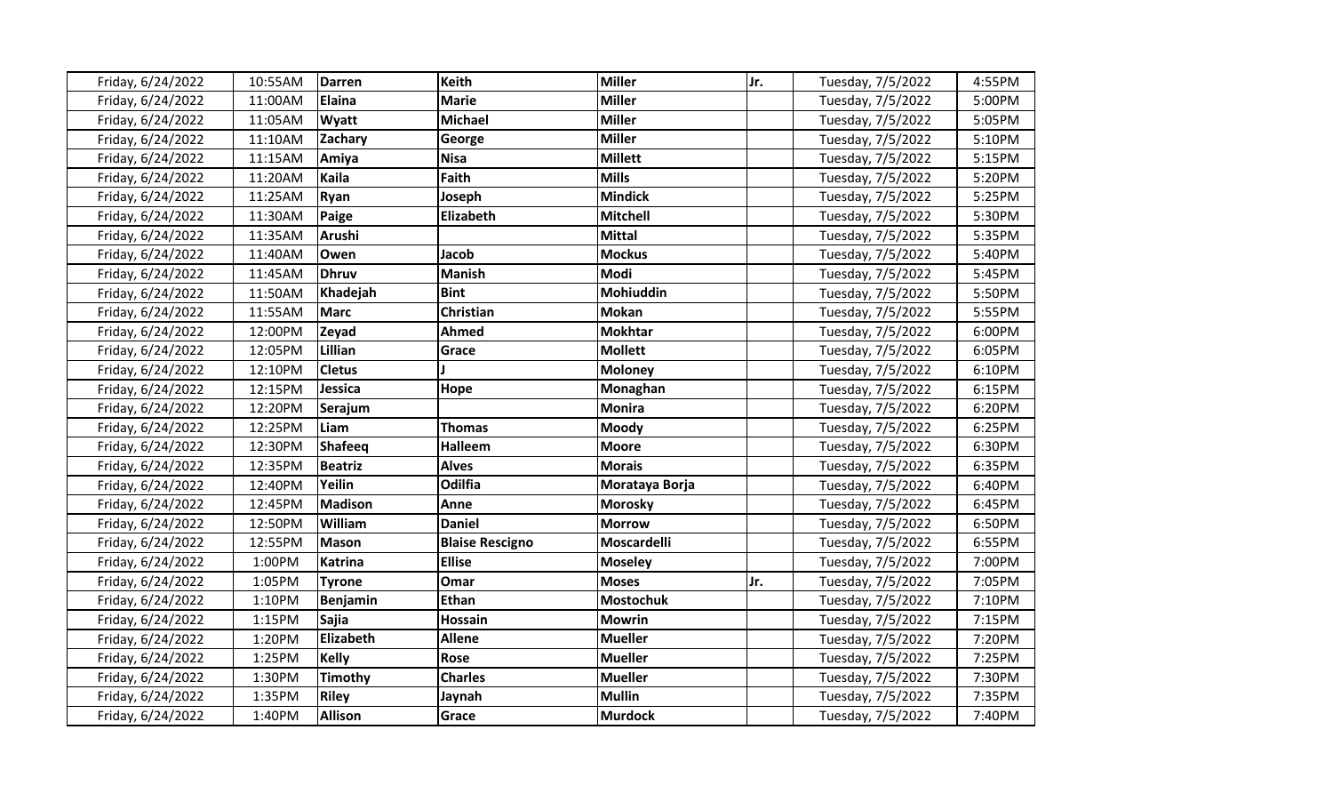| Friday, 6/24/2022 | 10:55AM | **Darren** | **Keith** | **Miller** | **Jr.** | Tuesday, 7/5/2022 | 4:55PM |
|---|---|---|---|---|---|---|---|
| Friday, 6/24/2022 | 11:00AM | **Elaina** | **Marie** | **Miller** | | Tuesday, 7/5/2022 | 5:00PM |
| Friday, 6/24/2022 | 11:05AM | **Wyatt** | **Michael** | **Miller** | | Tuesday, 7/5/2022 | 5:05PM |
| Friday, 6/24/2022 | 11:10AM | **Zachary** | **George** | **Miller** | | Tuesday, 7/5/2022 | 5:10PM |
| Friday, 6/24/2022 | 11:15AM | **Amiya** | **Nisa** | **Millett** | | Tuesday, 7/5/2022 | 5:15PM |
| Friday, 6/24/2022 | 11:20AM | **Kaila** | **Faith** | **Mills** | | Tuesday, 7/5/2022 | 5:20PM |
| Friday, 6/24/2022 | 11:25AM | **Ryan** | **Joseph** | **Mindick** | | Tuesday, 7/5/2022 | 5:25PM |
| Friday, 6/24/2022 | 11:30AM | **Paige** | **Elizabeth** | **Mitchell** | | Tuesday, 7/5/2022 | 5:30PM |
| Friday, 6/24/2022 | 11:35AM | **Arushi** | | **Mittal** | | Tuesday, 7/5/2022 | 5:35PM |
| Friday, 6/24/2022 | 11:40AM | **Owen** | **Jacob** | **Mockus** | | Tuesday, 7/5/2022 | 5:40PM |
| Friday, 6/24/2022 | 11:45AM | **Dhruv** | **Manish** | **Modi** | | Tuesday, 7/5/2022 | 5:45PM |
| Friday, 6/24/2022 | 11:50AM | **Khadejah** | **Bint** | **Mohiuddin** | | Tuesday, 7/5/2022 | 5:50PM |
| Friday, 6/24/2022 | 11:55AM | **Marc** | **Christian** | **Mokan** | | Tuesday, 7/5/2022 | 5:55PM |
| Friday, 6/24/2022 | 12:00PM | **Zeyad** | **Ahmed** | **Mokhtar** | | Tuesday, 7/5/2022 | 6:00PM |
| Friday, 6/24/2022 | 12:05PM | **Lillian** | **Grace** | **Mollett** | | Tuesday, 7/5/2022 | 6:05PM |
| Friday, 6/24/2022 | 12:10PM | **Cletus** | **J** | **Moloney** | | Tuesday, 7/5/2022 | 6:10PM |
| Friday, 6/24/2022 | 12:15PM | **Jessica** | **Hope** | **Monaghan** | | Tuesday, 7/5/2022 | 6:15PM |
| Friday, 6/24/2022 | 12:20PM | **Serajum** | | **Monira** | | Tuesday, 7/5/2022 | 6:20PM |
| Friday, 6/24/2022 | 12:25PM | **Liam** | **Thomas** | **Moody** | | Tuesday, 7/5/2022 | 6:25PM |
| Friday, 6/24/2022 | 12:30PM | **Shafeeq** | **Halleem** | **Moore** | | Tuesday, 7/5/2022 | 6:30PM |
| Friday, 6/24/2022 | 12:35PM | **Beatriz** | **Alves** | **Morais** | | Tuesday, 7/5/2022 | 6:35PM |
| Friday, 6/24/2022 | 12:40PM | **Yeilin** | **Odilfia** | **Morataya Borja** | | Tuesday, 7/5/2022 | 6:40PM |
| Friday, 6/24/2022 | 12:45PM | **Madison** | **Anne** | **Morosky** | | Tuesday, 7/5/2022 | 6:45PM |
| Friday, 6/24/2022 | 12:50PM | **William** | **Daniel** | **Morrow** | | Tuesday, 7/5/2022 | 6:50PM |
| Friday, 6/24/2022 | 12:55PM | **Mason** | **Blaise Rescigno** | **Moscardelli** | | Tuesday, 7/5/2022 | 6:55PM |
| Friday, 6/24/2022 | 1:00PM | **Katrina** | **Ellise** | **Moseley** | | Tuesday, 7/5/2022 | 7:00PM |
| Friday, 6/24/2022 | 1:05PM | **Tyrone** | **Omar** | **Moses** | **Jr.** | Tuesday, 7/5/2022 | 7:05PM |
| Friday, 6/24/2022 | 1:10PM | **Benjamin** | **Ethan** | **Mostochuk** | | Tuesday, 7/5/2022 | 7:10PM |
| Friday, 6/24/2022 | 1:15PM | **Sajia** | **Hossain** | **Mowrin** | | Tuesday, 7/5/2022 | 7:15PM |
| Friday, 6/24/2022 | 1:20PM | **Elizabeth** | **Allene** | **Mueller** | | Tuesday, 7/5/2022 | 7:20PM |
| Friday, 6/24/2022 | 1:25PM | **Kelly** | **Rose** | **Mueller** | | Tuesday, 7/5/2022 | 7:25PM |
| Friday, 6/24/2022 | 1:30PM | **Timothy** | **Charles** | **Mueller** | | Tuesday, 7/5/2022 | 7:30PM |
| Friday, 6/24/2022 | 1:35PM | **Riley** | **Jaynah** | **Mullin** | | Tuesday, 7/5/2022 | 7:35PM |
| Friday, 6/24/2022 | 1:40PM | **Allison** | **Grace** | **Murdock** | | Tuesday, 7/5/2022 | 7:40PM |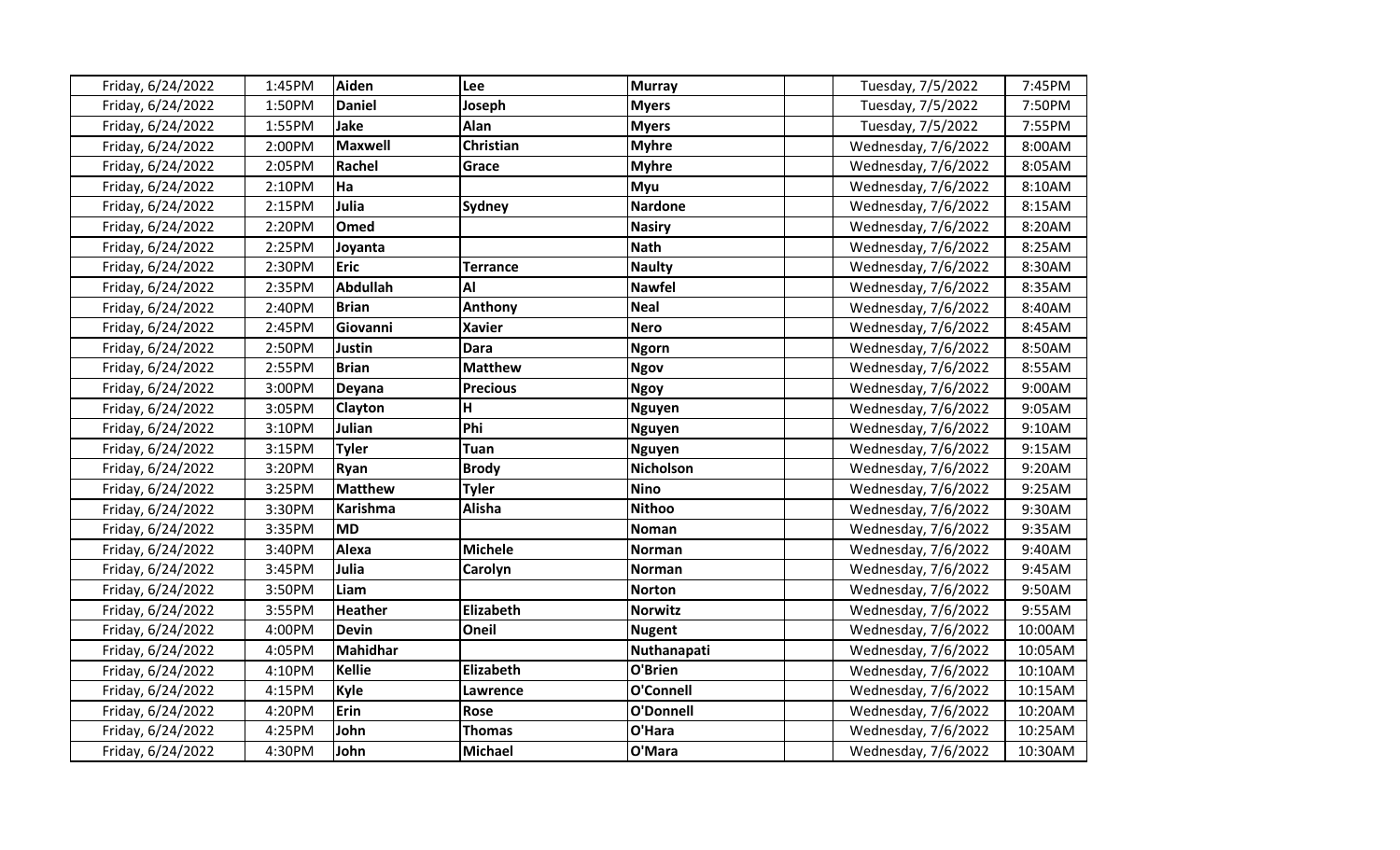| | | | | | | | |
|---|---|---|---|---|---|---|---|
| Friday, 6/24/2022 | 1:45PM | **Aiden** | **Lee** | **Murray** | | Tuesday, 7/5/2022 | 7:45PM |
| Friday, 6/24/2022 | 1:50PM | **Daniel** | **Joseph** | **Myers** | | Tuesday, 7/5/2022 | 7:50PM |
| Friday, 6/24/2022 | 1:55PM | **Jake** | **Alan** | **Myers** | | Tuesday, 7/5/2022 | 7:55PM |
| Friday, 6/24/2022 | 2:00PM | **Maxwell** | **Christian** | **Myhre** | | Wednesday, 7/6/2022 | 8:00AM |
| Friday, 6/24/2022 | 2:05PM | **Rachel** | **Grace** | **Myhre** | | Wednesday, 7/6/2022 | 8:05AM |
| Friday, 6/24/2022 | 2:10PM | **Ha** | | **Myu** | | Wednesday, 7/6/2022 | 8:10AM |
| Friday, 6/24/2022 | 2:15PM | **Julia** | **Sydney** | **Nardone** | | Wednesday, 7/6/2022 | 8:15AM |
| Friday, 6/24/2022 | 2:20PM | **Omed** | | **Nasiry** | | Wednesday, 7/6/2022 | 8:20AM |
| Friday, 6/24/2022 | 2:25PM | **Joyanta** | | **Nath** | | Wednesday, 7/6/2022 | 8:25AM |
| Friday, 6/24/2022 | 2:30PM | **Eric** | **Terrance** | **Naulty** | | Wednesday, 7/6/2022 | 8:30AM |
| Friday, 6/24/2022 | 2:35PM | **Abdullah** | **Al** | **Nawfel** | | Wednesday, 7/6/2022 | 8:35AM |
| Friday, 6/24/2022 | 2:40PM | **Brian** | **Anthony** | **Neal** | | Wednesday, 7/6/2022 | 8:40AM |
| Friday, 6/24/2022 | 2:45PM | **Giovanni** | **Xavier** | **Nero** | | Wednesday, 7/6/2022 | 8:45AM |
| Friday, 6/24/2022 | 2:50PM | **Justin** | **Dara** | **Ngorn** | | Wednesday, 7/6/2022 | 8:50AM |
| Friday, 6/24/2022 | 2:55PM | **Brian** | **Matthew** | **Ngov** | | Wednesday, 7/6/2022 | 8:55AM |
| Friday, 6/24/2022 | 3:00PM | **Deyana** | **Precious** | **Ngoy** | | Wednesday, 7/6/2022 | 9:00AM |
| Friday, 6/24/2022 | 3:05PM | **Clayton** | **H** | **Nguyen** | | Wednesday, 7/6/2022 | 9:05AM |
| Friday, 6/24/2022 | 3:10PM | **Julian** | **Phi** | **Nguyen** | | Wednesday, 7/6/2022 | 9:10AM |
| Friday, 6/24/2022 | 3:15PM | **Tyler** | **Tuan** | **Nguyen** | | Wednesday, 7/6/2022 | 9:15AM |
| Friday, 6/24/2022 | 3:20PM | **Ryan** | **Brody** | **Nicholson** | | Wednesday, 7/6/2022 | 9:20AM |
| Friday, 6/24/2022 | 3:25PM | **Matthew** | **Tyler** | **Nino** | | Wednesday, 7/6/2022 | 9:25AM |
| Friday, 6/24/2022 | 3:30PM | **Karishma** | **Alisha** | **Nithoo** | | Wednesday, 7/6/2022 | 9:30AM |
| Friday, 6/24/2022 | 3:35PM | **MD** | | **Noman** | | Wednesday, 7/6/2022 | 9:35AM |
| Friday, 6/24/2022 | 3:40PM | **Alexa** | **Michele** | **Norman** | | Wednesday, 7/6/2022 | 9:40AM |
| Friday, 6/24/2022 | 3:45PM | **Julia** | **Carolyn** | **Norman** | | Wednesday, 7/6/2022 | 9:45AM |
| Friday, 6/24/2022 | 3:50PM | **Liam** | | **Norton** | | Wednesday, 7/6/2022 | 9:50AM |
| Friday, 6/24/2022 | 3:55PM | **Heather** | **Elizabeth** | **Norwitz** | | Wednesday, 7/6/2022 | 9:55AM |
| Friday, 6/24/2022 | 4:00PM | **Devin** | **Oneil** | **Nugent** | | Wednesday, 7/6/2022 | 10:00AM |
| Friday, 6/24/2022 | 4:05PM | **Mahidhar** | | **Nuthanapati** | | Wednesday, 7/6/2022 | 10:05AM |
| Friday, 6/24/2022 | 4:10PM | **Kellie** | **Elizabeth** | **O'Brien** | | Wednesday, 7/6/2022 | 10:10AM |
| Friday, 6/24/2022 | 4:15PM | **Kyle** | **Lawrence** | **O'Connell** | | Wednesday, 7/6/2022 | 10:15AM |
| Friday, 6/24/2022 | 4:20PM | **Erin** | **Rose** | **O'Donnell** | | Wednesday, 7/6/2022 | 10:20AM |
| Friday, 6/24/2022 | 4:25PM | **John** | **Thomas** | **O'Hara** | | Wednesday, 7/6/2022 | 10:25AM |
| Friday, 6/24/2022 | 4:30PM | **John** | **Michael** | **O'Mara** | | Wednesday, 7/6/2022 | 10:30AM |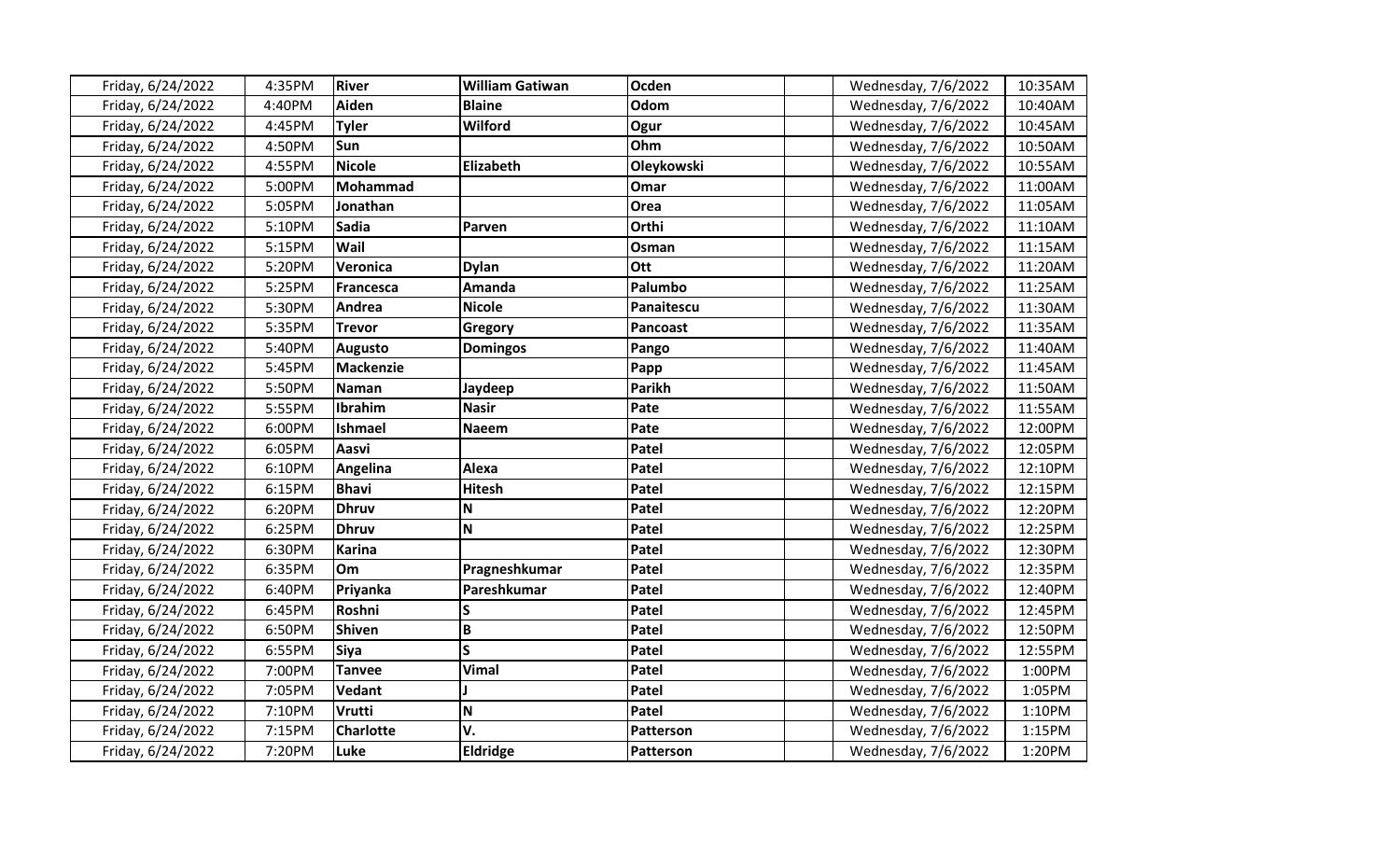| | | | | | | | |
|---|---|---|---|---|---|---|---|
| Friday, 6/24/2022 | 4:35PM | **River** | **William Gatiwan** | **Ocden** | | Wednesday, 7/6/2022 | 10:35AM |
| Friday, 6/24/2022 | 4:40PM | **Aiden** | **Blaine** | **Odom** | | Wednesday, 7/6/2022 | 10:40AM |
| Friday, 6/24/2022 | 4:45PM | **Tyler** | **Wilford** | **Ogur** | | Wednesday, 7/6/2022 | 10:45AM |
| Friday, 6/24/2022 | 4:50PM | **Sun** | | **Ohm** | | Wednesday, 7/6/2022 | 10:50AM |
| Friday, 6/24/2022 | 4:55PM | **Nicole** | **Elizabeth** | **Oleykowski** | | Wednesday, 7/6/2022 | 10:55AM |
| Friday, 6/24/2022 | 5:00PM | **Mohammad** | | **Omar** | | Wednesday, 7/6/2022 | 11:00AM |
| Friday, 6/24/2022 | 5:05PM | **Jonathan** | | **Orea** | | Wednesday, 7/6/2022 | 11:05AM |
| Friday, 6/24/2022 | 5:10PM | **Sadia** | **Parven** | **Orthi** | | Wednesday, 7/6/2022 | 11:10AM |
| Friday, 6/24/2022 | 5:15PM | **Wail** | | **Osman** | | Wednesday, 7/6/2022 | 11:15AM |
| Friday, 6/24/2022 | 5:20PM | **Veronica** | **Dylan** | **Ott** | | Wednesday, 7/6/2022 | 11:20AM |
| Friday, 6/24/2022 | 5:25PM | **Francesca** | **Amanda** | **Palumbo** | | Wednesday, 7/6/2022 | 11:25AM |
| Friday, 6/24/2022 | 5:30PM | **Andrea** | **Nicole** | **Panaitescu** | | Wednesday, 7/6/2022 | 11:30AM |
| Friday, 6/24/2022 | 5:35PM | **Trevor** | **Gregory** | **Pancoast** | | Wednesday, 7/6/2022 | 11:35AM |
| Friday, 6/24/2022 | 5:40PM | **Augusto** | **Domingos** | **Pango** | | Wednesday, 7/6/2022 | 11:40AM |
| Friday, 6/24/2022 | 5:45PM | **Mackenzie** | | **Papp** | | Wednesday, 7/6/2022 | 11:45AM |
| Friday, 6/24/2022 | 5:50PM | **Naman** | **Jaydeep** | **Parikh** | | Wednesday, 7/6/2022 | 11:50AM |
| Friday, 6/24/2022 | 5:55PM | **Ibrahim** | **Nasir** | **Pate** | | Wednesday, 7/6/2022 | 11:55AM |
| Friday, 6/24/2022 | 6:00PM | **Ishmael** | **Naeem** | **Pate** | | Wednesday, 7/6/2022 | 12:00PM |
| Friday, 6/24/2022 | 6:05PM | **Aasvi** | | **Patel** | | Wednesday, 7/6/2022 | 12:05PM |
| Friday, 6/24/2022 | 6:10PM | **Angelina** | **Alexa** | **Patel** | | Wednesday, 7/6/2022 | 12:10PM |
| Friday, 6/24/2022 | 6:15PM | **Bhavi** | **Hitesh** | **Patel** | | Wednesday, 7/6/2022 | 12:15PM |
| Friday, 6/24/2022 | 6:20PM | **Dhruv** | **N** | **Patel** | | Wednesday, 7/6/2022 | 12:20PM |
| Friday, 6/24/2022 | 6:25PM | **Dhruv** | **N** | **Patel** | | Wednesday, 7/6/2022 | 12:25PM |
| Friday, 6/24/2022 | 6:30PM | **Karina** | | **Patel** | | Wednesday, 7/6/2022 | 12:30PM |
| Friday, 6/24/2022 | 6:35PM | **Om** | **Pragneshkumar** | **Patel** | | Wednesday, 7/6/2022 | 12:35PM |
| Friday, 6/24/2022 | 6:40PM | **Priyanka** | **Pareshkumar** | **Patel** | | Wednesday, 7/6/2022 | 12:40PM |
| Friday, 6/24/2022 | 6:45PM | **Roshni** | **S** | **Patel** | | Wednesday, 7/6/2022 | 12:45PM |
| Friday, 6/24/2022 | 6:50PM | **Shiven** | **B** | **Patel** | | Wednesday, 7/6/2022 | 12:50PM |
| Friday, 6/24/2022 | 6:55PM | **Siya** | **S** | **Patel** | | Wednesday, 7/6/2022 | 12:55PM |
| Friday, 6/24/2022 | 7:00PM | **Tanvee** | **Vimal** | **Patel** | | Wednesday, 7/6/2022 | 1:00PM |
| Friday, 6/24/2022 | 7:05PM | **Vedant** | **J** | **Patel** | | Wednesday, 7/6/2022 | 1:05PM |
| Friday, 6/24/2022 | 7:10PM | **Vrutti** | **N** | **Patel** | | Wednesday, 7/6/2022 | 1:10PM |
| Friday, 6/24/2022 | 7:15PM | **Charlotte** | **V.** | **Patterson** | | Wednesday, 7/6/2022 | 1:15PM |
| Friday, 6/24/2022 | 7:20PM | **Luke** | **Eldridge** | **Patterson** | | Wednesday, 7/6/2022 | 1:20PM |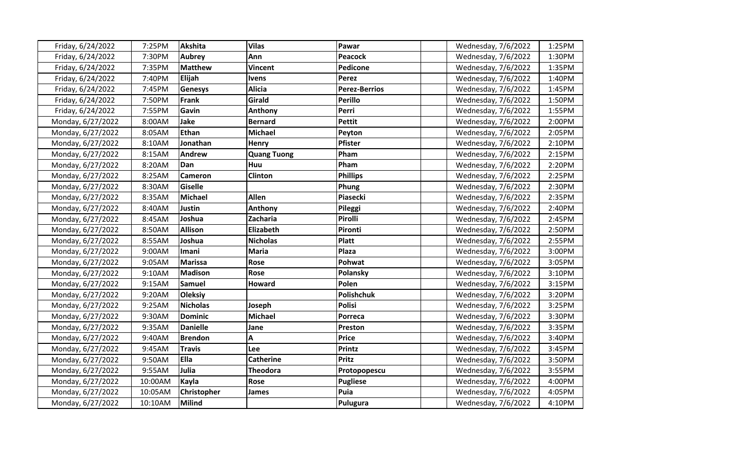| | | | | | | | |
|---|---|---|---|---|---|---|---|
| Friday, 6/24/2022 | 7:25PM | **Akshita** | **Vilas** | **Pawar** | | Wednesday, 7/6/2022 | 1:25PM |
| Friday, 6/24/2022 | 7:30PM | **Aubrey** | **Ann** | **Peacock** | | Wednesday, 7/6/2022 | 1:30PM |
| Friday, 6/24/2022 | 7:35PM | **Matthew** | **Vincent** | **Pedicone** | | Wednesday, 7/6/2022 | 1:35PM |
| Friday, 6/24/2022 | 7:40PM | **Elijah** | **Ivens** | **Perez** | | Wednesday, 7/6/2022 | 1:40PM |
| Friday, 6/24/2022 | 7:45PM | **Genesys** | **Alicia** | **Perez-Berrios** | | Wednesday, 7/6/2022 | 1:45PM |
| Friday, 6/24/2022 | 7:50PM | **Frank** | **Girald** | **Perillo** | | Wednesday, 7/6/2022 | 1:50PM |
| Friday, 6/24/2022 | 7:55PM | **Gavin** | **Anthony** | **Perri** | | Wednesday, 7/6/2022 | 1:55PM |
| Monday, 6/27/2022 | 8:00AM | **Jake** | **Bernard** | **Pettit** | | Wednesday, 7/6/2022 | 2:00PM |
| Monday, 6/27/2022 | 8:05AM | **Ethan** | **Michael** | **Peyton** | | Wednesday, 7/6/2022 | 2:05PM |
| Monday, 6/27/2022 | 8:10AM | **Jonathan** | **Henry** | **Pfister** | | Wednesday, 7/6/2022 | 2:10PM |
| Monday, 6/27/2022 | 8:15AM | **Andrew** | **Quang Tuong** | **Pham** | | Wednesday, 7/6/2022 | 2:15PM |
| Monday, 6/27/2022 | 8:20AM | **Dan** | **Huu** | **Pham** | | Wednesday, 7/6/2022 | 2:20PM |
| Monday, 6/27/2022 | 8:25AM | **Cameron** | **Clinton** | **Phillips** | | Wednesday, 7/6/2022 | 2:25PM |
| Monday, 6/27/2022 | 8:30AM | **Giselle** | | **Phung** | | Wednesday, 7/6/2022 | 2:30PM |
| Monday, 6/27/2022 | 8:35AM | **Michael** | **Allen** | **Piasecki** | | Wednesday, 7/6/2022 | 2:35PM |
| Monday, 6/27/2022 | 8:40AM | **Justin** | **Anthony** | **Pileggi** | | Wednesday, 7/6/2022 | 2:40PM |
| Monday, 6/27/2022 | 8:45AM | **Joshua** | **Zacharia** | **Pirolli** | | Wednesday, 7/6/2022 | 2:45PM |
| Monday, 6/27/2022 | 8:50AM | **Allison** | **Elizabeth** | **Pironti** | | Wednesday, 7/6/2022 | 2:50PM |
| Monday, 6/27/2022 | 8:55AM | **Joshua** | **Nicholas** | **Platt** | | Wednesday, 7/6/2022 | 2:55PM |
| Monday, 6/27/2022 | 9:00AM | **Imani** | **Maria** | **Plaza** | | Wednesday, 7/6/2022 | 3:00PM |
| Monday, 6/27/2022 | 9:05AM | **Marissa** | **Rose** | **Pohwat** | | Wednesday, 7/6/2022 | 3:05PM |
| Monday, 6/27/2022 | 9:10AM | **Madison** | **Rose** | **Polansky** | | Wednesday, 7/6/2022 | 3:10PM |
| Monday, 6/27/2022 | 9:15AM | **Samuel** | **Howard** | **Polen** | | Wednesday, 7/6/2022 | 3:15PM |
| Monday, 6/27/2022 | 9:20AM | **Oleksiy** | | **Polishchuk** | | Wednesday, 7/6/2022 | 3:20PM |
| Monday, 6/27/2022 | 9:25AM | **Nicholas** | **Joseph** | **Polisi** | | Wednesday, 7/6/2022 | 3:25PM |
| Monday, 6/27/2022 | 9:30AM | **Dominic** | **Michael** | **Porreca** | | Wednesday, 7/6/2022 | 3:30PM |
| Monday, 6/27/2022 | 9:35AM | **Danielle** | **Jane** | **Preston** | | Wednesday, 7/6/2022 | 3:35PM |
| Monday, 6/27/2022 | 9:40AM | **Brendon** | **A** | **Price** | | Wednesday, 7/6/2022 | 3:40PM |
| Monday, 6/27/2022 | 9:45AM | **Travis** | **Lee** | **Printz** | | Wednesday, 7/6/2022 | 3:45PM |
| Monday, 6/27/2022 | 9:50AM | **Ella** | **Catherine** | **Pritz** | | Wednesday, 7/6/2022 | 3:50PM |
| Monday, 6/27/2022 | 9:55AM | **Julia** | **Theodora** | **Protopopescu** | | Wednesday, 7/6/2022 | 3:55PM |
| Monday, 6/27/2022 | 10:00AM | **Kayla** | **Rose** | **Pugliese** | | Wednesday, 7/6/2022 | 4:00PM |
| Monday, 6/27/2022 | 10:05AM | **Christopher** | **James** | **Puia** | | Wednesday, 7/6/2022 | 4:05PM |
| Monday, 6/27/2022 | 10:10AM | **Milind** | | **Pulugura** | | Wednesday, 7/6/2022 | 4:10PM |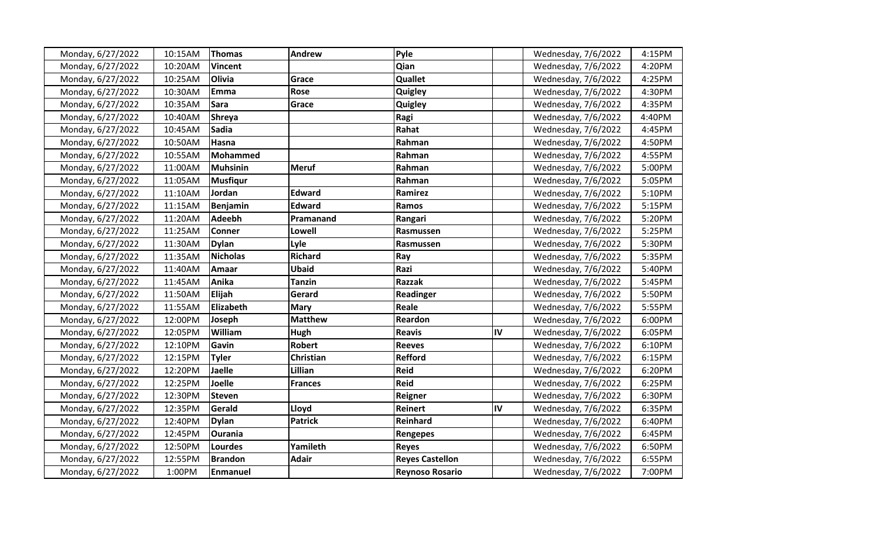| | | | | | | | |
|---|---|---|---|---|---|---|---|
| Monday, 6/27/2022 | 10:15AM | **Thomas** | **Andrew** | **Pyle** | | Wednesday, 7/6/2022 | 4:15PM |
| Monday, 6/27/2022 | 10:20AM | **Vincent** | | **Qian** | | Wednesday, 7/6/2022 | 4:20PM |
| Monday, 6/27/2022 | 10:25AM | **Olivia** | **Grace** | **Quallet** | | Wednesday, 7/6/2022 | 4:25PM |
| Monday, 6/27/2022 | 10:30AM | **Emma** | **Rose** | **Quigley** | | Wednesday, 7/6/2022 | 4:30PM |
| Monday, 6/27/2022 | 10:35AM | **Sara** | **Grace** | **Quigley** | | Wednesday, 7/6/2022 | 4:35PM |
| Monday, 6/27/2022 | 10:40AM | **Shreya** | | **Ragi** | | Wednesday, 7/6/2022 | 4:40PM |
| Monday, 6/27/2022 | 10:45AM | **Sadia** | | **Rahat** | | Wednesday, 7/6/2022 | 4:45PM |
| Monday, 6/27/2022 | 10:50AM | **Hasna** | | **Rahman** | | Wednesday, 7/6/2022 | 4:50PM |
| Monday, 6/27/2022 | 10:55AM | **Mohammed** | | **Rahman** | | Wednesday, 7/6/2022 | 4:55PM |
| Monday, 6/27/2022 | 11:00AM | **Muhsinin** | **Meruf** | **Rahman** | | Wednesday, 7/6/2022 | 5:00PM |
| Monday, 6/27/2022 | 11:05AM | **Musfiqur** | | **Rahman** | | Wednesday, 7/6/2022 | 5:05PM |
| Monday, 6/27/2022 | 11:10AM | **Jordan** | **Edward** | **Ramirez** | | Wednesday, 7/6/2022 | 5:10PM |
| Monday, 6/27/2022 | 11:15AM | **Benjamin** | **Edward** | **Ramos** | | Wednesday, 7/6/2022 | 5:15PM |
| Monday, 6/27/2022 | 11:20AM | **Adeebh** | **Pramanand** | **Rangari** | | Wednesday, 7/6/2022 | 5:20PM |
| Monday, 6/27/2022 | 11:25AM | **Conner** | **Lowell** | **Rasmussen** | | Wednesday, 7/6/2022 | 5:25PM |
| Monday, 6/27/2022 | 11:30AM | **Dylan** | **Lyle** | **Rasmussen** | | Wednesday, 7/6/2022 | 5:30PM |
| Monday, 6/27/2022 | 11:35AM | **Nicholas** | **Richard** | **Ray** | | Wednesday, 7/6/2022 | 5:35PM |
| Monday, 6/27/2022 | 11:40AM | **Amaar** | **Ubaid** | **Razi** | | Wednesday, 7/6/2022 | 5:40PM |
| Monday, 6/27/2022 | 11:45AM | **Anika** | **Tanzin** | **Razzak** | | Wednesday, 7/6/2022 | 5:45PM |
| Monday, 6/27/2022 | 11:50AM | **Elijah** | **Gerard** | **Readinger** | | Wednesday, 7/6/2022 | 5:50PM |
| Monday, 6/27/2022 | 11:55AM | **Elizabeth** | **Mary** | **Reale** | | Wednesday, 7/6/2022 | 5:55PM |
| Monday, 6/27/2022 | 12:00PM | **Joseph** | **Matthew** | **Reardon** | | Wednesday, 7/6/2022 | 6:00PM |
| Monday, 6/27/2022 | 12:05PM | **William** | **Hugh** | **Reavis** | **IV** | Wednesday, 7/6/2022 | 6:05PM |
| Monday, 6/27/2022 | 12:10PM | **Gavin** | **Robert** | **Reeves** | | Wednesday, 7/6/2022 | 6:10PM |
| Monday, 6/27/2022 | 12:15PM | **Tyler** | **Christian** | **Refford** | | Wednesday, 7/6/2022 | 6:15PM |
| Monday, 6/27/2022 | 12:20PM | **Jaelle** | **Lillian** | **Reid** | | Wednesday, 7/6/2022 | 6:20PM |
| Monday, 6/27/2022 | 12:25PM | **Joelle** | **Frances** | **Reid** | | Wednesday, 7/6/2022 | 6:25PM |
| Monday, 6/27/2022 | 12:30PM | **Steven** | | **Reigner** | | Wednesday, 7/6/2022 | 6:30PM |
| Monday, 6/27/2022 | 12:35PM | **Gerald** | **Lloyd** | **Reinert** | **IV** | Wednesday, 7/6/2022 | 6:35PM |
| Monday, 6/27/2022 | 12:40PM | **Dylan** | **Patrick** | **Reinhard** | | Wednesday, 7/6/2022 | 6:40PM |
| Monday, 6/27/2022 | 12:45PM | **Ourania** | | **Rengepes** | | Wednesday, 7/6/2022 | 6:45PM |
| Monday, 6/27/2022 | 12:50PM | **Lourdes** | **Yamileth** | **Reyes** | | Wednesday, 7/6/2022 | 6:50PM |
| Monday, 6/27/2022 | 12:55PM | **Brandon** | **Adair** | **Reyes Castellon** | | Wednesday, 7/6/2022 | 6:55PM |
| Monday, 6/27/2022 | 1:00PM | **Enmanuel** | | **Reynoso Rosario** | | Wednesday, 7/6/2022 | 7:00PM |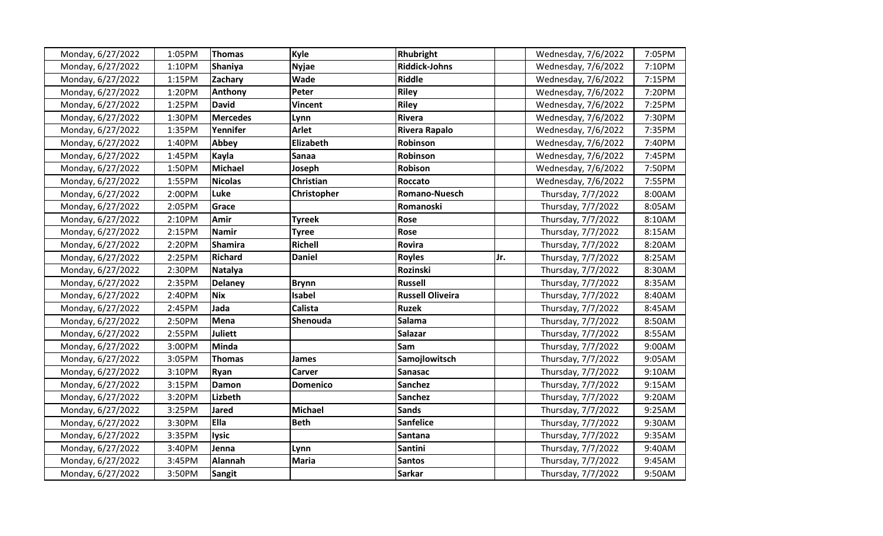| | | | | | | | |
|---|---|---|---|---|---|---|---|
| Monday, 6/27/2022 | 1:05PM | **Thomas** | **Kyle** | **Rhubright** | | Wednesday, 7/6/2022 | 7:05PM |
| Monday, 6/27/2022 | 1:10PM | **Shaniya** | **Nyjae** | **Riddick-Johns** | | Wednesday, 7/6/2022 | 7:10PM |
| Monday, 6/27/2022 | 1:15PM | **Zachary** | **Wade** | **Riddle** | | Wednesday, 7/6/2022 | 7:15PM |
| Monday, 6/27/2022 | 1:20PM | **Anthony** | **Peter** | **Riley** | | Wednesday, 7/6/2022 | 7:20PM |
| Monday, 6/27/2022 | 1:25PM | **David** | **Vincent** | **Riley** | | Wednesday, 7/6/2022 | 7:25PM |
| Monday, 6/27/2022 | 1:30PM | **Mercedes** | **Lynn** | **Rivera** | | Wednesday, 7/6/2022 | 7:30PM |
| Monday, 6/27/2022 | 1:35PM | **Yennifer** | **Arlet** | **Rivera Rapalo** | | Wednesday, 7/6/2022 | 7:35PM |
| Monday, 6/27/2022 | 1:40PM | **Abbey** | **Elizabeth** | **Robinson** | | Wednesday, 7/6/2022 | 7:40PM |
| Monday, 6/27/2022 | 1:45PM | **Kayla** | **Sanaa** | **Robinson** | | Wednesday, 7/6/2022 | 7:45PM |
| Monday, 6/27/2022 | 1:50PM | **Michael** | **Joseph** | **Robison** | | Wednesday, 7/6/2022 | 7:50PM |
| Monday, 6/27/2022 | 1:55PM | **Nicolas** | **Christian** | **Roccato** | | Wednesday, 7/6/2022 | 7:55PM |
| Monday, 6/27/2022 | 2:00PM | **Luke** | **Christopher** | **Romano-Nuesch** | | Thursday, 7/7/2022 | 8:00AM |
| Monday, 6/27/2022 | 2:05PM | **Grace** | | **Romanoski** | | Thursday, 7/7/2022 | 8:05AM |
| Monday, 6/27/2022 | 2:10PM | **Amir** | **Tyreek** | **Rose** | | Thursday, 7/7/2022 | 8:10AM |
| Monday, 6/27/2022 | 2:15PM | **Namir** | **Tyree** | **Rose** | | Thursday, 7/7/2022 | 8:15AM |
| Monday, 6/27/2022 | 2:20PM | **Shamira** | **Richell** | **Rovira** | | Thursday, 7/7/2022 | 8:20AM |
| Monday, 6/27/2022 | 2:25PM | **Richard** | **Daniel** | **Royles** | **Jr.** | Thursday, 7/7/2022 | 8:25AM |
| Monday, 6/27/2022 | 2:30PM | **Natalya** | | **Rozinski** | | Thursday, 7/7/2022 | 8:30AM |
| Monday, 6/27/2022 | 2:35PM | **Delaney** | **Brynn** | **Russell** | | Thursday, 7/7/2022 | 8:35AM |
| Monday, 6/27/2022 | 2:40PM | **Nix** | **Isabel** | **Russell Oliveira** | | Thursday, 7/7/2022 | 8:40AM |
| Monday, 6/27/2022 | 2:45PM | **Jada** | **Calista** | **Ruzek** | | Thursday, 7/7/2022 | 8:45AM |
| Monday, 6/27/2022 | 2:50PM | **Mena** | **Shenouda** | **Salama** | | Thursday, 7/7/2022 | 8:50AM |
| Monday, 6/27/2022 | 2:55PM | **Juliett** | | **Salazar** | | Thursday, 7/7/2022 | 8:55AM |
| Monday, 6/27/2022 | 3:00PM | **Minda** | | **Sam** | | Thursday, 7/7/2022 | 9:00AM |
| Monday, 6/27/2022 | 3:05PM | **Thomas** | **James** | **Samojlowitsch** | | Thursday, 7/7/2022 | 9:05AM |
| Monday, 6/27/2022 | 3:10PM | **Ryan** | **Carver** | **Sanasac** | | Thursday, 7/7/2022 | 9:10AM |
| Monday, 6/27/2022 | 3:15PM | **Damon** | **Domenico** | **Sanchez** | | Thursday, 7/7/2022 | 9:15AM |
| Monday, 6/27/2022 | 3:20PM | **Lizbeth** | | **Sanchez** | | Thursday, 7/7/2022 | 9:20AM |
| Monday, 6/27/2022 | 3:25PM | **Jared** | **Michael** | **Sands** | | Thursday, 7/7/2022 | 9:25AM |
| Monday, 6/27/2022 | 3:30PM | **Ella** | **Beth** | **Sanfelice** | | Thursday, 7/7/2022 | 9:30AM |
| Monday, 6/27/2022 | 3:35PM | **Iysic** | | **Santana** | | Thursday, 7/7/2022 | 9:35AM |
| Monday, 6/27/2022 | 3:40PM | **Jenna** | **Lynn** | **Santini** | | Thursday, 7/7/2022 | 9:40AM |
| Monday, 6/27/2022 | 3:45PM | **Alannah** | **Maria** | **Santos** | | Thursday, 7/7/2022 | 9:45AM |
| Monday, 6/27/2022 | 3:50PM | **Sangit** | | **Sarkar** | | Thursday, 7/7/2022 | 9:50AM |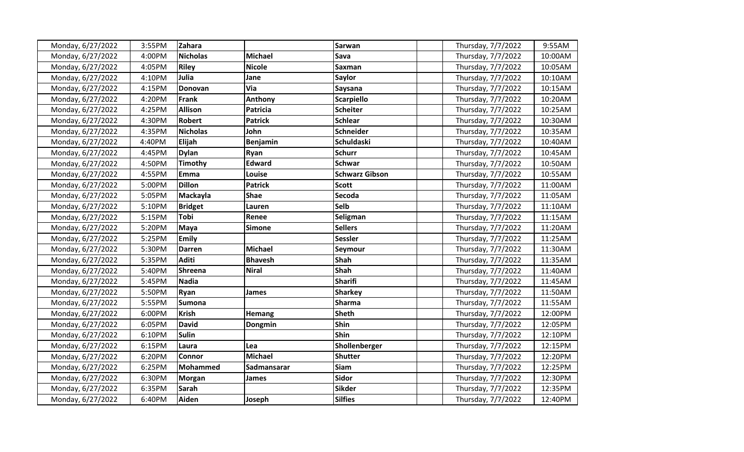| Monday, 6/27/2022 | 3:55PM | **Zahara** | | **Sarwan** | | Thursday, 7/7/2022 | 9:55AM |
|---|---|---|---|---|---|---|---|
| Monday, 6/27/2022 | 4:00PM | **Nicholas** | **Michael** | **Sava** | | Thursday, 7/7/2022 | 10:00AM |
| Monday, 6/27/2022 | 4:05PM | **Riley** | **Nicole** | **Saxman** | | Thursday, 7/7/2022 | 10:05AM |
| Monday, 6/27/2022 | 4:10PM | **Julia** | **Jane** | **Saylor** | | Thursday, 7/7/2022 | 10:10AM |
| Monday, 6/27/2022 | 4:15PM | **Donovan** | **Via** | **Saysana** | | Thursday, 7/7/2022 | 10:15AM |
| Monday, 6/27/2022 | 4:20PM | **Frank** | **Anthony** | **Scarpiello** | | Thursday, 7/7/2022 | 10:20AM |
| Monday, 6/27/2022 | 4:25PM | **Allison** | **Patricia** | **Scheiter** | | Thursday, 7/7/2022 | 10:25AM |
| Monday, 6/27/2022 | 4:30PM | **Robert** | **Patrick** | **Schlear** | | Thursday, 7/7/2022 | 10:30AM |
| Monday, 6/27/2022 | 4:35PM | **Nicholas** | **John** | **Schneider** | | Thursday, 7/7/2022 | 10:35AM |
| Monday, 6/27/2022 | 4:40PM | **Elijah** | **Benjamin** | **Schuldaski** | | Thursday, 7/7/2022 | 10:40AM |
| Monday, 6/27/2022 | 4:45PM | **Dylan** | **Ryan** | **Schurr** | | Thursday, 7/7/2022 | 10:45AM |
| Monday, 6/27/2022 | 4:50PM | **Timothy** | **Edward** | **Schwar** | | Thursday, 7/7/2022 | 10:50AM |
| Monday, 6/27/2022 | 4:55PM | **Emma** | **Louise** | **Schwarz Gibson** | | Thursday, 7/7/2022 | 10:55AM |
| Monday, 6/27/2022 | 5:00PM | **Dillon** | **Patrick** | **Scott** | | Thursday, 7/7/2022 | 11:00AM |
| Monday, 6/27/2022 | 5:05PM | **Mackayla** | **Shae** | **Secoda** | | Thursday, 7/7/2022 | 11:05AM |
| Monday, 6/27/2022 | 5:10PM | **Bridget** | **Lauren** | **Selb** | | Thursday, 7/7/2022 | 11:10AM |
| Monday, 6/27/2022 | 5:15PM | **Tobi** | **Renee** | **Seligman** | | Thursday, 7/7/2022 | 11:15AM |
| Monday, 6/27/2022 | 5:20PM | **Maya** | **Simone** | **Sellers** | | Thursday, 7/7/2022 | 11:20AM |
| Monday, 6/27/2022 | 5:25PM | **Emily** | | **Sessler** | | Thursday, 7/7/2022 | 11:25AM |
| Monday, 6/27/2022 | 5:30PM | **Darren** | **Michael** | **Seymour** | | Thursday, 7/7/2022 | 11:30AM |
| Monday, 6/27/2022 | 5:35PM | **Aditi** | **Bhavesh** | **Shah** | | Thursday, 7/7/2022 | 11:35AM |
| Monday, 6/27/2022 | 5:40PM | **Shreena** | **Niral** | **Shah** | | Thursday, 7/7/2022 | 11:40AM |
| Monday, 6/27/2022 | 5:45PM | **Nadia** | | **Sharifi** | | Thursday, 7/7/2022 | 11:45AM |
| Monday, 6/27/2022 | 5:50PM | **Ryan** | **James** | **Sharkey** | | Thursday, 7/7/2022 | 11:50AM |
| Monday, 6/27/2022 | 5:55PM | **Sumona** | | **Sharma** | | Thursday, 7/7/2022 | 11:55AM |
| Monday, 6/27/2022 | 6:00PM | **Krish** | **Hemang** | **Sheth** | | Thursday, 7/7/2022 | 12:00PM |
| Monday, 6/27/2022 | 6:05PM | **David** | **Dongmin** | **Shin** | | Thursday, 7/7/2022 | 12:05PM |
| Monday, 6/27/2022 | 6:10PM | **Sulin** | | **Shin** | | Thursday, 7/7/2022 | 12:10PM |
| Monday, 6/27/2022 | 6:15PM | **Laura** | **Lea** | **Shollenberger** | | Thursday, 7/7/2022 | 12:15PM |
| Monday, 6/27/2022 | 6:20PM | **Connor** | **Michael** | **Shutter** | | Thursday, 7/7/2022 | 12:20PM |
| Monday, 6/27/2022 | 6:25PM | **Mohammed** | **Sadmansarar** | **Siam** | | Thursday, 7/7/2022 | 12:25PM |
| Monday, 6/27/2022 | 6:30PM | **Morgan** | **James** | **Sidor** | | Thursday, 7/7/2022 | 12:30PM |
| Monday, 6/27/2022 | 6:35PM | **Sarah** | | **Sikder** | | Thursday, 7/7/2022 | 12:35PM |
| Monday, 6/27/2022 | 6:40PM | **Aiden** | **Joseph** | **Silfies** | | Thursday, 7/7/2022 | 12:40PM |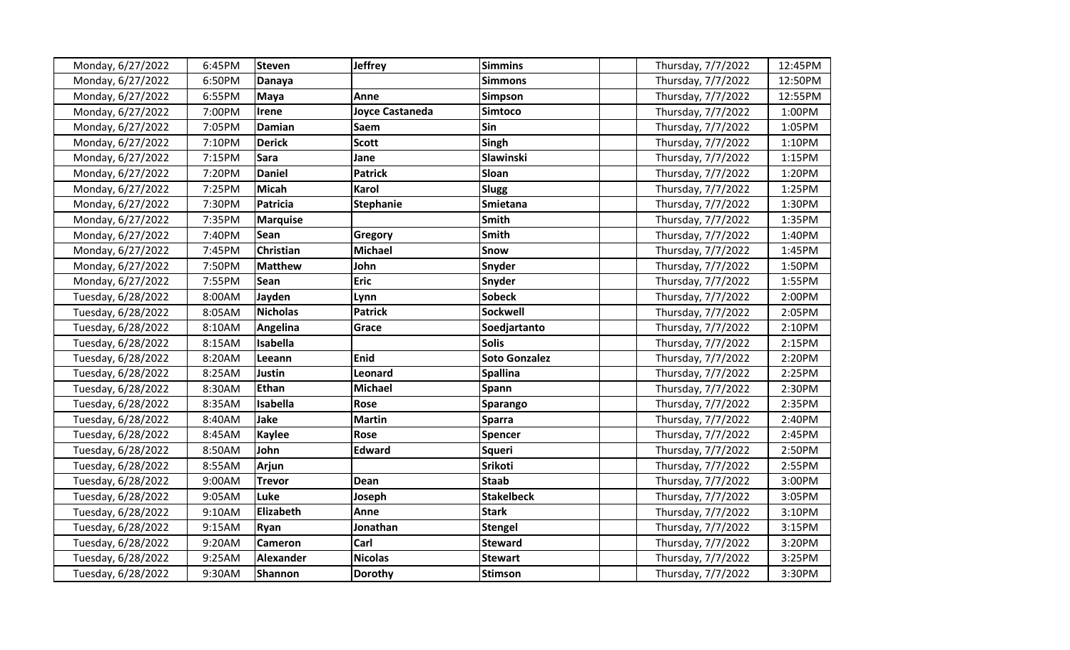| Monday, 6/27/2022 | 6:45PM | **Steven** | **Jeffrey** | **Simmins** | | Thursday, 7/7/2022 | 12:45PM |
|---|---|---|---|---|---|---|---|
| Monday, 6/27/2022 | 6:50PM | **Danaya** | | **Simmons** | | Thursday, 7/7/2022 | 12:50PM |
| Monday, 6/27/2022 | 6:55PM | **Maya** | **Anne** | **Simpson** | | Thursday, 7/7/2022 | 12:55PM |
| Monday, 6/27/2022 | 7:00PM | **Irene** | **Joyce Castaneda** | **Simtoco** | | Thursday, 7/7/2022 | 1:00PM |
| Monday, 6/27/2022 | 7:05PM | **Damian** | **Saem** | **Sin** | | Thursday, 7/7/2022 | 1:05PM |
| Monday, 6/27/2022 | 7:10PM | **Derick** | **Scott** | **Singh** | | Thursday, 7/7/2022 | 1:10PM |
| Monday, 6/27/2022 | 7:15PM | **Sara** | **Jane** | **Slawinski** | | Thursday, 7/7/2022 | 1:15PM |
| Monday, 6/27/2022 | 7:20PM | **Daniel** | **Patrick** | **Sloan** | | Thursday, 7/7/2022 | 1:20PM |
| Monday, 6/27/2022 | 7:25PM | **Micah** | **Karol** | **Slugg** | | Thursday, 7/7/2022 | 1:25PM |
| Monday, 6/27/2022 | 7:30PM | **Patricia** | **Stephanie** | **Smietana** | | Thursday, 7/7/2022 | 1:30PM |
| Monday, 6/27/2022 | 7:35PM | **Marquise** | | **Smith** | | Thursday, 7/7/2022 | 1:35PM |
| Monday, 6/27/2022 | 7:40PM | **Sean** | **Gregory** | **Smith** | | Thursday, 7/7/2022 | 1:40PM |
| Monday, 6/27/2022 | 7:45PM | **Christian** | **Michael** | **Snow** | | Thursday, 7/7/2022 | 1:45PM |
| Monday, 6/27/2022 | 7:50PM | **Matthew** | **John** | **Snyder** | | Thursday, 7/7/2022 | 1:50PM |
| Monday, 6/27/2022 | 7:55PM | **Sean** | **Eric** | **Snyder** | | Thursday, 7/7/2022 | 1:55PM |
| Tuesday, 6/28/2022 | 8:00AM | **Jayden** | **Lynn** | **Sobeck** | | Thursday, 7/7/2022 | 2:00PM |
| Tuesday, 6/28/2022 | 8:05AM | **Nicholas** | **Patrick** | **Sockwell** | | Thursday, 7/7/2022 | 2:05PM |
| Tuesday, 6/28/2022 | 8:10AM | **Angelina** | **Grace** | **Soedjartanto** | | Thursday, 7/7/2022 | 2:10PM |
| Tuesday, 6/28/2022 | 8:15AM | **Isabella** | | **Solis** | | Thursday, 7/7/2022 | 2:15PM |
| Tuesday, 6/28/2022 | 8:20AM | **Leeann** | **Enid** | **Soto Gonzalez** | | Thursday, 7/7/2022 | 2:20PM |
| Tuesday, 6/28/2022 | 8:25AM | **Justin** | **Leonard** | **Spallina** | | Thursday, 7/7/2022 | 2:25PM |
| Tuesday, 6/28/2022 | 8:30AM | **Ethan** | **Michael** | **Spann** | | Thursday, 7/7/2022 | 2:30PM |
| Tuesday, 6/28/2022 | 8:35AM | **Isabella** | **Rose** | **Sparango** | | Thursday, 7/7/2022 | 2:35PM |
| Tuesday, 6/28/2022 | 8:40AM | **Jake** | **Martin** | **Sparra** | | Thursday, 7/7/2022 | 2:40PM |
| Tuesday, 6/28/2022 | 8:45AM | **Kaylee** | **Rose** | **Spencer** | | Thursday, 7/7/2022 | 2:45PM |
| Tuesday, 6/28/2022 | 8:50AM | **John** | **Edward** | **Squeri** | | Thursday, 7/7/2022 | 2:50PM |
| Tuesday, 6/28/2022 | 8:55AM | **Arjun** | | **Srikoti** | | Thursday, 7/7/2022 | 2:55PM |
| Tuesday, 6/28/2022 | 9:00AM | **Trevor** | **Dean** | **Staab** | | Thursday, 7/7/2022 | 3:00PM |
| Tuesday, 6/28/2022 | 9:05AM | **Luke** | **Joseph** | **Stakelbeck** | | Thursday, 7/7/2022 | 3:05PM |
| Tuesday, 6/28/2022 | 9:10AM | **Elizabeth** | **Anne** | **Stark** | | Thursday, 7/7/2022 | 3:10PM |
| Tuesday, 6/28/2022 | 9:15AM | **Ryan** | **Jonathan** | **Stengel** | | Thursday, 7/7/2022 | 3:15PM |
| Tuesday, 6/28/2022 | 9:20AM | **Cameron** | **Carl** | **Steward** | | Thursday, 7/7/2022 | 3:20PM |
| Tuesday, 6/28/2022 | 9:25AM | **Alexander** | **Nicolas** | **Stewart** | | Thursday, 7/7/2022 | 3:25PM |
| Tuesday, 6/28/2022 | 9:30AM | **Shannon** | **Dorothy** | **Stimson** | | Thursday, 7/7/2022 | 3:30PM |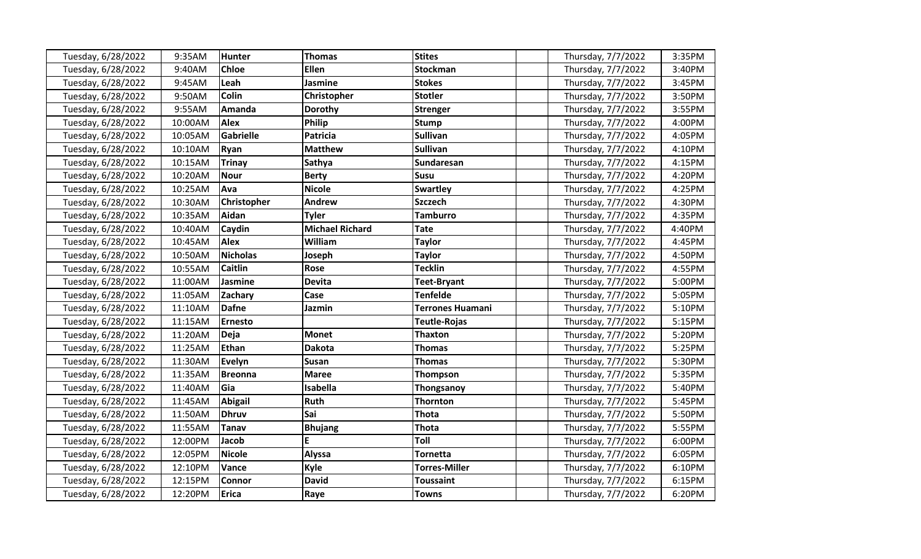| | | | | | | | |
|---|---|---|---|---|---|---|---|
| Tuesday, 6/28/2022 | 9:35AM | **Hunter** | **Thomas** | **Stites** | | Thursday, 7/7/2022 | 3:35PM |
| Tuesday, 6/28/2022 | 9:40AM | **Chloe** | **Ellen** | **Stockman** | | Thursday, 7/7/2022 | 3:40PM |
| Tuesday, 6/28/2022 | 9:45AM | **Leah** | **Jasmine** | **Stokes** | | Thursday, 7/7/2022 | 3:45PM |
| Tuesday, 6/28/2022 | 9:50AM | **Colin** | **Christopher** | **Stotler** | | Thursday, 7/7/2022 | 3:50PM |
| Tuesday, 6/28/2022 | 9:55AM | **Amanda** | **Dorothy** | **Strenger** | | Thursday, 7/7/2022 | 3:55PM |
| Tuesday, 6/28/2022 | 10:00AM | **Alex** | **Philip** | **Stump** | | Thursday, 7/7/2022 | 4:00PM |
| Tuesday, 6/28/2022 | 10:05AM | **Gabrielle** | **Patricia** | **Sullivan** | | Thursday, 7/7/2022 | 4:05PM |
| Tuesday, 6/28/2022 | 10:10AM | **Ryan** | **Matthew** | **Sullivan** | | Thursday, 7/7/2022 | 4:10PM |
| Tuesday, 6/28/2022 | 10:15AM | **Trinay** | **Sathya** | **Sundaresan** | | Thursday, 7/7/2022 | 4:15PM |
| Tuesday, 6/28/2022 | 10:20AM | **Nour** | **Berty** | **Susu** | | Thursday, 7/7/2022 | 4:20PM |
| Tuesday, 6/28/2022 | 10:25AM | **Ava** | **Nicole** | **Swartley** | | Thursday, 7/7/2022 | 4:25PM |
| Tuesday, 6/28/2022 | 10:30AM | **Christopher** | **Andrew** | **Szczech** | | Thursday, 7/7/2022 | 4:30PM |
| Tuesday, 6/28/2022 | 10:35AM | **Aidan** | **Tyler** | **Tamburro** | | Thursday, 7/7/2022 | 4:35PM |
| Tuesday, 6/28/2022 | 10:40AM | **Caydin** | **Michael Richard** | **Tate** | | Thursday, 7/7/2022 | 4:40PM |
| Tuesday, 6/28/2022 | 10:45AM | **Alex** | **William** | **Taylor** | | Thursday, 7/7/2022 | 4:45PM |
| Tuesday, 6/28/2022 | 10:50AM | **Nicholas** | **Joseph** | **Taylor** | | Thursday, 7/7/2022 | 4:50PM |
| Tuesday, 6/28/2022 | 10:55AM | **Caitlin** | **Rose** | **Tecklin** | | Thursday, 7/7/2022 | 4:55PM |
| Tuesday, 6/28/2022 | 11:00AM | **Jasmine** | **Devita** | **Teet-Bryant** | | Thursday, 7/7/2022 | 5:00PM |
| Tuesday, 6/28/2022 | 11:05AM | **Zachary** | **Case** | **Tenfelde** | | Thursday, 7/7/2022 | 5:05PM |
| Tuesday, 6/28/2022 | 11:10AM | **Dafne** | **Jazmin** | **Terrones Huamani** | | Thursday, 7/7/2022 | 5:10PM |
| Tuesday, 6/28/2022 | 11:15AM | **Ernesto** | | **Teutle-Rojas** | | Thursday, 7/7/2022 | 5:15PM |
| Tuesday, 6/28/2022 | 11:20AM | **Deja** | **Monet** | **Thaxton** | | Thursday, 7/7/2022 | 5:20PM |
| Tuesday, 6/28/2022 | 11:25AM | **Ethan** | **Dakota** | **Thomas** | | Thursday, 7/7/2022 | 5:25PM |
| Tuesday, 6/28/2022 | 11:30AM | **Evelyn** | **Susan** | **Thomas** | | Thursday, 7/7/2022 | 5:30PM |
| Tuesday, 6/28/2022 | 11:35AM | **Breonna** | **Maree** | **Thompson** | | Thursday, 7/7/2022 | 5:35PM |
| Tuesday, 6/28/2022 | 11:40AM | **Gia** | **Isabella** | **Thongsanoy** | | Thursday, 7/7/2022 | 5:40PM |
| Tuesday, 6/28/2022 | 11:45AM | **Abigail** | **Ruth** | **Thornton** | | Thursday, 7/7/2022 | 5:45PM |
| Tuesday, 6/28/2022 | 11:50AM | **Dhruv** | **Sai** | **Thota** | | Thursday, 7/7/2022 | 5:50PM |
| Tuesday, 6/28/2022 | 11:55AM | **Tanav** | **Bhujang** | **Thota** | | Thursday, 7/7/2022 | 5:55PM |
| Tuesday, 6/28/2022 | 12:00PM | **Jacob** | **E** | **Toll** | | Thursday, 7/7/2022 | 6:00PM |
| Tuesday, 6/28/2022 | 12:05PM | **Nicole** | **Alyssa** | **Tornetta** | | Thursday, 7/7/2022 | 6:05PM |
| Tuesday, 6/28/2022 | 12:10PM | **Vance** | **Kyle** | **Torres-Miller** | | Thursday, 7/7/2022 | 6:10PM |
| Tuesday, 6/28/2022 | 12:15PM | **Connor** | **David** | **Toussaint** | | Thursday, 7/7/2022 | 6:15PM |
| Tuesday, 6/28/2022 | 12:20PM | **Erica** | **Raye** | **Towns** | | Thursday, 7/7/2022 | 6:20PM |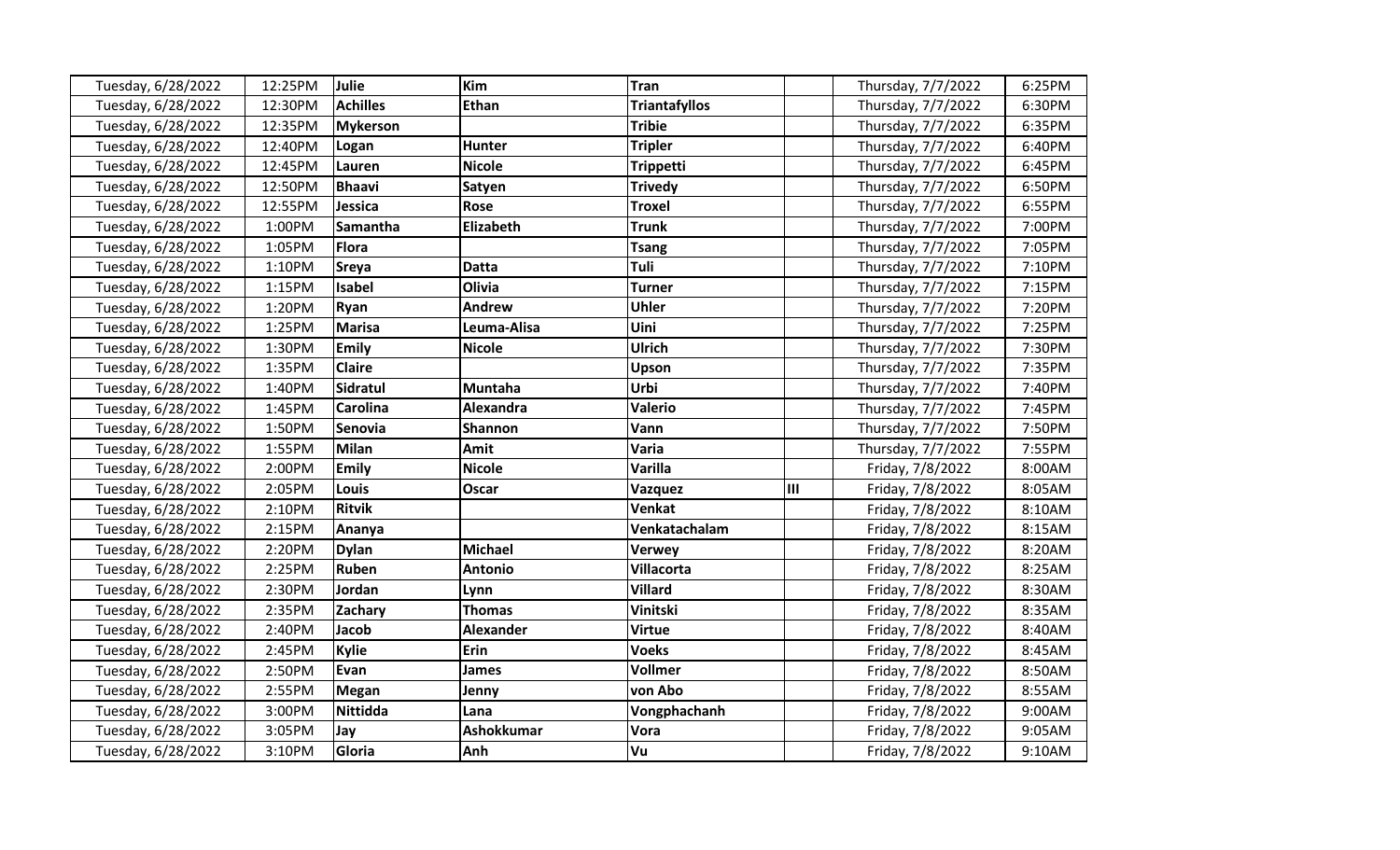| | | | | | | | |
|---|---|---|---|---|---|---|---|
| Tuesday, 6/28/2022 | 12:25PM | **Julie** | **Kim** | **Tran** | | Thursday, 7/7/2022 | 6:25PM |
| Tuesday, 6/28/2022 | 12:30PM | **Achilles** | **Ethan** | **Triantafyllos** | | Thursday, 7/7/2022 | 6:30PM |
| Tuesday, 6/28/2022 | 12:35PM | **Mykerson** | | **Tribie** | | Thursday, 7/7/2022 | 6:35PM |
| Tuesday, 6/28/2022 | 12:40PM | **Logan** | **Hunter** | **Tripler** | | Thursday, 7/7/2022 | 6:40PM |
| Tuesday, 6/28/2022 | 12:45PM | **Lauren** | **Nicole** | **Trippetti** | | Thursday, 7/7/2022 | 6:45PM |
| Tuesday, 6/28/2022 | 12:50PM | **Bhaavi** | **Satyen** | **Trivedy** | | Thursday, 7/7/2022 | 6:50PM |
| Tuesday, 6/28/2022 | 12:55PM | **Jessica** | **Rose** | **Troxel** | | Thursday, 7/7/2022 | 6:55PM |
| Tuesday, 6/28/2022 | 1:00PM | **Samantha** | **Elizabeth** | **Trunk** | | Thursday, 7/7/2022 | 7:00PM |
| Tuesday, 6/28/2022 | 1:05PM | **Flora** | | **Tsang** | | Thursday, 7/7/2022 | 7:05PM |
| Tuesday, 6/28/2022 | 1:10PM | **Sreya** | **Datta** | **Tuli** | | Thursday, 7/7/2022 | 7:10PM |
| Tuesday, 6/28/2022 | 1:15PM | **Isabel** | **Olivia** | **Turner** | | Thursday, 7/7/2022 | 7:15PM |
| Tuesday, 6/28/2022 | 1:20PM | **Ryan** | **Andrew** | **Uhler** | | Thursday, 7/7/2022 | 7:20PM |
| Tuesday, 6/28/2022 | 1:25PM | **Marisa** | **Leuma-Alisa** | **Uini** | | Thursday, 7/7/2022 | 7:25PM |
| Tuesday, 6/28/2022 | 1:30PM | **Emily** | **Nicole** | **Ulrich** | | Thursday, 7/7/2022 | 7:30PM |
| Tuesday, 6/28/2022 | 1:35PM | **Claire** | | **Upson** | | Thursday, 7/7/2022 | 7:35PM |
| Tuesday, 6/28/2022 | 1:40PM | **Sidratul** | **Muntaha** | **Urbi** | | Thursday, 7/7/2022 | 7:40PM |
| Tuesday, 6/28/2022 | 1:45PM | **Carolina** | **Alexandra** | **Valerio** | | Thursday, 7/7/2022 | 7:45PM |
| Tuesday, 6/28/2022 | 1:50PM | **Senovia** | **Shannon** | **Vann** | | Thursday, 7/7/2022 | 7:50PM |
| Tuesday, 6/28/2022 | 1:55PM | **Milan** | **Amit** | **Varia** | | Thursday, 7/7/2022 | 7:55PM |
| Tuesday, 6/28/2022 | 2:00PM | **Emily** | **Nicole** | **Varilla** | | Friday, 7/8/2022 | 8:00AM |
| Tuesday, 6/28/2022 | 2:05PM | **Louis** | **Oscar** | **Vazquez** | **III** | Friday, 7/8/2022 | 8:05AM |
| Tuesday, 6/28/2022 | 2:10PM | **Ritvik** | | **Venkat** | | Friday, 7/8/2022 | 8:10AM |
| Tuesday, 6/28/2022 | 2:15PM | **Ananya** | | **Venkatachalam** | | Friday, 7/8/2022 | 8:15AM |
| Tuesday, 6/28/2022 | 2:20PM | **Dylan** | **Michael** | **Verwey** | | Friday, 7/8/2022 | 8:20AM |
| Tuesday, 6/28/2022 | 2:25PM | **Ruben** | **Antonio** | **Villacorta** | | Friday, 7/8/2022 | 8:25AM |
| Tuesday, 6/28/2022 | 2:30PM | **Jordan** | **Lynn** | **Villard** | | Friday, 7/8/2022 | 8:30AM |
| Tuesday, 6/28/2022 | 2:35PM | **Zachary** | **Thomas** | **Vinitski** | | Friday, 7/8/2022 | 8:35AM |
| Tuesday, 6/28/2022 | 2:40PM | **Jacob** | **Alexander** | **Virtue** | | Friday, 7/8/2022 | 8:40AM |
| Tuesday, 6/28/2022 | 2:45PM | **Kylie** | **Erin** | **Voeks** | | Friday, 7/8/2022 | 8:45AM |
| Tuesday, 6/28/2022 | 2:50PM | **Evan** | **James** | **Vollmer** | | Friday, 7/8/2022 | 8:50AM |
| Tuesday, 6/28/2022 | 2:55PM | **Megan** | **Jenny** | **von Abo** | | Friday, 7/8/2022 | 8:55AM |
| Tuesday, 6/28/2022 | 3:00PM | **Nittidda** | **Lana** | **Vongphachanh** | | Friday, 7/8/2022 | 9:00AM |
| Tuesday, 6/28/2022 | 3:05PM | **Jay** | **Ashokkumar** | **Vora** | | Friday, 7/8/2022 | 9:05AM |
| Tuesday, 6/28/2022 | 3:10PM | **Gloria** | **Anh** | **Vu** | | Friday, 7/8/2022 | 9:10AM |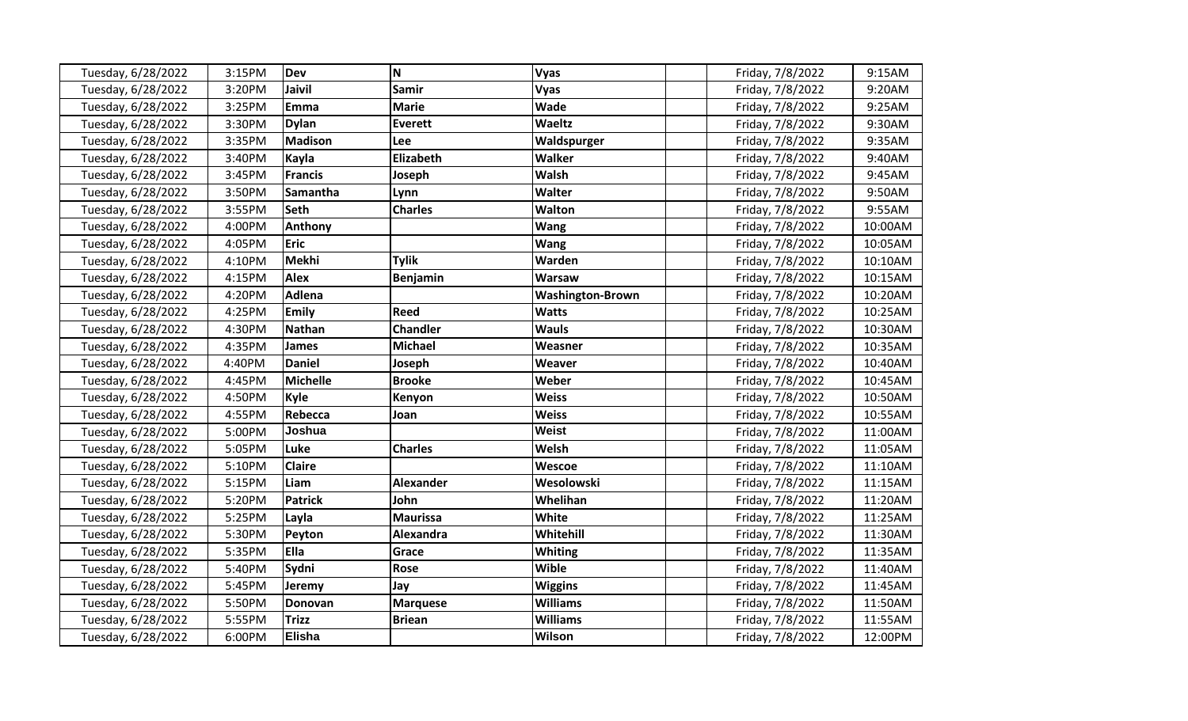| Tuesday, 6/28/2022 | 3:15PM | **Dev** | **N** | **Vyas** | | Friday, 7/8/2022 | 9:15AM |
|---|---|---|---|---|---|---|---|
| Tuesday, 6/28/2022 | 3:20PM | **Jaivil** | **Samir** | **Vyas** | | Friday, 7/8/2022 | 9:20AM |
| Tuesday, 6/28/2022 | 3:25PM | **Emma** | **Marie** | **Wade** | | Friday, 7/8/2022 | 9:25AM |
| Tuesday, 6/28/2022 | 3:30PM | **Dylan** | **Everett** | **Waeltz** | | Friday, 7/8/2022 | 9:30AM |
| Tuesday, 6/28/2022 | 3:35PM | **Madison** | **Lee** | **Waldspurger** | | Friday, 7/8/2022 | 9:35AM |
| Tuesday, 6/28/2022 | 3:40PM | **Kayla** | **Elizabeth** | **Walker** | | Friday, 7/8/2022 | 9:40AM |
| Tuesday, 6/28/2022 | 3:45PM | **Francis** | **Joseph** | **Walsh** | | Friday, 7/8/2022 | 9:45AM |
| Tuesday, 6/28/2022 | 3:50PM | **Samantha** | **Lynn** | **Walter** | | Friday, 7/8/2022 | 9:50AM |
| Tuesday, 6/28/2022 | 3:55PM | **Seth** | **Charles** | **Walton** | | Friday, 7/8/2022 | 9:55AM |
| Tuesday, 6/28/2022 | 4:00PM | **Anthony** | | **Wang** | | Friday, 7/8/2022 | 10:00AM |
| Tuesday, 6/28/2022 | 4:05PM | **Eric** | | **Wang** | | Friday, 7/8/2022 | 10:05AM |
| Tuesday, 6/28/2022 | 4:10PM | **Mekhi** | **Tylik** | **Warden** | | Friday, 7/8/2022 | 10:10AM |
| Tuesday, 6/28/2022 | 4:15PM | **Alex** | **Benjamin** | **Warsaw** | | Friday, 7/8/2022 | 10:15AM |
| Tuesday, 6/28/2022 | 4:20PM | **Adlena** | | **Washington-Brown** | | Friday, 7/8/2022 | 10:20AM |
| Tuesday, 6/28/2022 | 4:25PM | **Emily** | **Reed** | **Watts** | | Friday, 7/8/2022 | 10:25AM |
| Tuesday, 6/28/2022 | 4:30PM | **Nathan** | **Chandler** | **Wauls** | | Friday, 7/8/2022 | 10:30AM |
| Tuesday, 6/28/2022 | 4:35PM | **James** | **Michael** | **Weasner** | | Friday, 7/8/2022 | 10:35AM |
| Tuesday, 6/28/2022 | 4:40PM | **Daniel** | **Joseph** | **Weaver** | | Friday, 7/8/2022 | 10:40AM |
| Tuesday, 6/28/2022 | 4:45PM | **Michelle** | **Brooke** | **Weber** | | Friday, 7/8/2022 | 10:45AM |
| Tuesday, 6/28/2022 | 4:50PM | **Kyle** | **Kenyon** | **Weiss** | | Friday, 7/8/2022 | 10:50AM |
| Tuesday, 6/28/2022 | 4:55PM | **Rebecca** | **Joan** | **Weiss** | | Friday, 7/8/2022 | 10:55AM |
| Tuesday, 6/28/2022 | 5:00PM | **Joshua** | | **Weist** | | Friday, 7/8/2022 | 11:00AM |
| Tuesday, 6/28/2022 | 5:05PM | **Luke** | **Charles** | **Welsh** | | Friday, 7/8/2022 | 11:05AM |
| Tuesday, 6/28/2022 | 5:10PM | **Claire** | | **Wescoe** | | Friday, 7/8/2022 | 11:10AM |
| Tuesday, 6/28/2022 | 5:15PM | **Liam** | **Alexander** | **Wesolowski** | | Friday, 7/8/2022 | 11:15AM |
| Tuesday, 6/28/2022 | 5:20PM | **Patrick** | **John** | **Whelihan** | | Friday, 7/8/2022 | 11:20AM |
| Tuesday, 6/28/2022 | 5:25PM | **Layla** | **Maurissa** | **White** | | Friday, 7/8/2022 | 11:25AM |
| Tuesday, 6/28/2022 | 5:30PM | **Peyton** | **Alexandra** | **Whitehill** | | Friday, 7/8/2022 | 11:30AM |
| Tuesday, 6/28/2022 | 5:35PM | **Ella** | **Grace** | **Whiting** | | Friday, 7/8/2022 | 11:35AM |
| Tuesday, 6/28/2022 | 5:40PM | **Sydni** | **Rose** | **Wible** | | Friday, 7/8/2022 | 11:40AM |
| Tuesday, 6/28/2022 | 5:45PM | **Jeremy** | **Jay** | **Wiggins** | | Friday, 7/8/2022 | 11:45AM |
| Tuesday, 6/28/2022 | 5:50PM | **Donovan** | **Marquese** | **Williams** | | Friday, 7/8/2022 | 11:50AM |
| Tuesday, 6/28/2022 | 5:55PM | **Trizz** | **Briean** | **Williams** | | Friday, 7/8/2022 | 11:55AM |
| Tuesday, 6/28/2022 | 6:00PM | **Elisha** | | **Wilson** | | Friday, 7/8/2022 | 12:00PM |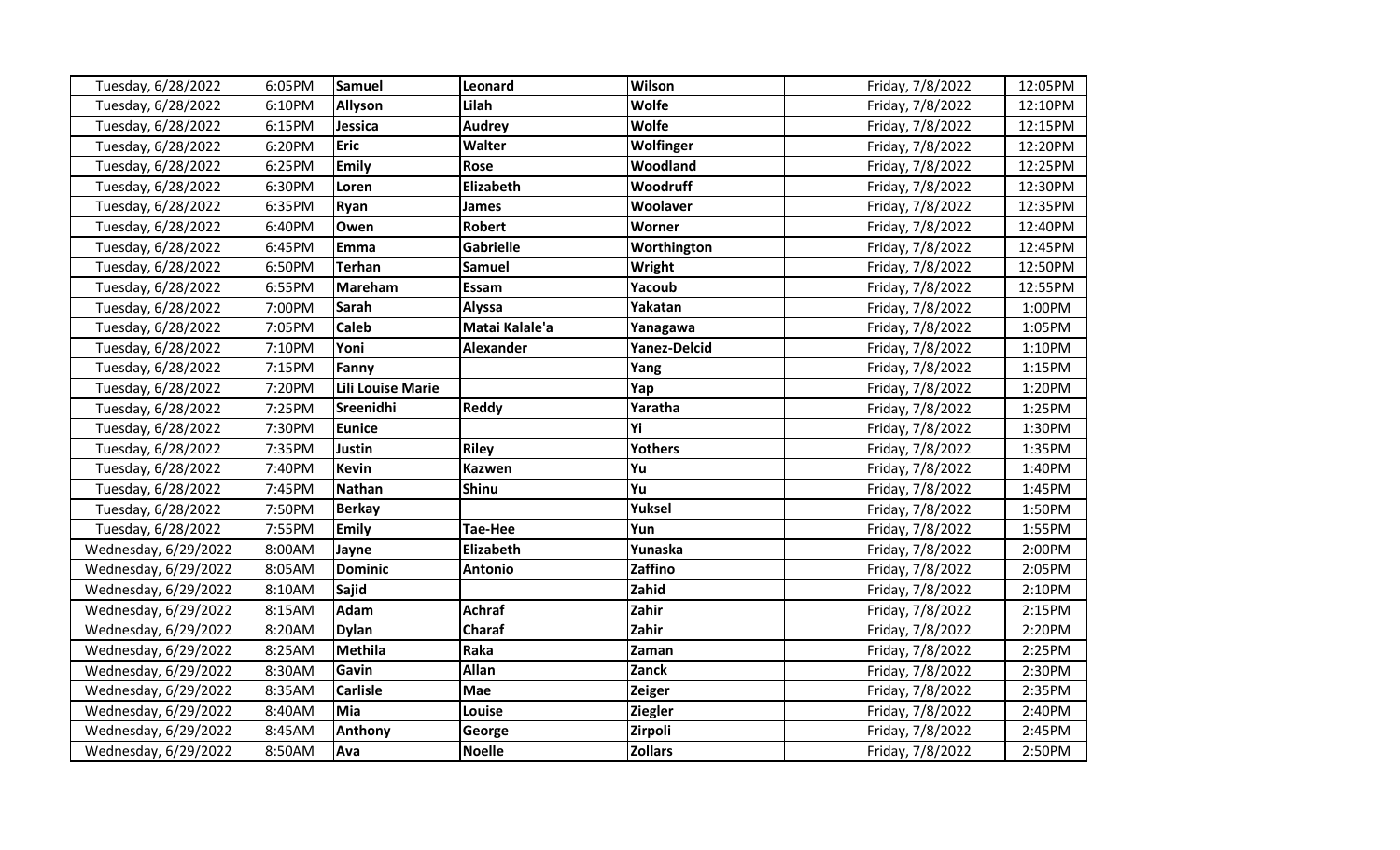| | | | | | | | |
|---|---|---|---|---|---|---|---|
| Tuesday, 6/28/2022 | 6:05PM | **Samuel** | **Leonard** | **Wilson** | | Friday, 7/8/2022 | 12:05PM |
| Tuesday, 6/28/2022 | 6:10PM | **Allyson** | **Lilah** | **Wolfe** | | Friday, 7/8/2022 | 12:10PM |
| Tuesday, 6/28/2022 | 6:15PM | **Jessica** | **Audrey** | **Wolfe** | | Friday, 7/8/2022 | 12:15PM |
| Tuesday, 6/28/2022 | 6:20PM | **Eric** | **Walter** | **Wolfinger** | | Friday, 7/8/2022 | 12:20PM |
| Tuesday, 6/28/2022 | 6:25PM | **Emily** | **Rose** | **Woodland** | | Friday, 7/8/2022 | 12:25PM |
| Tuesday, 6/28/2022 | 6:30PM | **Loren** | **Elizabeth** | **Woodruff** | | Friday, 7/8/2022 | 12:30PM |
| Tuesday, 6/28/2022 | 6:35PM | **Ryan** | **James** | **Woolaver** | | Friday, 7/8/2022 | 12:35PM |
| Tuesday, 6/28/2022 | 6:40PM | **Owen** | **Robert** | **Worner** | | Friday, 7/8/2022 | 12:40PM |
| Tuesday, 6/28/2022 | 6:45PM | **Emma** | **Gabrielle** | **Worthington** | | Friday, 7/8/2022 | 12:45PM |
| Tuesday, 6/28/2022 | 6:50PM | **Terhan** | **Samuel** | **Wright** | | Friday, 7/8/2022 | 12:50PM |
| Tuesday, 6/28/2022 | 6:55PM | **Mareham** | **Essam** | **Yacoub** | | Friday, 7/8/2022 | 12:55PM |
| Tuesday, 6/28/2022 | 7:00PM | **Sarah** | **Alyssa** | **Yakatan** | | Friday, 7/8/2022 | 1:00PM |
| Tuesday, 6/28/2022 | 7:05PM | **Caleb** | **Matai Kalale'a** | **Yanagawa** | | Friday, 7/8/2022 | 1:05PM |
| Tuesday, 6/28/2022 | 7:10PM | **Yoni** | **Alexander** | **Yanez-Delcid** | | Friday, 7/8/2022 | 1:10PM |
| Tuesday, 6/28/2022 | 7:15PM | **Fanny** | | **Yang** | | Friday, 7/8/2022 | 1:15PM |
| Tuesday, 6/28/2022 | 7:20PM | **Lili Louise Marie** | | **Yap** | | Friday, 7/8/2022 | 1:20PM |
| Tuesday, 6/28/2022 | 7:25PM | **Sreenidhi** | **Reddy** | **Yaratha** | | Friday, 7/8/2022 | 1:25PM |
| Tuesday, 6/28/2022 | 7:30PM | **Eunice** | | **Yi** | | Friday, 7/8/2022 | 1:30PM |
| Tuesday, 6/28/2022 | 7:35PM | **Justin** | **Riley** | **Yothers** | | Friday, 7/8/2022 | 1:35PM |
| Tuesday, 6/28/2022 | 7:40PM | **Kevin** | **Kazwen** | **Yu** | | Friday, 7/8/2022 | 1:40PM |
| Tuesday, 6/28/2022 | 7:45PM | **Nathan** | **Shinu** | **Yu** | | Friday, 7/8/2022 | 1:45PM |
| Tuesday, 6/28/2022 | 7:50PM | **Berkay** | | **Yuksel** | | Friday, 7/8/2022 | 1:50PM |
| Tuesday, 6/28/2022 | 7:55PM | **Emily** | **Tae-Hee** | **Yun** | | Friday, 7/8/2022 | 1:55PM |
| Wednesday, 6/29/2022 | 8:00AM | **Jayne** | **Elizabeth** | **Yunaska** | | Friday, 7/8/2022 | 2:00PM |
| Wednesday, 6/29/2022 | 8:05AM | **Dominic** | **Antonio** | **Zaffino** | | Friday, 7/8/2022 | 2:05PM |
| Wednesday, 6/29/2022 | 8:10AM | **Sajid** | | **Zahid** | | Friday, 7/8/2022 | 2:10PM |
| Wednesday, 6/29/2022 | 8:15AM | **Adam** | **Achraf** | **Zahir** | | Friday, 7/8/2022 | 2:15PM |
| Wednesday, 6/29/2022 | 8:20AM | **Dylan** | **Charaf** | **Zahir** | | Friday, 7/8/2022 | 2:20PM |
| Wednesday, 6/29/2022 | 8:25AM | **Methila** | **Raka** | **Zaman** | | Friday, 7/8/2022 | 2:25PM |
| Wednesday, 6/29/2022 | 8:30AM | **Gavin** | **Allan** | **Zanck** | | Friday, 7/8/2022 | 2:30PM |
| Wednesday, 6/29/2022 | 8:35AM | **Carlisle** | **Mae** | **Zeiger** | | Friday, 7/8/2022 | 2:35PM |
| Wednesday, 6/29/2022 | 8:40AM | **Mia** | **Louise** | **Ziegler** | | Friday, 7/8/2022 | 2:40PM |
| Wednesday, 6/29/2022 | 8:45AM | **Anthony** | **George** | **Zirpoli** | | Friday, 7/8/2022 | 2:45PM |
| Wednesday, 6/29/2022 | 8:50AM | **Ava** | **Noelle** | **Zollars** | | Friday, 7/8/2022 | 2:50PM |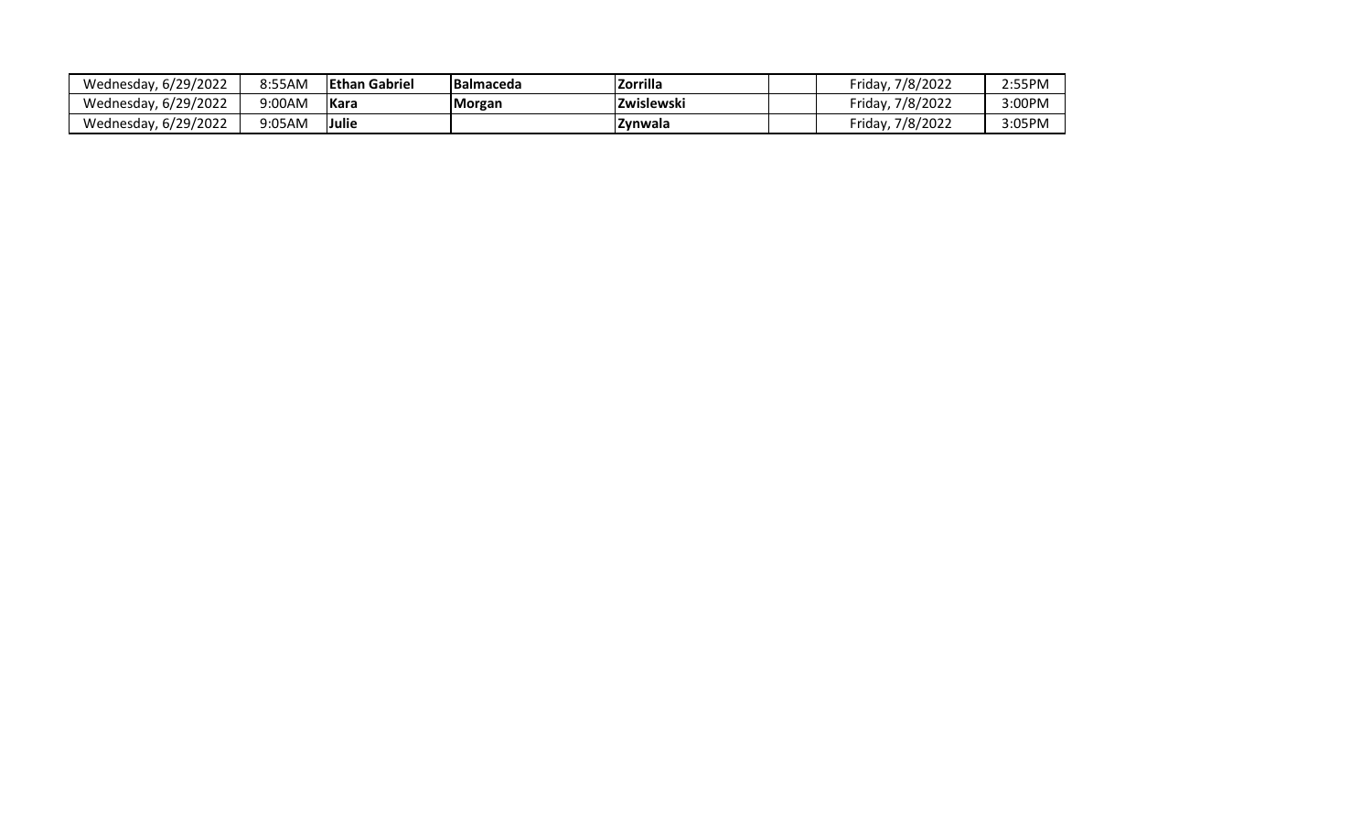| | | | | | | | |
|---|---|---|---|---|---|---|---|
| Wednesday, 6/29/2022 | 8:55AM | **Ethan Gabriel** | **Balmaceda** | **Zorrilla** | | Friday, 7/8/2022 | 2:55PM |
| Wednesday, 6/29/2022 | 9:00AM | **Kara** | **Morgan** | **Zwislewski** | | Friday, 7/8/2022 | 3:00PM |
| Wednesday, 6/29/2022 | 9:05AM | **Julie** | | **Zynwala** | | Friday, 7/8/2022 | 3:05PM |